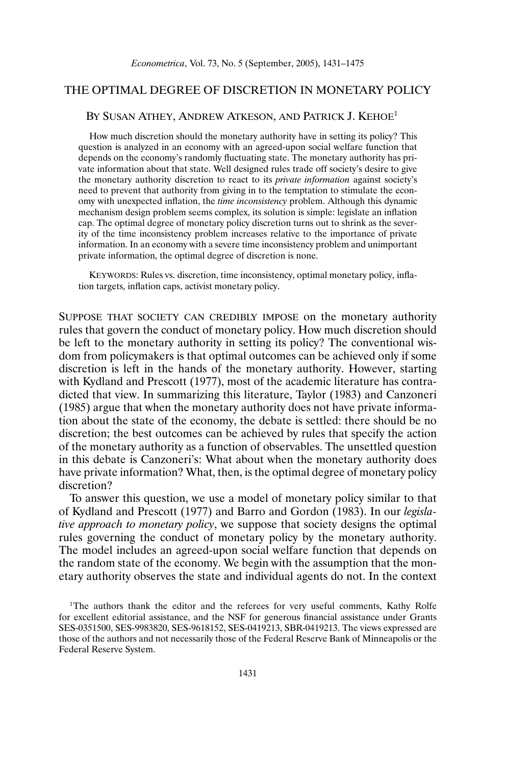# THE OPTIMAL DEGREE OF DISCRETION IN MONETARY POLICY

BY SUSAN ATHEY, ANDREW ATKESON, AND PATRICK J. KEHOE[1]

How much discretion should the monetary authority have in setting its policy? This question is analyzed in an economy with an agreed-upon social welfare function that depends on the economy's randomly fluctuating state. The monetary authority has private information about that state. Well designed rules trade off society's desire to give the monetary authority discretion to react to its *private information* against society's need to prevent that authority from giving in to the temptation to stimulate the economy with unexpected inflation, the *time inconsistency* problem. Although this dynamic mechanism design problem seems complex, its solution is simple: legislate an inflation cap. The optimal degree of monetary policy discretion turns out to shrink as the severity of the time inconsistency problem increases relative to the importance of private information. In an economy with a severe time inconsistency problem and unimportant private information, the optimal degree of discretion is none.

KEYWORDS: Rules vs. discretion, time inconsistency, optimal monetary policy, inflation targets, inflation caps, activist monetary policy.

SUPPOSE THAT SOCIETY CAN CREDIBLY IMPOSE on the monetary authority rules that govern the conduct of monetary policy. How much discretion should be left to the monetary authority in setting its policy? The conventional wisdom from policymakers is that optimal outcomes can be achieved only if some discretion is left in the hands of the monetary authority. However, starting with Kydland and Prescott (1977), most of the academic literature has contradicted that view. In summarizing this literature, Taylor (1983) and Canzoneri (1985) argue that when the monetary authority does not have private information about the state of the economy, the debate is settled: there should be no discretion; the best outcomes can be achieved by rules that specify the action of the monetary authority as a function of observables. The unsettled question in this debate is Canzoneri's: What about when the monetary authority does have private information? What, then, is the optimal degree of monetary policy discretion?

To answer this question, we use a model of monetary policy similar to that of Kydland and Prescott (1977) and Barro and Gordon (1983). In our *legislative approach to monetary policy*, we suppose that society designs the optimal rules governing the conduct of monetary policy by the monetary authority. The model includes an agreed-upon social welfare function that depends on the random state of the economy. We begin with the assumption that the monetary authority observes the state and individual agents do not. In the context

[1]The authors thank the editor and the referees for very useful comments, Kathy Rolfe for excellent editorial assistance, and the NSF for generous financial assistance under Grants SES-0351500, SES-9983820, SES-9618152, SES-0419213, SBR-0419213. The views expressed are those of the authors and not necessarily those of the Federal Reserve Bank of Minneapolis or the Federal Reserve System.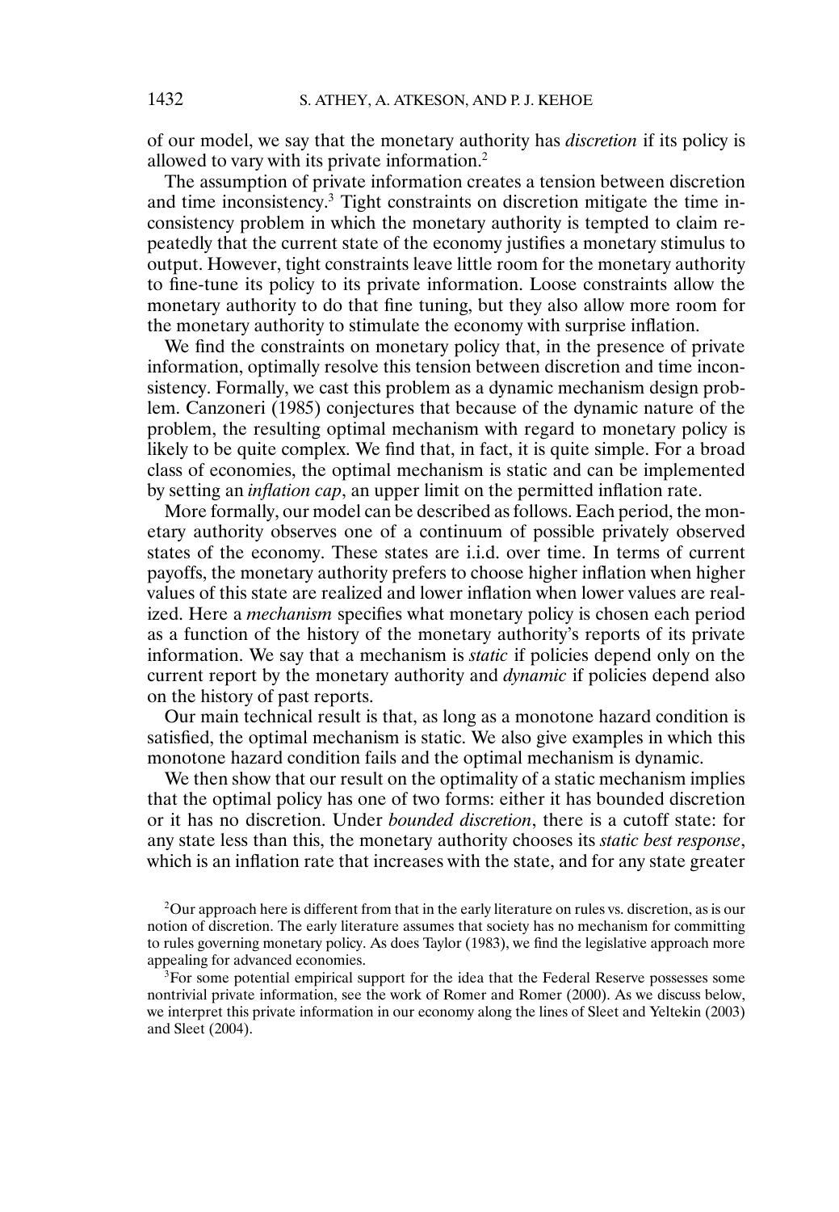of our model, we say that the monetary authority has *discretion* if its policy is allowed to vary with its private information.[2]

The assumption of private information creates a tension between discretion and time inconsistency.[3] Tight constraints on discretion mitigate the time inconsistency problem in which the monetary authority is tempted to claim repeatedly that the current state of the economy justifies a monetary stimulus to output. However, tight constraints leave little room for the monetary authority to fine-tune its policy to its private information. Loose constraints allow the monetary authority to do that fine tuning, but they also allow more room for the monetary authority to stimulate the economy with surprise inflation.

We find the constraints on monetary policy that, in the presence of private information, optimally resolve this tension between discretion and time inconsistency. Formally, we cast this problem as a dynamic mechanism design problem. Canzoneri (1985) conjectures that because of the dynamic nature of the problem, the resulting optimal mechanism with regard to monetary policy is likely to be quite complex. We find that, in fact, it is quite simple. For a broad class of economies, the optimal mechanism is static and can be implemented by setting an *inflation cap*, an upper limit on the permitted inflation rate.

More formally, our model can be described as follows. Each period, the monetary authority observes one of a continuum of possible privately observed states of the economy. These states are i.i.d. over time. In terms of current payoffs, the monetary authority prefers to choose higher inflation when higher values of this state are realized and lower inflation when lower values are realized. Here a *mechanism* specifies what monetary policy is chosen each period as a function of the history of the monetary authority's reports of its private information. We say that a mechanism is *static* if policies depend only on the current report by the monetary authority and *dynamic* if policies depend also on the history of past reports.

Our main technical result is that, as long as a monotone hazard condition is satisfied, the optimal mechanism is static. We also give examples in which this monotone hazard condition fails and the optimal mechanism is dynamic.

We then show that our result on the optimality of a static mechanism implies that the optimal policy has one of two forms: either it has bounded discretion or it has no discretion. Under *bounded discretion*, there is a cutoff state: for any state less than this, the monetary authority chooses its *static best response*, which is an inflation rate that increases with the state, and for any state greater

[2]Our approach here is different from that in the early literature on rules vs. discretion, as is our notion of discretion. The early literature assumes that society has no mechanism for committing to rules governing monetary policy. As does Taylor (1983), we find the legislative approach more appealing for advanced economies.

[3]For some potential empirical support for the idea that the Federal Reserve possesses some nontrivial private information, see the work of Romer and Romer (2000). As we discuss below, we interpret this private information in our economy along the lines of Sleet and Yeltekin (2003) and Sleet (2004).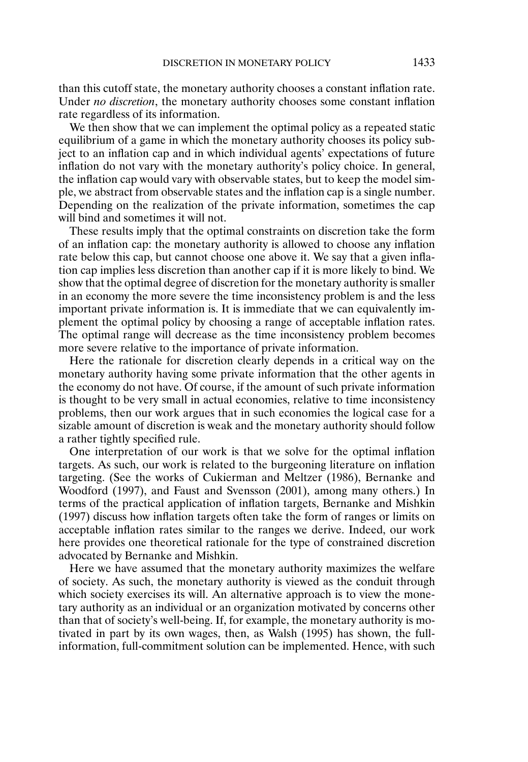than this cutoff state, the monetary authority chooses a constant inflation rate. Under *no discretion*, the monetary authority chooses some constant inflation rate regardless of its information.

We then show that we can implement the optimal policy as a repeated static equilibrium of a game in which the monetary authority chooses its policy subject to an inflation cap and in which individual agents' expectations of future inflation do not vary with the monetary authority's policy choice. In general, the inflation cap would vary with observable states, but to keep the model simple, we abstract from observable states and the inflation cap is a single number. Depending on the realization of the private information, sometimes the cap will bind and sometimes it will not.

These results imply that the optimal constraints on discretion take the form of an inflation cap: the monetary authority is allowed to choose any inflation rate below this cap, but cannot choose one above it. We say that a given inflation cap implies less discretion than another cap if it is more likely to bind. We show that the optimal degree of discretion for the monetary authority is smaller in an economy the more severe the time inconsistency problem is and the less important private information is. It is immediate that we can equivalently implement the optimal policy by choosing a range of acceptable inflation rates. The optimal range will decrease as the time inconsistency problem becomes more severe relative to the importance of private information.

Here the rationale for discretion clearly depends in a critical way on the monetary authority having some private information that the other agents in the economy do not have. Of course, if the amount of such private information is thought to be very small in actual economies, relative to time inconsistency problems, then our work argues that in such economies the logical case for a sizable amount of discretion is weak and the monetary authority should follow a rather tightly specified rule.

One interpretation of our work is that we solve for the optimal inflation targets. As such, our work is related to the burgeoning literature on inflation targeting. (See the works of Cukierman and Meltzer (1986), Bernanke and Woodford (1997), and Faust and Svensson (2001), among many others.) In terms of the practical application of inflation targets, Bernanke and Mishkin (1997) discuss how inflation targets often take the form of ranges or limits on acceptable inflation rates similar to the ranges we derive. Indeed, our work here provides one theoretical rationale for the type of constrained discretion advocated by Bernanke and Mishkin.

Here we have assumed that the monetary authority maximizes the welfare of society. As such, the monetary authority is viewed as the conduit through which society exercises its will. An alternative approach is to view the monetary authority as an individual or an organization motivated by concerns other than that of society's well-being. If, for example, the monetary authority is motivated in part by its own wages, then, as Walsh (1995) has shown, the full-information, full-commitment solution can be implemented. Hence, with such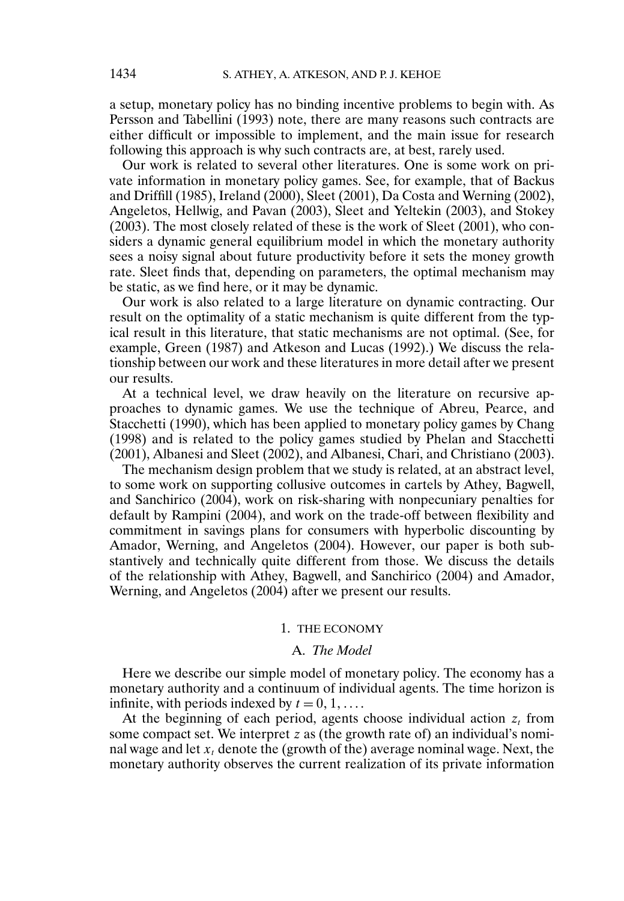a setup, monetary policy has no binding incentive problems to begin with. As Persson and Tabellini (1993) note, there are many reasons such contracts are either difficult or impossible to implement, and the main issue for research following this approach is why such contracts are, at best, rarely used.

Our work is related to several other literatures. One is some work on private information in monetary policy games. See, for example, that of Backus and Driffill (1985), Ireland (2000), Sleet (2001), Da Costa and Werning (2002), Angeletos, Hellwig, and Pavan (2003), Sleet and Yeltekin (2003), and Stokey (2003). The most closely related of these is the work of Sleet (2001), who considers a dynamic general equilibrium model in which the monetary authority sees a noisy signal about future productivity before it sets the money growth rate. Sleet finds that, depending on parameters, the optimal mechanism may be static, as we find here, or it may be dynamic.

Our work is also related to a large literature on dynamic contracting. Our result on the optimality of a static mechanism is quite different from the typical result in this literature, that static mechanisms are not optimal. (See, for example, Green (1987) and Atkeson and Lucas (1992).) We discuss the relationship between our work and these literatures in more detail after we present our results.

At a technical level, we draw heavily on the literature on recursive approaches to dynamic games. We use the technique of Abreu, Pearce, and Stacchetti (1990), which has been applied to monetary policy games by Chang (1998) and is related to the policy games studied by Phelan and Stacchetti (2001), Albanesi and Sleet (2002), and Albanesi, Chari, and Christiano (2003).

The mechanism design problem that we study is related, at an abstract level, to some work on supporting collusive outcomes in cartels by Athey, Bagwell, and Sanchirico (2004), work on risk-sharing with nonpecuniary penalties for default by Rampini (2004), and work on the trade-off between flexibility and commitment in savings plans for consumers with hyperbolic discounting by Amador, Werning, and Angeletos (2004). However, our paper is both substantively and technically quite different from those. We discuss the details of the relationship with Athey, Bagwell, and Sanchirico (2004) and Amador, Werning, and Angeletos (2004) after we present our results.

## 1. THE ECONOMY

### A. *The Model*

Here we describe our simple model of monetary policy. The economy has a monetary authority and a continuum of individual agents. The time horizon is infinite, with periods indexed by $t = 0, 1, \ldots$.

At the beginning of each period, agents choose individual action $z_t$ from some compact set. We interpret $z$ as (the growth rate of) an individual's nominal wage and let $x_t$ denote the (growth of the) average nominal wage. Next, the monetary authority observes the current realization of its private information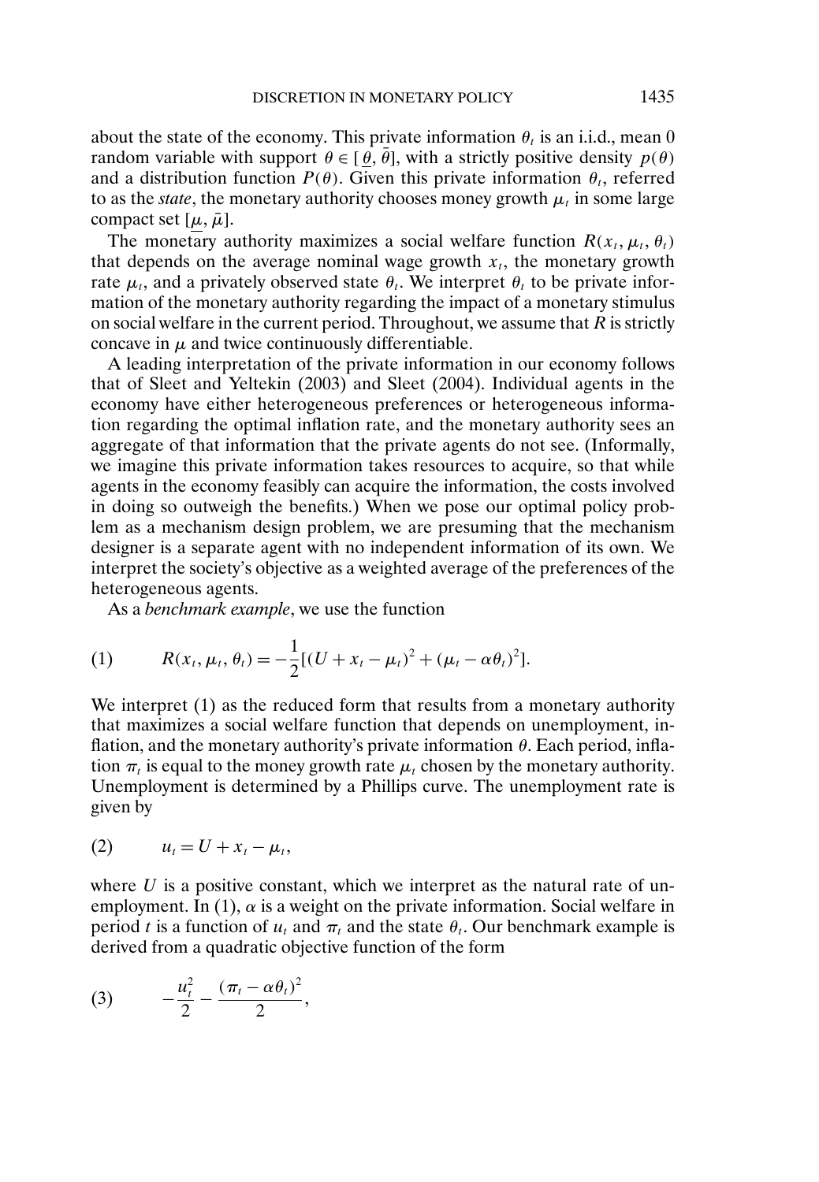about the state of the economy. This private information $\theta_t$ is an i.i.d., mean 0 random variable with support $\theta \in [\underline{\theta}, \bar{\theta}]$, with a strictly positive density $p(\theta)$ and a distribution function $P(\theta)$. Given this private information $\theta_t$, referred to as the *state*, the monetary authority chooses money growth $\mu_t$ in some large compact set $[\underline{\mu}, \bar{\mu}]$.

The monetary authority maximizes a social welfare function $R(x_t, \mu_t, \theta_t)$ that depends on the average nominal wage growth $x_t$, the monetary growth rate $\mu_t$, and a privately observed state $\theta_t$. We interpret $\theta_t$ to be private information of the monetary authority regarding the impact of a monetary stimulus on social welfare in the current period. Throughout, we assume that $R$ is strictly concave in $\mu$ and twice continuously differentiable.

A leading interpretation of the private information in our economy follows that of Sleet and Yeltekin (2003) and Sleet (2004). Individual agents in the economy have either heterogeneous preferences or heterogeneous information regarding the optimal inflation rate, and the monetary authority sees an aggregate of that information that the private agents do not see. (Informally, we imagine this private information takes resources to acquire, so that while agents in the economy feasibly can acquire the information, the costs involved in doing so outweigh the benefits.) When we pose our optimal policy problem as a mechanism design problem, we are presuming that the mechanism designer is a separate agent with no independent information of its own. We interpret the society's objective as a weighted average of the preferences of the heterogeneous agents.

As a *benchmark example*, we use the function

$$R(x_t, \mu_t, \theta_t) = -\frac{1}{2}[(U + x_t - \mu_t)^2 + (\mu_t - \alpha\theta_t)^2]. \tag{1}$$

We interpret (1) as the reduced form that results from a monetary authority that maximizes a social welfare function that depends on unemployment, inflation, and the monetary authority's private information $\theta$. Each period, inflation $\pi_t$ is equal to the money growth rate $\mu_t$ chosen by the monetary authority. Unemployment is determined by a Phillips curve. The unemployment rate is given by

$$u_t = U + x_t - \mu_t, \tag{2}$$

where $U$ is a positive constant, which we interpret as the natural rate of unemployment. In (1), $\alpha$ is a weight on the private information. Social welfare in period $t$ is a function of $u_t$ and $\pi_t$ and the state $\theta_t$. Our benchmark example is derived from a quadratic objective function of the form

$$-\frac{u_t^2}{2} - \frac{(\pi_t - \alpha\theta_t)^2}{2}, \tag{3}$$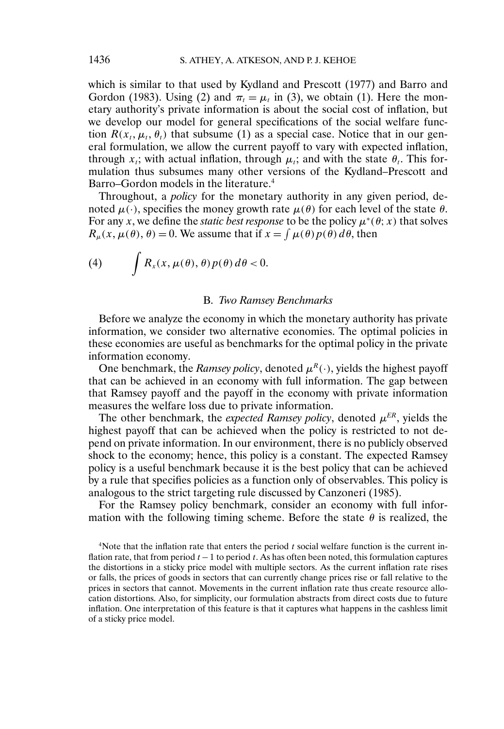which is similar to that used by Kydland and Prescott (1977) and Barro and Gordon (1983). Using (2) and $\pi_t = \mu_t$ in (3), we obtain (1). Here the monetary authority's private information is about the social cost of inflation, but we develop our model for general specifications of the social welfare function $R(x_t, \mu_t, \theta_t)$ that subsume (1) as a special case. Notice that in our general formulation, we allow the current payoff to vary with expected inflation, through $x_t$; with actual inflation, through $\mu_t$; and with the state $\theta_t$. This formulation thus subsumes many other versions of the Kydland–Prescott and Barro–Gordon models in the literature.[4]

Throughout, a *policy* for the monetary authority in any given period, denoted $\mu(\cdot)$, specifies the money growth rate $\mu(\theta)$ for each level of the state $\theta$. For any $x$, we define the *static best response* to be the policy $\mu^*(\theta; x)$ that solves $R_\mu(x, \mu(\theta), \theta) = 0$. We assume that if $x = \int \mu(\theta) p(\theta)\, d\theta$, then

$$\int R_x(x, \mu(\theta), \theta) p(\theta)\, d\theta < 0. \tag{4}$$

### B. *Two Ramsey Benchmarks*

Before we analyze the economy in which the monetary authority has private information, we consider two alternative economies. The optimal policies in these economies are useful as benchmarks for the optimal policy in the private information economy.

One benchmark, the *Ramsey policy*, denoted $\mu^R(\cdot)$, yields the highest payoff that can be achieved in an economy with full information. The gap between that Ramsey payoff and the payoff in the economy with private information measures the welfare loss due to private information.

The other benchmark, the *expected Ramsey policy*, denoted $\mu^{ER}$, yields the highest payoff that can be achieved when the policy is restricted to not depend on private information. In our environment, there is no publicly observed shock to the economy; hence, this policy is a constant. The expected Ramsey policy is a useful benchmark because it is the best policy that can be achieved by a rule that specifies policies as a function only of observables. This policy is analogous to the strict targeting rule discussed by Canzoneri (1985).

For the Ramsey policy benchmark, consider an economy with full information with the following timing scheme. Before the state $\theta$ is realized, the

[4]Note that the inflation rate that enters the period $t$ social welfare function is the current inflation rate, that from period $t-1$ to period $t$. As has often been noted, this formulation captures the distortions in a sticky price model with multiple sectors. As the current inflation rate rises or falls, the prices of goods in sectors that can currently change prices rise or fall relative to the prices in sectors that cannot. Movements in the current inflation rate thus create resource allocation distortions. Also, for simplicity, our formulation abstracts from direct costs due to future inflation. One interpretation of this feature is that it captures what happens in the cashless limit of a sticky price model.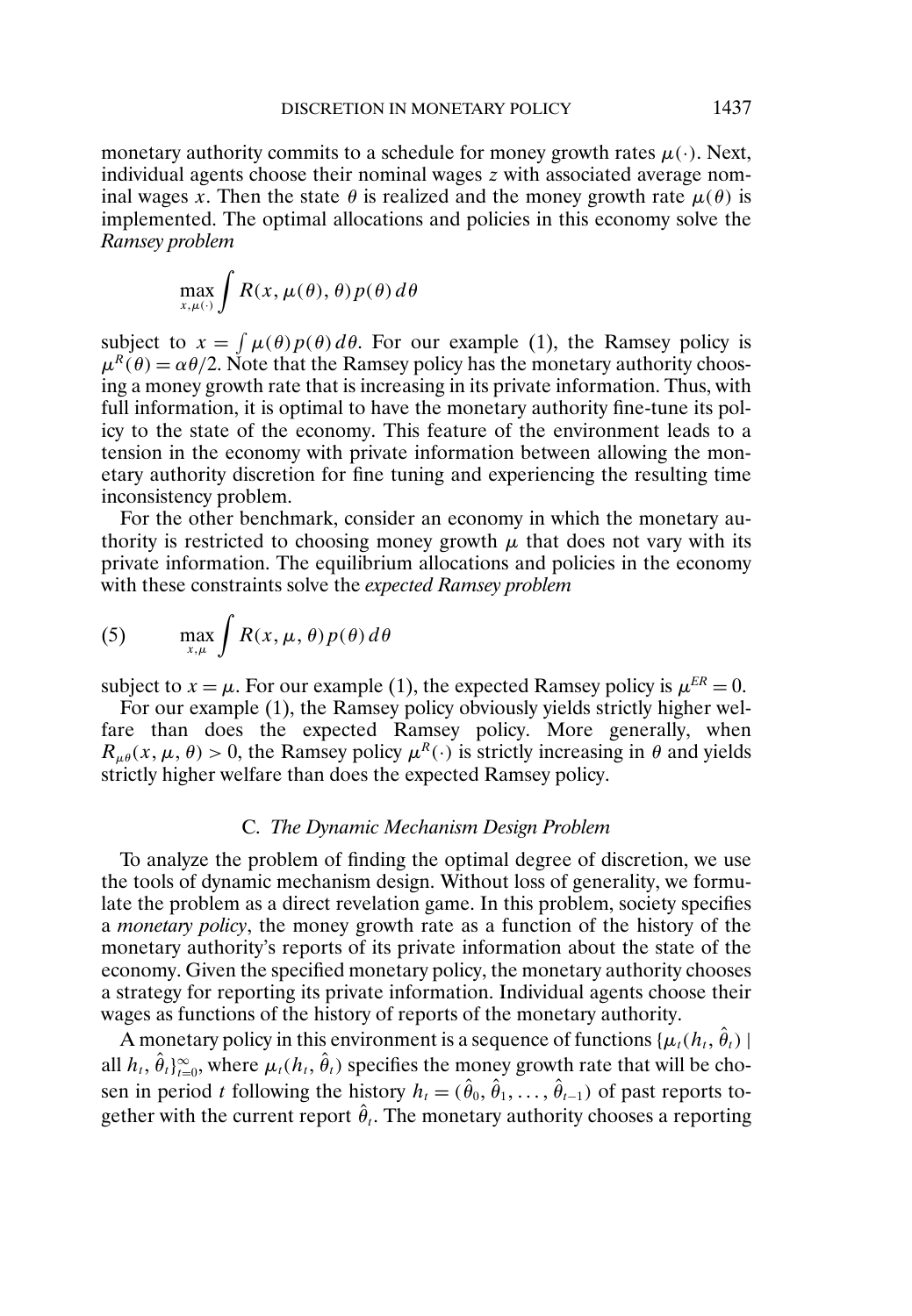monetary authority commits to a schedule for money growth rates $\mu(\cdot)$. Next, individual agents choose their nominal wages $z$ with associated average nominal wages $x$. Then the state $\theta$ is realized and the money growth rate $\mu(\theta)$ is implemented. The optimal allocations and policies in this economy solve the *Ramsey problem*

$$\max_{x,\mu(\cdot)} \int R(x, \mu(\theta), \theta) p(\theta) \, d\theta$$

subject to $x = \int \mu(\theta) p(\theta) \, d\theta$. For our example (1), the Ramsey policy is $\mu^R(\theta) = \alpha\theta/2$. Note that the Ramsey policy has the monetary authority choosing a money growth rate that is increasing in its private information. Thus, with full information, it is optimal to have the monetary authority fine-tune its policy to the state of the economy. This feature of the environment leads to a tension in the economy with private information between allowing the monetary authority discretion for fine tuning and experiencing the resulting time inconsistency problem.

For the other benchmark, consider an economy in which the monetary authority is restricted to choosing money growth $\mu$ that does not vary with its private information. The equilibrium allocations and policies in the economy with these constraints solve the *expected Ramsey problem*

$$(5) \qquad \max_{x,\mu} \int R(x, \mu, \theta) p(\theta) \, d\theta$$

subject to $x = \mu$. For our example (1), the expected Ramsey policy is $\mu^{ER} = 0$.

For our example (1), the Ramsey policy obviously yields strictly higher welfare than does the expected Ramsey policy. More generally, when $R_{\mu\theta}(x, \mu, \theta) > 0$, the Ramsey policy $\mu^R(\cdot)$ is strictly increasing in $\theta$ and yields strictly higher welfare than does the expected Ramsey policy.

### C. *The Dynamic Mechanism Design Problem*

To analyze the problem of finding the optimal degree of discretion, we use the tools of dynamic mechanism design. Without loss of generality, we formulate the problem as a direct revelation game. In this problem, society specifies a *monetary policy*, the money growth rate as a function of the history of the monetary authority's reports of its private information about the state of the economy. Given the specified monetary policy, the monetary authority chooses a strategy for reporting its private information. Individual agents choose their wages as functions of the history of reports of the monetary authority.

A monetary policy in this environment is a sequence of functions $\{\mu_t(h_t, \hat{\theta}_t) \mid \text{all } h_t, \hat{\theta}_t\}_{t=0}^{\infty}$, where $\mu_t(h_t, \hat{\theta}_t)$ specifies the money growth rate that will be chosen in period $t$ following the history $h_t = (\hat{\theta}_0, \hat{\theta}_1, \ldots, \hat{\theta}_{t-1})$ of past reports together with the current report $\hat{\theta}_t$. The monetary authority chooses a reporting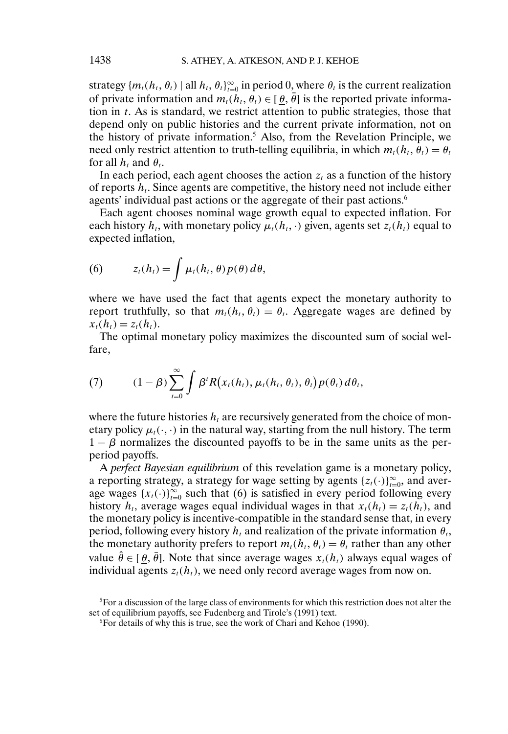strategy $\{m_t(h_t, \theta_t) \mid \text{all } h_t, \theta_t\}_{t=0}^{\infty}$ in period 0, where $\theta_t$ is the current realization of private information and $m_t(h_t, \theta_t) \in [\underline{\theta}, \bar{\theta}]$ is the reported private information in $t$. As is standard, we restrict attention to public strategies, those that depend only on public histories and the current private information, not on the history of private information.[5] Also, from the Revelation Principle, we need only restrict attention to truth-telling equilibria, in which $m_t(h_t, \theta_t) = \theta_t$ for all $h_t$ and $\theta_t$.

In each period, each agent chooses the action $z_t$ as a function of the history of reports $h_t$. Since agents are competitive, the history need not include either agents' individual past actions or the aggregate of their past actions.[6]

Each agent chooses nominal wage growth equal to expected inflation. For each history $h_t$, with monetary policy $\mu_t(h_t, \cdot)$ given, agents set $z_t(h_t)$ equal to expected inflation,

$$(6) \qquad z_t(h_t) = \int \mu_t(h_t, \theta) p(\theta)\, d\theta,$$

where we have used the fact that agents expect the monetary authority to report truthfully, so that $m_t(h_t, \theta_t) = \theta_t$. Aggregate wages are defined by $x_t(h_t) = z_t(h_t)$.

The optimal monetary policy maximizes the discounted sum of social welfare,

$$(7) \qquad (1 - \beta) \sum_{t=0}^{\infty} \int \beta^t R\big(x_t(h_t), \mu_t(h_t, \theta_t), \theta_t\big) p(\theta_t)\, d\theta_t,$$

where the future histories $h_t$ are recursively generated from the choice of monetary policy $\mu_t(\cdot, \cdot)$ in the natural way, starting from the null history. The term $1 - \beta$ normalizes the discounted payoffs to be in the same units as the per-period payoffs.

A *perfect Bayesian equilibrium* of this revelation game is a monetary policy, a reporting strategy, a strategy for wage setting by agents $\{z_t(\cdot)\}_{t=0}^{\infty}$, and average wages $\{x_t(\cdot)\}_{t=0}^{\infty}$ such that (6) is satisfied in every period following every history $h_t$, average wages equal individual wages in that $x_t(h_t) = z_t(h_t)$, and the monetary policy is incentive-compatible in the standard sense that, in every period, following every history $h_t$ and realization of the private information $\theta_t$, the monetary authority prefers to report $m_t(h_t, \theta_t) = \theta_t$ rather than any other value $\hat{\theta} \in [\underline{\theta}, \bar{\theta}]$. Note that since average wages $x_t(h_t)$ always equal wages of individual agents $z_t(h_t)$, we need only record average wages from now on.

[5] For a discussion of the large class of environments for which this restriction does not alter the set of equilibrium payoffs, see Fudenberg and Tirole's (1991) text.

[6] For details of why this is true, see the work of Chari and Kehoe (1990).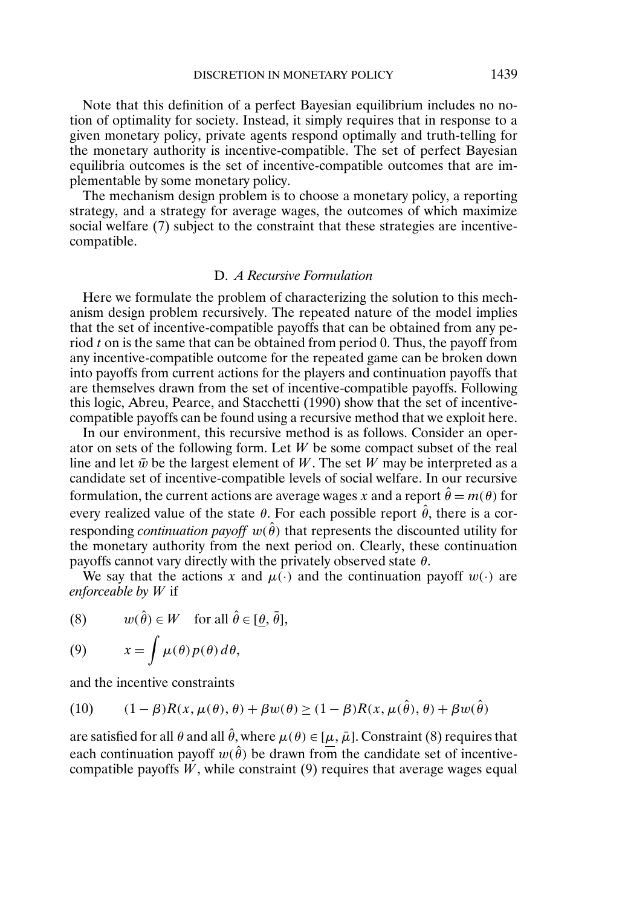Note that this definition of a perfect Bayesian equilibrium includes no notion of optimality for society. Instead, it simply requires that in response to a given monetary policy, private agents respond optimally and truth-telling for the monetary authority is incentive-compatible. The set of perfect Bayesian equilibria outcomes is the set of incentive-compatible outcomes that are implementable by some monetary policy.

The mechanism design problem is to choose a monetary policy, a reporting strategy, and a strategy for average wages, the outcomes of which maximize social welfare (7) subject to the constraint that these strategies are incentive-compatible.

### D. *A Recursive Formulation*

Here we formulate the problem of characterizing the solution to this mechanism design problem recursively. The repeated nature of the model implies that the set of incentive-compatible payoffs that can be obtained from any period $t$ on is the same that can be obtained from period 0. Thus, the payoff from any incentive-compatible outcome for the repeated game can be broken down into payoffs from current actions for the players and continuation payoffs that are themselves drawn from the set of incentive-compatible payoffs. Following this logic, Abreu, Pearce, and Stacchetti (1990) show that the set of incentive-compatible payoffs can be found using a recursive method that we exploit here.

In our environment, this recursive method is as follows. Consider an operator on sets of the following form. Let $W$ be some compact subset of the real line and let $\bar{w}$ be the largest element of $W$. The set $W$ may be interpreted as a candidate set of incentive-compatible levels of social welfare. In our recursive formulation, the current actions are average wages $x$ and a report $\hat{\theta} = m(\theta)$ for every realized value of the state $\theta$. For each possible report $\hat{\theta}$, there is a corresponding *continuation payoff* $w(\hat{\theta})$ that represents the discounted utility for the monetary authority from the next period on. Clearly, these continuation payoffs cannot vary directly with the privately observed state $\theta$.

We say that the actions $x$ and $\mu(\cdot)$ and the continuation payoff $w(\cdot)$ are *enforceable by* $W$ if

$$w(\hat{\theta}) \in W \quad \text{for all } \hat{\theta} \in [\underline{\theta}, \bar{\theta}], \tag{8}$$

$$x = \int \mu(\theta) p(\theta)\, d\theta, \tag{9}$$

and the incentive constraints

$$(1-\beta)R(x, \mu(\theta), \theta) + \beta w(\theta) \geq (1-\beta)R(x, \mu(\hat{\theta}), \theta) + \beta w(\hat{\theta}) \tag{10}$$

are satisfied for all $\theta$ and all $\hat{\theta}$, where $\mu(\theta) \in [\underline{\mu}, \bar{\mu}]$. Constraint (8) requires that each continuation payoff $w(\hat{\theta})$ be drawn from the candidate set of incentive-compatible payoffs $W$, while constraint (9) requires that average wages equal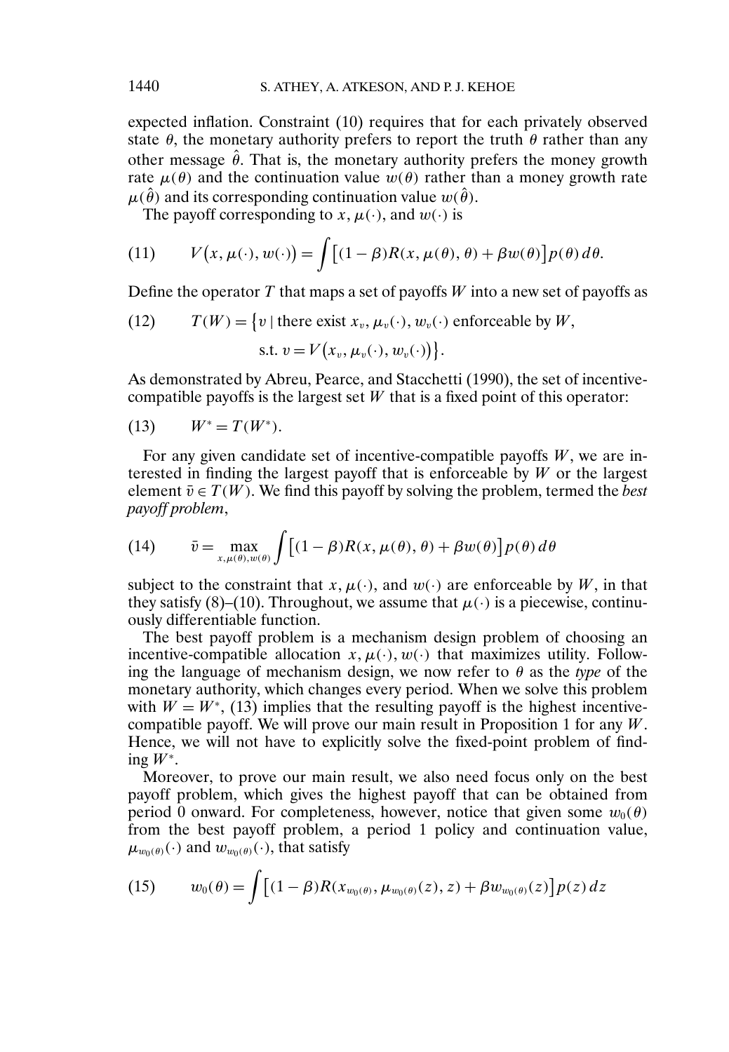expected inflation. Constraint (10) requires that for each privately observed state $\theta$, the monetary authority prefers to report the truth $\theta$ rather than any other message $\hat{\theta}$. That is, the monetary authority prefers the money growth rate $\mu(\theta)$ and the continuation value $w(\theta)$ rather than a money growth rate $\mu(\hat{\theta})$ and its corresponding continuation value $w(\hat{\theta})$.

The payoff corresponding to $x$, $\mu(\cdot)$, and $w(\cdot)$ is

$$V(x, \mu(\cdot), w(\cdot)) = \int \left[(1-\beta)R(x, \mu(\theta), \theta) + \beta w(\theta)\right] p(\theta)\, d\theta. \tag{11}$$

Define the operator $T$ that maps a set of payoffs $W$ into a new set of payoffs as

$$T(W) = \{v \mid \text{there exist } x_v, \mu_v(\cdot), w_v(\cdot) \text{ enforceable by } W, \text{ s.t. } v = V(x_v, \mu_v(\cdot), w_v(\cdot))\}. \tag{12}$$

As demonstrated by Abreu, Pearce, and Stacchetti (1990), the set of incentive-compatible payoffs is the largest set $W$ that is a fixed point of this operator:

$$W^* = T(W^*). \tag{13}$$

For any given candidate set of incentive-compatible payoffs $W$, we are interested in finding the largest payoff that is enforceable by $W$ or the largest element $\bar{v} \in T(W)$. We find this payoff by solving the problem, termed the *best payoff problem*,

$$\bar{v} = \max_{x, \mu(\theta), w(\theta)} \int \left[(1-\beta)R(x, \mu(\theta), \theta) + \beta w(\theta)\right] p(\theta)\, d\theta \tag{14}$$

subject to the constraint that $x$, $\mu(\cdot)$, and $w(\cdot)$ are enforceable by $W$, in that they satisfy (8)–(10). Throughout, we assume that $\mu(\cdot)$ is a piecewise, continuously differentiable function.

The best payoff problem is a mechanism design problem of choosing an incentive-compatible allocation $x$, $\mu(\cdot)$, $w(\cdot)$ that maximizes utility. Following the language of mechanism design, we now refer to $\theta$ as the *type* of the monetary authority, which changes every period. When we solve this problem with $W = W^*$, (13) implies that the resulting payoff is the highest incentive-compatible payoff. We will prove our main result in Proposition 1 for any $W$. Hence, we will not have to explicitly solve the fixed-point problem of finding $W^*$.

Moreover, to prove our main result, we also need focus only on the best payoff problem, which gives the highest payoff that can be obtained from period 0 onward. For completeness, however, notice that given some $w_0(\theta)$ from the best payoff problem, a period 1 policy and continuation value, $\mu_{w_0(\theta)}(\cdot)$ and $w_{w_0(\theta)}(\cdot)$, that satisfy

$$w_0(\theta) = \int \left[(1-\beta)R(x_{w_0(\theta)}, \mu_{w_0(\theta)}(z), z) + \beta w_{w_0(\theta)}(z)\right] p(z)\, dz \tag{15}$$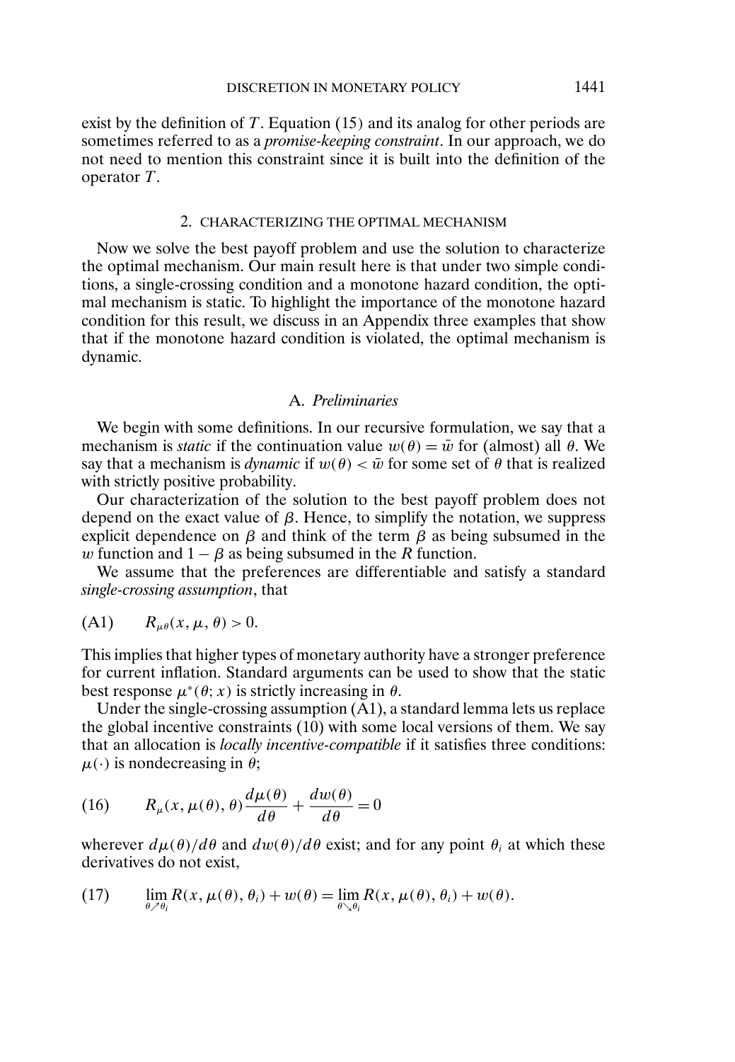exist by the definition of $T$. Equation (15) and its analog for other periods are sometimes referred to as a *promise-keeping constraint*. In our approach, we do not need to mention this constraint since it is built into the definition of the operator $T$.

## 2. CHARACTERIZING THE OPTIMAL MECHANISM

Now we solve the best payoff problem and use the solution to characterize the optimal mechanism. Our main result here is that under two simple conditions, a single-crossing condition and a monotone hazard condition, the optimal mechanism is static. To highlight the importance of the monotone hazard condition for this result, we discuss in an Appendix three examples that show that if the monotone hazard condition is violated, the optimal mechanism is dynamic.

### A. *Preliminaries*

We begin with some definitions. In our recursive formulation, we say that a mechanism is *static* if the continuation value $w(\theta) = \bar{w}$ for (almost) all $\theta$. We say that a mechanism is *dynamic* if $w(\theta) < \bar{w}$ for some set of $\theta$ that is realized with strictly positive probability.

Our characterization of the solution to the best payoff problem does not depend on the exact value of $\beta$. Hence, to simplify the notation, we suppress explicit dependence on $\beta$ and think of the term $\beta$ as being subsumed in the $w$ function and $1 - \beta$ as being subsumed in the $R$ function.

We assume that the preferences are differentiable and satisfy a standard *single-crossing assumption*, that

$$\text{(A1)} \qquad R_{\mu\theta}(x, \mu, \theta) > 0.$$

This implies that higher types of monetary authority have a stronger preference for current inflation. Standard arguments can be used to show that the static best response $\mu^*(\theta; x)$ is strictly increasing in $\theta$.

Under the single-crossing assumption (A1), a standard lemma lets us replace the global incentive constraints (10) with some local versions of them. We say that an allocation is *locally incentive-compatible* if it satisfies three conditions: $\mu(\cdot)$ is nondecreasing in $\theta$;

$$\text{(16)} \qquad R_{\mu}(x, \mu(\theta), \theta) \frac{d\mu(\theta)}{d\theta} + \frac{dw(\theta)}{d\theta} = 0$$

wherever $d\mu(\theta)/d\theta$ and $dw(\theta)/d\theta$ exist; and for any point $\theta_i$ at which these derivatives do not exist,

$$\text{(17)} \qquad \lim_{\theta \nearrow \theta_i} R(x, \mu(\theta), \theta_i) + w(\theta) = \lim_{\theta \searrow \theta_i} R(x, \mu(\theta), \theta_i) + w(\theta).$$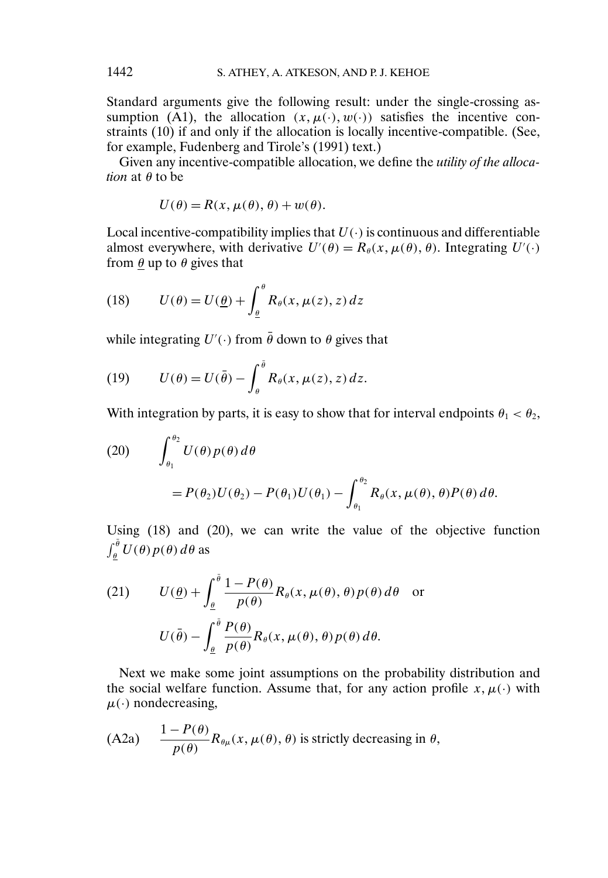Standard arguments give the following result: under the single-crossing assumption (A1), the allocation $(x, \mu(\cdot), w(\cdot))$ satisfies the incentive constraints (10) if and only if the allocation is locally incentive-compatible. (See, for example, Fudenberg and Tirole's (1991) text.)

Given any incentive-compatible allocation, we define the *utility of the allocation* at $\theta$ to be

$$U(\theta) = R(x, \mu(\theta), \theta) + w(\theta).$$

Local incentive-compatibility implies that $U(\cdot)$ is continuous and differentiable almost everywhere, with derivative $U'(\theta) = R_\theta(x, \mu(\theta), \theta)$. Integrating $U'(\cdot)$ from $\underline{\theta}$ up to $\theta$ gives that

$$U(\theta) = U(\underline{\theta}) + \int_{\underline{\theta}}^{\theta} R_\theta(x, \mu(z), z)\, dz \tag{18}$$

while integrating $U'(\cdot)$ from $\bar{\theta}$ down to $\theta$ gives that

$$U(\theta) = U(\bar{\theta}) - \int_{\theta}^{\bar{\theta}} R_\theta(x, \mu(z), z)\, dz. \tag{19}$$

With integration by parts, it is easy to show that for interval endpoints $\theta_1 < \theta_2$,

$$\begin{aligned} &\int_{\theta_1}^{\theta_2} U(\theta) p(\theta)\, d\theta \\ &\quad = P(\theta_2)U(\theta_2) - P(\theta_1)U(\theta_1) - \int_{\theta_1}^{\theta_2} R_\theta(x, \mu(\theta), \theta) P(\theta)\, d\theta. \end{aligned} \tag{20}$$

Using (18) and (20), we can write the value of the objective function $\int_{\underline{\theta}}^{\bar{\theta}} U(\theta) p(\theta)\, d\theta$ as

$$\begin{aligned} &U(\underline{\theta}) + \int_{\underline{\theta}}^{\bar{\theta}} \frac{1 - P(\theta)}{p(\theta)} R_\theta(x, \mu(\theta), \theta) p(\theta)\, d\theta \quad \text{or} \\ &U(\bar{\theta}) - \int_{\underline{\theta}}^{\bar{\theta}} \frac{P(\theta)}{p(\theta)} R_\theta(x, \mu(\theta), \theta) p(\theta)\, d\theta. \end{aligned} \tag{21}$$

Next we make some joint assumptions on the probability distribution and the social welfare function. Assume that, for any action profile $x, \mu(\cdot)$ with $\mu(\cdot)$ nondecreasing,

$$\frac{1 - P(\theta)}{p(\theta)} R_{\theta\mu}(x, \mu(\theta), \theta) \text{ is strictly decreasing in } \theta, \tag{A2a}$$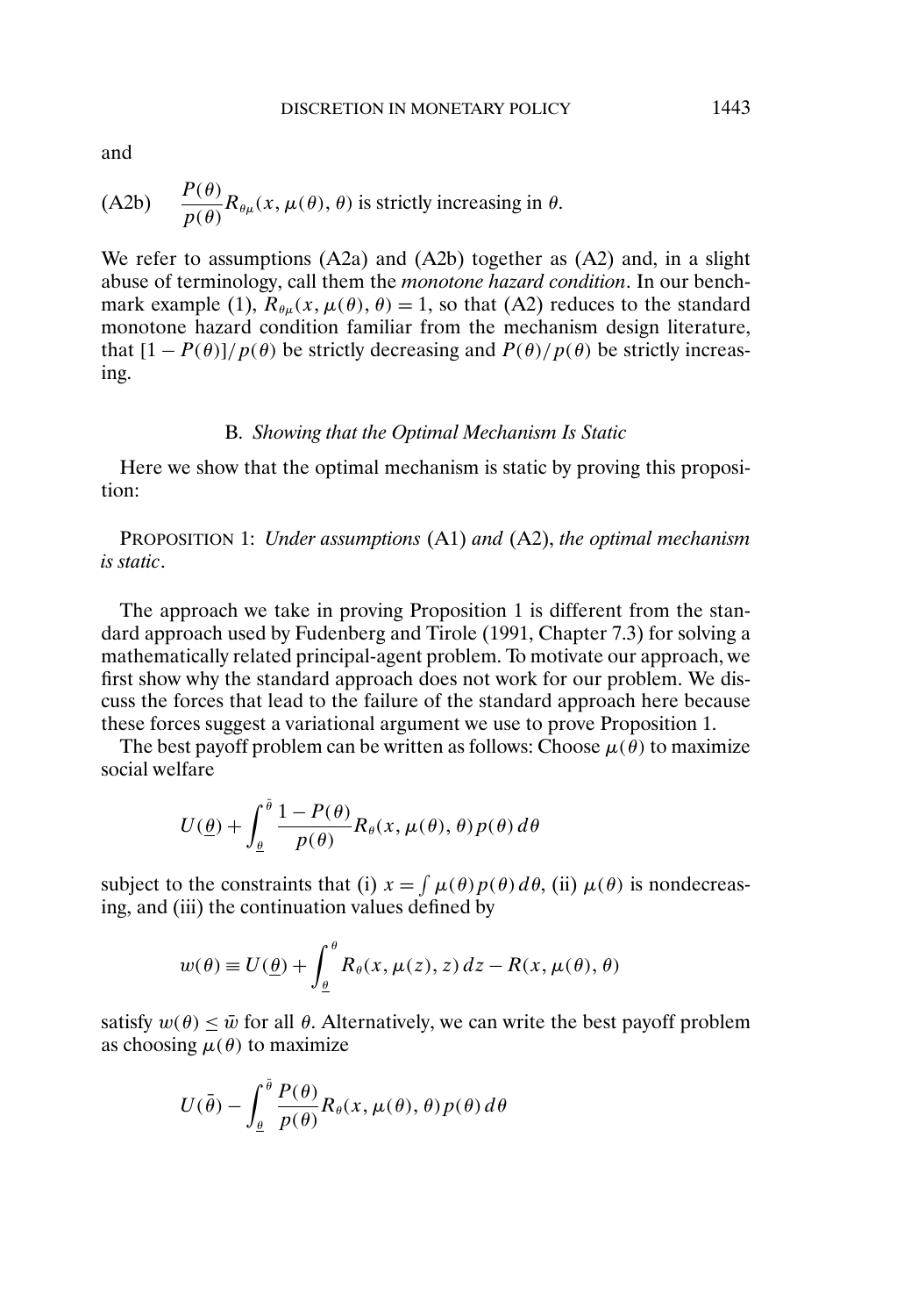and

$$\text{(A2b)} \qquad \frac{P(\theta)}{p(\theta)} R_{\theta\mu}(x, \mu(\theta), \theta) \text{ is strictly increasing in } \theta.$$

We refer to assumptions (A2a) and (A2b) together as (A2) and, in a slight abuse of terminology, call them the *monotone hazard condition*. In our benchmark example (1), $R_{\theta\mu}(x, \mu(\theta), \theta) = 1$, so that (A2) reduces to the standard monotone hazard condition familiar from the mechanism design literature, that $[1 - P(\theta)]/p(\theta)$ be strictly decreasing and $P(\theta)/p(\theta)$ be strictly increasing.

### B. *Showing that the Optimal Mechanism Is Static*

Here we show that the optimal mechanism is static by proving this proposition:

PROPOSITION 1: *Under assumptions* (A1) *and* (A2), *the optimal mechanism is static*.

The approach we take in proving Proposition 1 is different from the standard approach used by Fudenberg and Tirole (1991, Chapter 7.3) for solving a mathematically related principal-agent problem. To motivate our approach, we first show why the standard approach does not work for our problem. We discuss the forces that lead to the failure of the standard approach here because these forces suggest a variational argument we use to prove Proposition 1.

The best payoff problem can be written as follows: Choose $\mu(\theta)$ to maximize social welfare

$$U(\underline{\theta}) + \int_{\underline{\theta}}^{\bar{\theta}} \frac{1 - P(\theta)}{p(\theta)} R_\theta(x, \mu(\theta), \theta) p(\theta)\, d\theta$$

subject to the constraints that (i) $x = \int \mu(\theta) p(\theta)\, d\theta$, (ii) $\mu(\theta)$ is nondecreasing, and (iii) the continuation values defined by

$$w(\theta) \equiv U(\underline{\theta}) + \int_{\underline{\theta}}^{\theta} R_\theta(x, \mu(z), z)\, dz - R(x, \mu(\theta), \theta)$$

satisfy $w(\theta) \leq \bar{w}$ for all $\theta$. Alternatively, we can write the best payoff problem as choosing $\mu(\theta)$ to maximize

$$U(\bar{\theta}) - \int_{\underline{\theta}}^{\bar{\theta}} \frac{P(\theta)}{p(\theta)} R_\theta(x, \mu(\theta), \theta) p(\theta)\, d\theta$$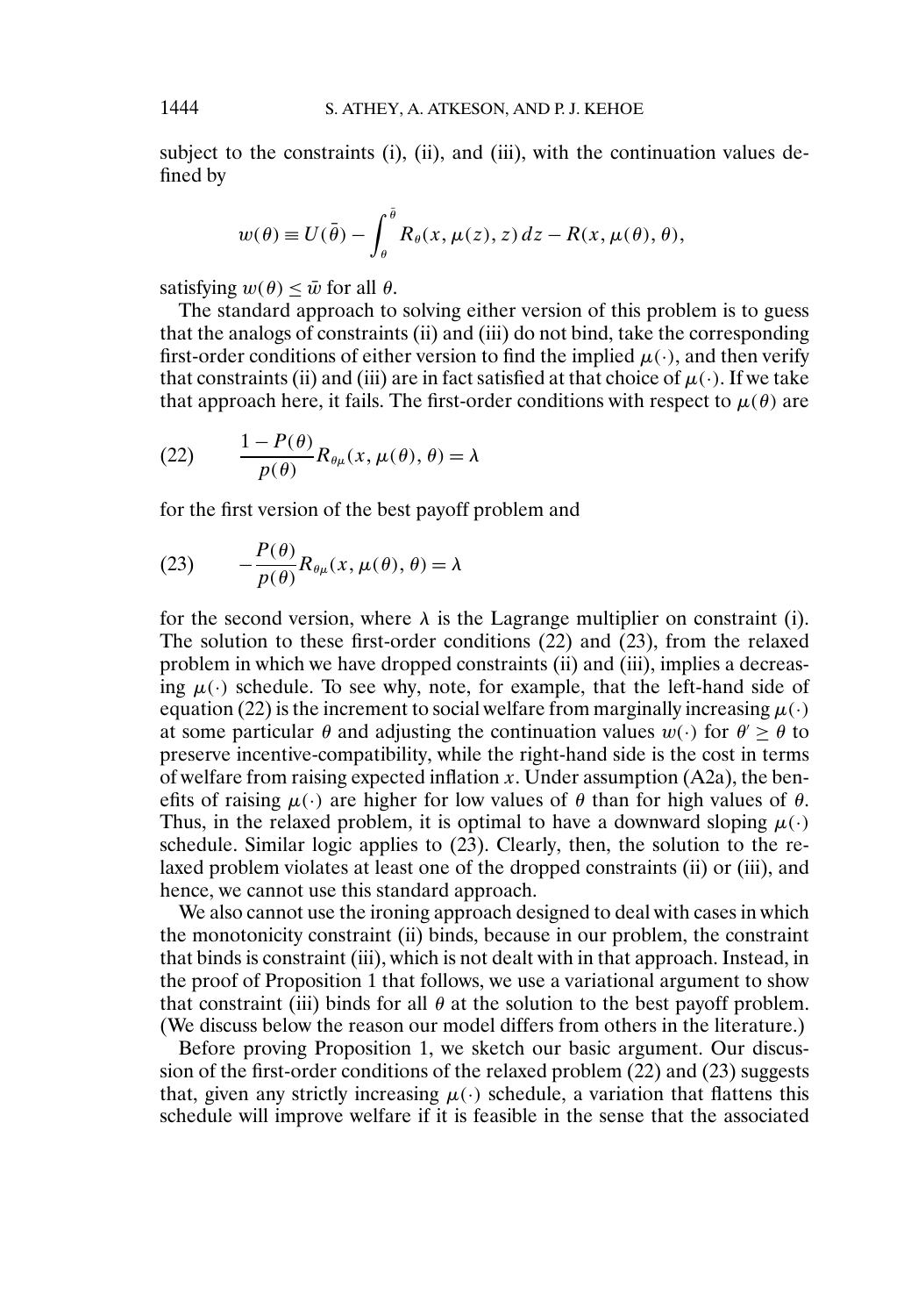subject to the constraints (i), (ii), and (iii), with the continuation values defined by

$$w(\theta) \equiv U(\bar{\theta}) - \int_{\theta}^{\bar{\theta}} R_{\theta}(x, \mu(z), z)\, dz - R(x, \mu(\theta), \theta),$$

satisfying $w(\theta) \leq \bar{w}$ for all $\theta$.

The standard approach to solving either version of this problem is to guess that the analogs of constraints (ii) and (iii) do not bind, take the corresponding first-order conditions of either version to find the implied $\mu(\cdot)$, and then verify that constraints (ii) and (iii) are in fact satisfied at that choice of $\mu(\cdot)$. If we take that approach here, it fails. The first-order conditions with respect to $\mu(\theta)$ are

$$\frac{1 - P(\theta)}{p(\theta)} R_{\theta\mu}(x, \mu(\theta), \theta) = \lambda \tag{22}$$

for the first version of the best payoff problem and

$$-\frac{P(\theta)}{p(\theta)} R_{\theta\mu}(x, \mu(\theta), \theta) = \lambda \tag{23}$$

for the second version, where $\lambda$ is the Lagrange multiplier on constraint (i). The solution to these first-order conditions (22) and (23), from the relaxed problem in which we have dropped constraints (ii) and (iii), implies a decreasing $\mu(\cdot)$ schedule. To see why, note, for example, that the left-hand side of equation (22) is the increment to social welfare from marginally increasing $\mu(\cdot)$ at some particular $\theta$ and adjusting the continuation values $w(\cdot)$ for $\theta' \geq \theta$ to preserve incentive-compatibility, while the right-hand side is the cost in terms of welfare from raising expected inflation $x$. Under assumption (A2a), the benefits of raising $\mu(\cdot)$ are higher for low values of $\theta$ than for high values of $\theta$. Thus, in the relaxed problem, it is optimal to have a downward sloping $\mu(\cdot)$ schedule. Similar logic applies to (23). Clearly, then, the solution to the relaxed problem violates at least one of the dropped constraints (ii) or (iii), and hence, we cannot use this standard approach.

We also cannot use the ironing approach designed to deal with cases in which the monotonicity constraint (ii) binds, because in our problem, the constraint that binds is constraint (iii), which is not dealt with in that approach. Instead, in the proof of Proposition 1 that follows, we use a variational argument to show that constraint (iii) binds for all $\theta$ at the solution to the best payoff problem. (We discuss below the reason our model differs from others in the literature.)

Before proving Proposition 1, we sketch our basic argument. Our discussion of the first-order conditions of the relaxed problem (22) and (23) suggests that, given any strictly increasing $\mu(\cdot)$ schedule, a variation that flattens this schedule will improve welfare if it is feasible in the sense that the associated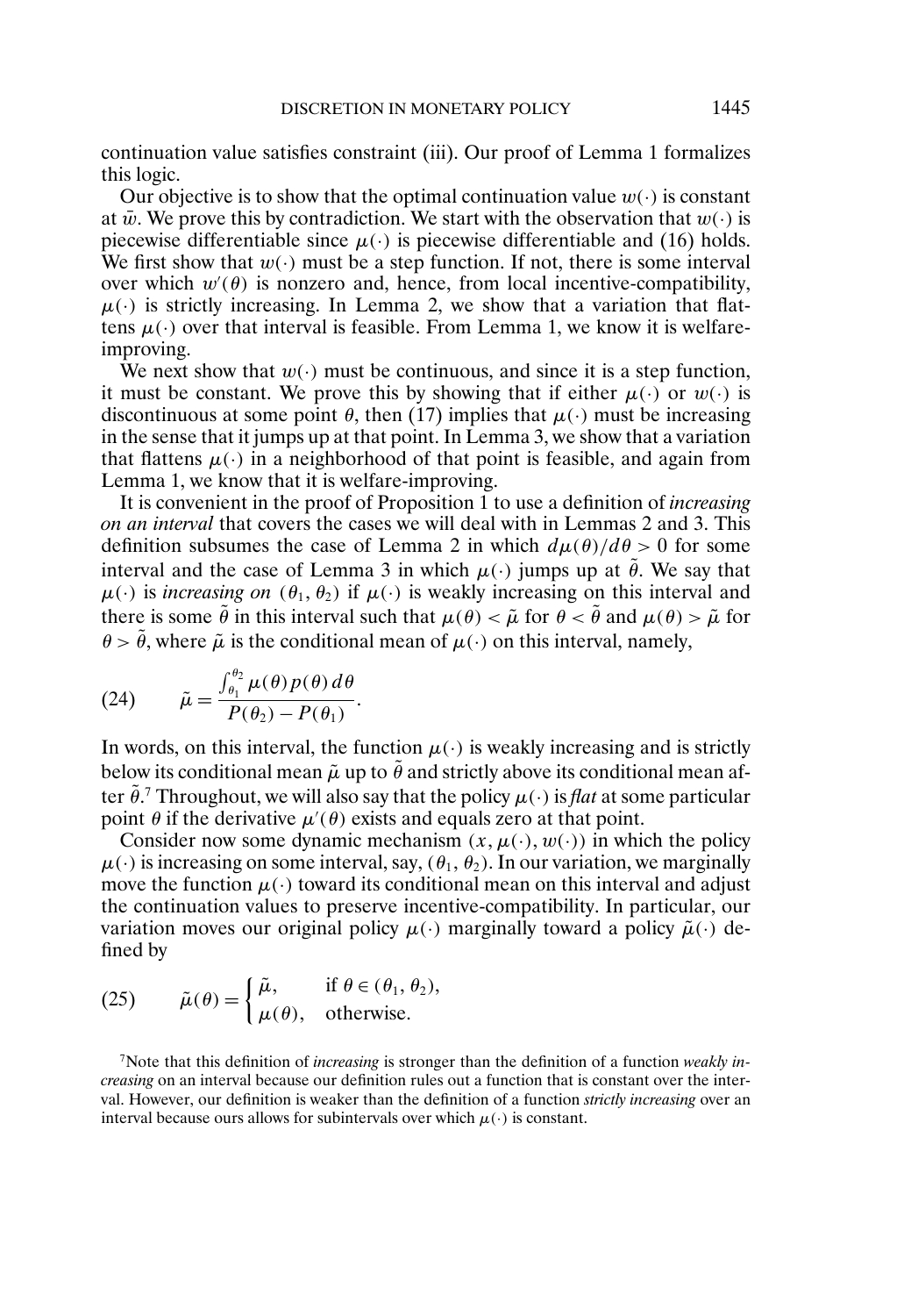continuation value satisfies constraint (iii). Our proof of Lemma 1 formalizes this logic.

Our objective is to show that the optimal continuation value $w(\cdot)$ is constant at $\bar{w}$. We prove this by contradiction. We start with the observation that $w(\cdot)$ is piecewise differentiable since $\mu(\cdot)$ is piecewise differentiable and (16) holds. We first show that $w(\cdot)$ must be a step function. If not, there is some interval over which $w'(\theta)$ is nonzero and, hence, from local incentive-compatibility, $\mu(\cdot)$ is strictly increasing. In Lemma 2, we show that a variation that flattens $\mu(\cdot)$ over that interval is feasible. From Lemma 1, we know it is welfare-improving.

We next show that $w(\cdot)$ must be continuous, and since it is a step function, it must be constant. We prove this by showing that if either $\mu(\cdot)$ or $w(\cdot)$ is discontinuous at some point $\theta$, then (17) implies that $\mu(\cdot)$ must be increasing in the sense that it jumps up at that point. In Lemma 3, we show that a variation that flattens $\mu(\cdot)$ in a neighborhood of that point is feasible, and again from Lemma 1, we know that it is welfare-improving.

It is convenient in the proof of Proposition 1 to use a definition of *increasing on an interval* that covers the cases we will deal with in Lemmas 2 and 3. This definition subsumes the case of Lemma 2 in which $d\mu(\theta)/d\theta > 0$ for some interval and the case of Lemma 3 in which $\mu(\cdot)$ jumps up at $\tilde{\theta}$. We say that $\mu(\cdot)$ is *increasing on* $(\theta_1, \theta_2)$ if $\mu(\cdot)$ is weakly increasing on this interval and there is some $\tilde{\theta}$ in this interval such that $\mu(\theta) < \tilde{\mu}$ for $\theta < \tilde{\theta}$ and $\mu(\theta) > \tilde{\mu}$ for $\theta > \tilde{\theta}$, where $\tilde{\mu}$ is the conditional mean of $\mu(\cdot)$ on this interval, namely,

$$\tilde{\mu} = \frac{\int_{\theta_1}^{\theta_2} \mu(\theta) p(\theta) \, d\theta}{P(\theta_2) - P(\theta_1)}. \tag{24}$$

In words, on this interval, the function $\mu(\cdot)$ is weakly increasing and is strictly below its conditional mean $\tilde{\mu}$ up to $\tilde{\theta}$ and strictly above its conditional mean after $\tilde{\theta}$.[7] Throughout, we will also say that the policy $\mu(\cdot)$ is *flat* at some particular point $\theta$ if the derivative $\mu'(\theta)$ exists and equals zero at that point.

Consider now some dynamic mechanism $(x, \mu(\cdot), w(\cdot))$ in which the policy $\mu(\cdot)$ is increasing on some interval, say, $(\theta_1, \theta_2)$. In our variation, we marginally move the function $\mu(\cdot)$ toward its conditional mean on this interval and adjust the continuation values to preserve incentive-compatibility. In particular, our variation moves our original policy $\mu(\cdot)$ marginally toward a policy $\tilde{\mu}(\cdot)$ defined by

$$\tilde{\mu}(\theta) = \begin{cases} \tilde{\mu}, & \text{if } \theta \in (\theta_1, \theta_2), \\ \mu(\theta), & \text{otherwise.} \end{cases} \tag{25}$$

[7]Note that this definition of *increasing* is stronger than the definition of a function *weakly increasing* on an interval because our definition rules out a function that is constant over the interval. However, our definition is weaker than the definition of a function *strictly increasing* over an interval because ours allows for subintervals over which $\mu(\cdot)$ is constant.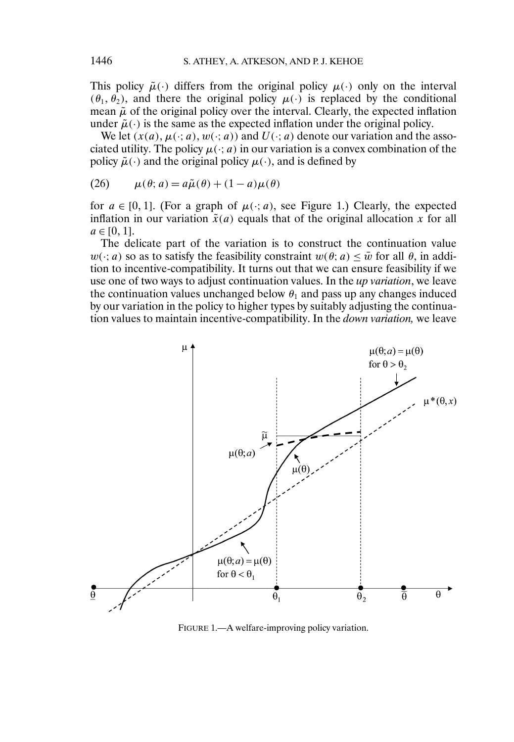This policy $\tilde{\mu}(\cdot)$ differs from the original policy $\mu(\cdot)$ only on the interval $(\theta_1, \theta_2)$, and there the original policy $\mu(\cdot)$ is replaced by the conditional mean $\tilde{\mu}$ of the original policy over the interval. Clearly, the expected inflation under $\tilde{\mu}(\cdot)$ is the same as the expected inflation under the original policy.

We let $(x(a), \mu(\cdot; a), w(\cdot; a))$ and $U(\cdot; a)$ denote our variation and the associated utility. The policy $\mu(\cdot; a)$ in our variation is a convex combination of the policy $\tilde{\mu}(\cdot)$ and the original policy $\mu(\cdot)$, and is defined by

$$\mu(\theta; a) = a\tilde{\mu}(\theta) + (1 - a)\mu(\theta) \tag{26}$$

for $a \in [0, 1]$. (For a graph of $\mu(\cdot; a)$, see Figure 1.) Clearly, the expected inflation in our variation $\tilde{x}(a)$ equals that of the original allocation $x$ for all $a \in [0, 1]$.

The delicate part of the variation is to construct the continuation value $w(\cdot; a)$ so as to satisfy the feasibility constraint $w(\theta; a) \leq \bar{w}$ for all $\theta$, in addition to incentive-compatibility. It turns out that we can ensure feasibility if we use one of two ways to adjust continuation values. In the *up variation*, we leave the continuation values unchanged below $\theta_1$ and pass up any changes induced by our variation in the policy to higher types by suitably adjusting the continuation values to maintain incentive-compatibility. In the *down variation,* we leave

FIGURE 1.—A welfare-improving policy variation.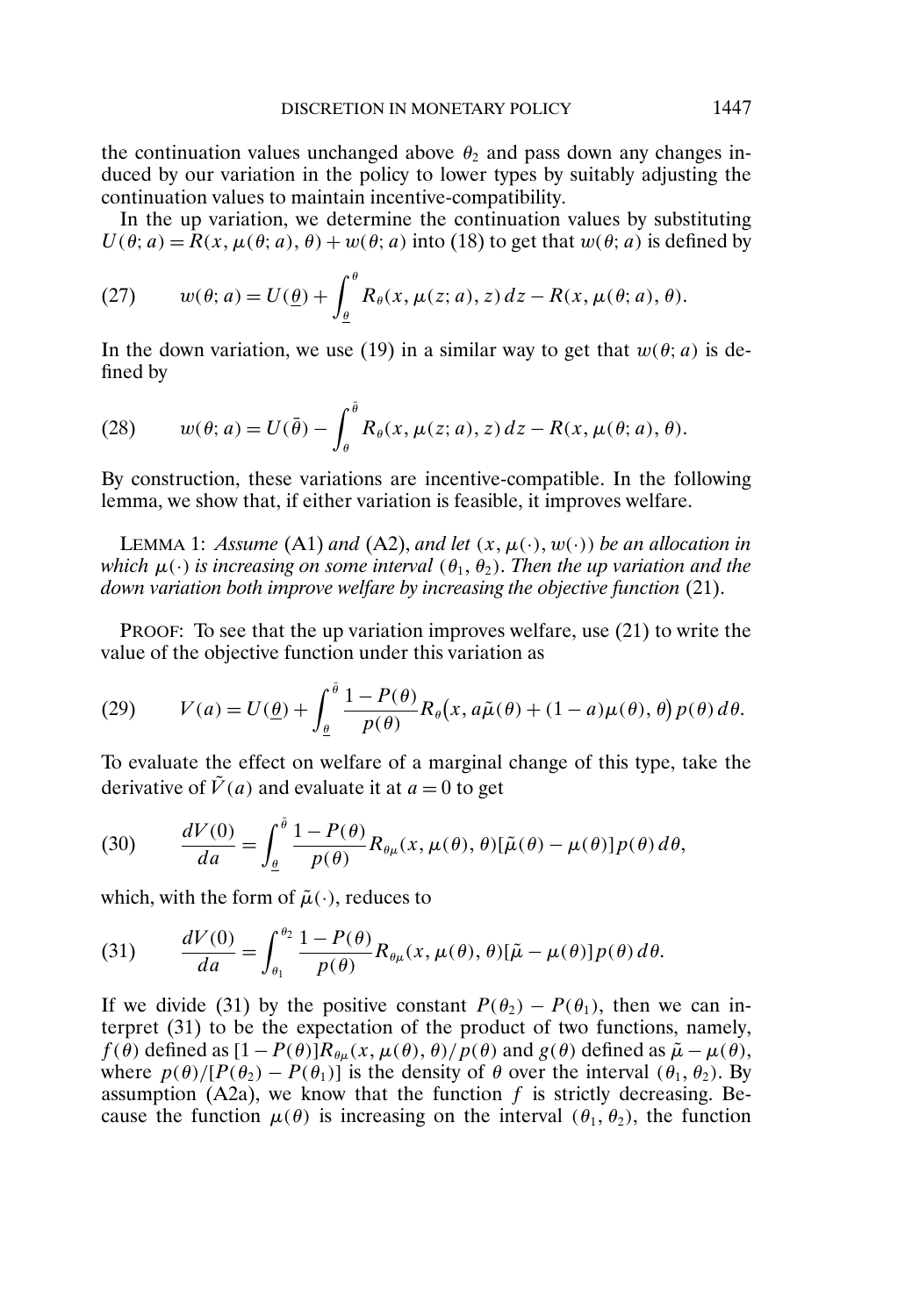the continuation values unchanged above $\theta_2$ and pass down any changes induced by our variation in the policy to lower types by suitably adjusting the continuation values to maintain incentive-compatibility.

In the up variation, we determine the continuation values by substituting $U(\theta; a) = R(x, \mu(\theta; a), \theta) + w(\theta; a)$ into (18) to get that $w(\theta; a)$ is defined by

$$w(\theta; a) = U(\underline{\theta}) + \int_{\underline{\theta}}^{\theta} R_\theta(x, \mu(z; a), z)\, dz - R(x, \mu(\theta; a), \theta). \tag{27}$$

In the down variation, we use (19) in a similar way to get that $w(\theta; a)$ is defined by

$$w(\theta; a) = U(\bar{\theta}) - \int_{\theta}^{\bar{\theta}} R_\theta(x, \mu(z; a), z)\, dz - R(x, \mu(\theta; a), \theta). \tag{28}$$

By construction, these variations are incentive-compatible. In the following lemma, we show that, if either variation is feasible, it improves welfare.

LEMMA 1: *Assume* (A1) *and* (A2), *and let* $(x, \mu(\cdot), w(\cdot))$ *be an allocation in which* $\mu(\cdot)$ *is increasing on some interval* $(\theta_1, \theta_2)$. *Then the up variation and the down variation both improve welfare by increasing the objective function* (21).

PROOF: To see that the up variation improves welfare, use (21) to write the value of the objective function under this variation as

$$V(a) = U(\underline{\theta}) + \int_{\underline{\theta}}^{\bar{\theta}} \frac{1 - P(\theta)}{p(\theta)} R_\theta\big(x, a\tilde{\mu}(\theta) + (1-a)\mu(\theta), \theta\big) p(\theta)\, d\theta. \tag{29}$$

To evaluate the effect on welfare of a marginal change of this type, take the derivative of $\tilde{V}(a)$ and evaluate it at $a = 0$ to get

$$\frac{dV(0)}{da} = \int_{\underline{\theta}}^{\bar{\theta}} \frac{1 - P(\theta)}{p(\theta)} R_{\theta\mu}(x, \mu(\theta), \theta)[\tilde{\mu}(\theta) - \mu(\theta)] p(\theta)\, d\theta, \tag{30}$$

which, with the form of $\tilde{\mu}(\cdot)$, reduces to

$$\frac{dV(0)}{da} = \int_{\theta_1}^{\theta_2} \frac{1 - P(\theta)}{p(\theta)} R_{\theta\mu}(x, \mu(\theta), \theta)[\tilde{\mu} - \mu(\theta)] p(\theta)\, d\theta. \tag{31}$$

If we divide (31) by the positive constant $P(\theta_2) - P(\theta_1)$, then we can interpret (31) to be the expectation of the product of two functions, namely, $f(\theta)$ defined as $[1 - P(\theta)]R_{\theta\mu}(x, \mu(\theta), \theta)/p(\theta)$ and $g(\theta)$ defined as $\tilde{\mu} - \mu(\theta)$, where $p(\theta)/[P(\theta_2) - P(\theta_1)]$ is the density of $\theta$ over the interval $(\theta_1, \theta_2)$. By assumption (A2a), we know that the function $f$ is strictly decreasing. Because the function $\mu(\theta)$ is increasing on the interval $(\theta_1, \theta_2)$, the function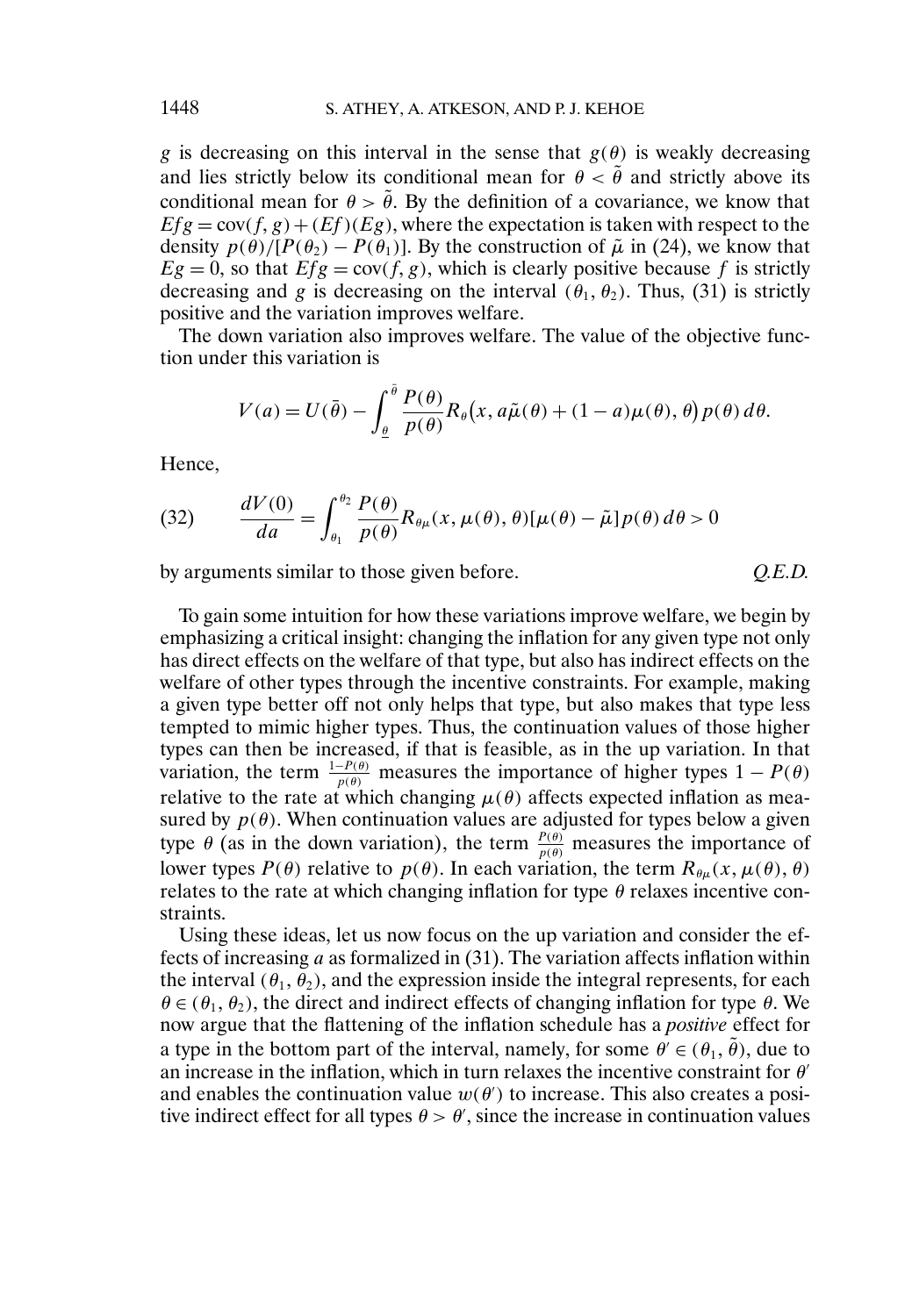$g$ is decreasing on this interval in the sense that $g(\theta)$ is weakly decreasing and lies strictly below its conditional mean for $\theta < \tilde{\theta}$ and strictly above its conditional mean for $\theta > \tilde{\theta}$. By the definition of a covariance, we know that $Efg = \text{cov}(f, g) + (Ef)(Eg)$, where the expectation is taken with respect to the density $p(\theta)/[P(\theta_2) - P(\theta_1)]$. By the construction of $\tilde{\mu}$ in (24), we know that $Eg = 0$, so that $Efg = \text{cov}(f, g)$, which is clearly positive because $f$ is strictly decreasing and $g$ is decreasing on the interval $(\theta_1, \theta_2)$. Thus, (31) is strictly positive and the variation improves welfare.

The down variation also improves welfare. The value of the objective function under this variation is

$$V(a) = U(\bar{\theta}) - \int_{\underline{\theta}}^{\bar{\theta}} \frac{P(\theta)}{p(\theta)} R_\theta\big(x, a\tilde{\mu}(\theta) + (1-a)\mu(\theta), \theta\big) p(\theta)\, d\theta.$$

Hence,

$$\text{(32)} \qquad \frac{dV(0)}{da} = \int_{\theta_1}^{\theta_2} \frac{P(\theta)}{p(\theta)} R_{\theta\mu}(x, \mu(\theta), \theta)[\mu(\theta) - \tilde{\mu}] p(\theta)\, d\theta > 0$$

by arguments similar to those given before. *Q.E.D.*

To gain some intuition for how these variations improve welfare, we begin by emphasizing a critical insight: changing the inflation for any given type not only has direct effects on the welfare of that type, but also has indirect effects on the welfare of other types through the incentive constraints. For example, making a given type better off not only helps that type, but also makes that type less tempted to mimic higher types. Thus, the continuation values of those higher types can then be increased, if that is feasible, as in the up variation. In that variation, the term $\frac{1-P(\theta)}{p(\theta)}$ measures the importance of higher types $1 - P(\theta)$ relative to the rate at which changing $\mu(\theta)$ affects expected inflation as measured by $p(\theta)$. When continuation values are adjusted for types below a given type $\theta$ (as in the down variation), the term $\frac{P(\theta)}{p(\theta)}$ measures the importance of lower types $P(\theta)$ relative to $p(\theta)$. In each variation, the term $R_{\theta\mu}(x, \mu(\theta), \theta)$ relates to the rate at which changing inflation for type $\theta$ relaxes incentive constraints.

Using these ideas, let us now focus on the up variation and consider the effects of increasing $a$ as formalized in (31). The variation affects inflation within the interval $(\theta_1, \theta_2)$, and the expression inside the integral represents, for each $\theta \in (\theta_1, \theta_2)$, the direct and indirect effects of changing inflation for type $\theta$. We now argue that the flattening of the inflation schedule has a *positive* effect for a type in the bottom part of the interval, namely, for some $\theta' \in (\theta_1, \tilde{\theta})$, due to an increase in the inflation, which in turn relaxes the incentive constraint for $\theta'$ and enables the continuation value $w(\theta')$ to increase. This also creates a positive indirect effect for all types $\theta > \theta'$, since the increase in continuation values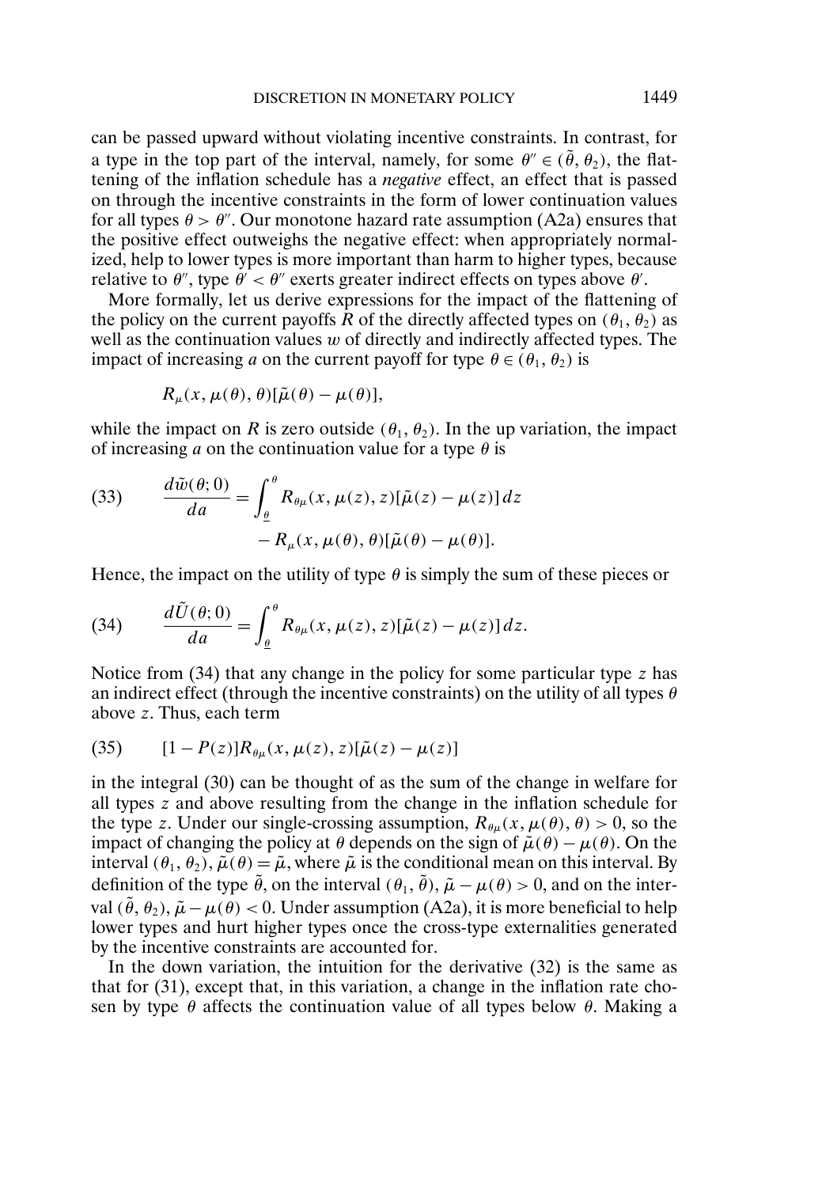can be passed upward without violating incentive constraints. In contrast, for a type in the top part of the interval, namely, for some $\theta'' \in (\tilde{\theta}, \theta_2)$, the flattening of the inflation schedule has a *negative* effect, an effect that is passed on through the incentive constraints in the form of lower continuation values for all types $\theta > \theta''$. Our monotone hazard rate assumption (A2a) ensures that the positive effect outweighs the negative effect: when appropriately normalized, help to lower types is more important than harm to higher types, because relative to $\theta''$, type $\theta' < \theta''$ exerts greater indirect effects on types above $\theta'$.

More formally, let us derive expressions for the impact of the flattening of the policy on the current payoffs $R$ of the directly affected types on $(\theta_1, \theta_2)$ as well as the continuation values $w$ of directly and indirectly affected types. The impact of increasing $a$ on the current payoff for type $\theta \in (\theta_1, \theta_2)$ is

$$R_\mu(x, \mu(\theta), \theta)[\tilde{\mu}(\theta) - \mu(\theta)],$$

while the impact on $R$ is zero outside $(\theta_1, \theta_2)$. In the up variation, the impact of increasing $a$ on the continuation value for a type $\theta$ is

$$\text{(33)} \qquad \frac{d\tilde{w}(\theta; 0)}{da} = \int_{\underline{\theta}}^{\theta} R_{\theta\mu}(x, \mu(z), z)[\tilde{\mu}(z) - \mu(z)]\, dz - R_\mu(x, \mu(\theta), \theta)[\tilde{\mu}(\theta) - \mu(\theta)].$$

Hence, the impact on the utility of type $\theta$ is simply the sum of these pieces or

$$\text{(34)} \qquad \frac{d\tilde{U}(\theta; 0)}{da} = \int_{\underline{\theta}}^{\theta} R_{\theta\mu}(x, \mu(z), z)[\tilde{\mu}(z) - \mu(z)]\, dz.$$

Notice from (34) that any change in the policy for some particular type $z$ has an indirect effect (through the incentive constraints) on the utility of all types $\theta$ above $z$. Thus, each term

$$\text{(35)} \qquad [1 - P(z)]R_{\theta\mu}(x, \mu(z), z)[\tilde{\mu}(z) - \mu(z)]$$

in the integral (30) can be thought of as the sum of the change in welfare for all types $z$ and above resulting from the change in the inflation schedule for the type $z$. Under our single-crossing assumption, $R_{\theta\mu}(x, \mu(\theta), \theta) > 0$, so the impact of changing the policy at $\theta$ depends on the sign of $\tilde{\mu}(\theta) - \mu(\theta)$. On the interval $(\theta_1, \theta_2)$, $\tilde{\mu}(\theta) = \tilde{\mu}$, where $\tilde{\mu}$ is the conditional mean on this interval. By definition of the type $\tilde{\theta}$, on the interval $(\theta_1, \tilde{\theta})$, $\tilde{\mu} - \mu(\theta) > 0$, and on the interval $(\tilde{\theta}, \theta_2)$, $\tilde{\mu} - \mu(\theta) < 0$. Under assumption (A2a), it is more beneficial to help lower types and hurt higher types once the cross-type externalities generated by the incentive constraints are accounted for.

In the down variation, the intuition for the derivative (32) is the same as that for (31), except that, in this variation, a change in the inflation rate chosen by type $\theta$ affects the continuation value of all types below $\theta$. Making a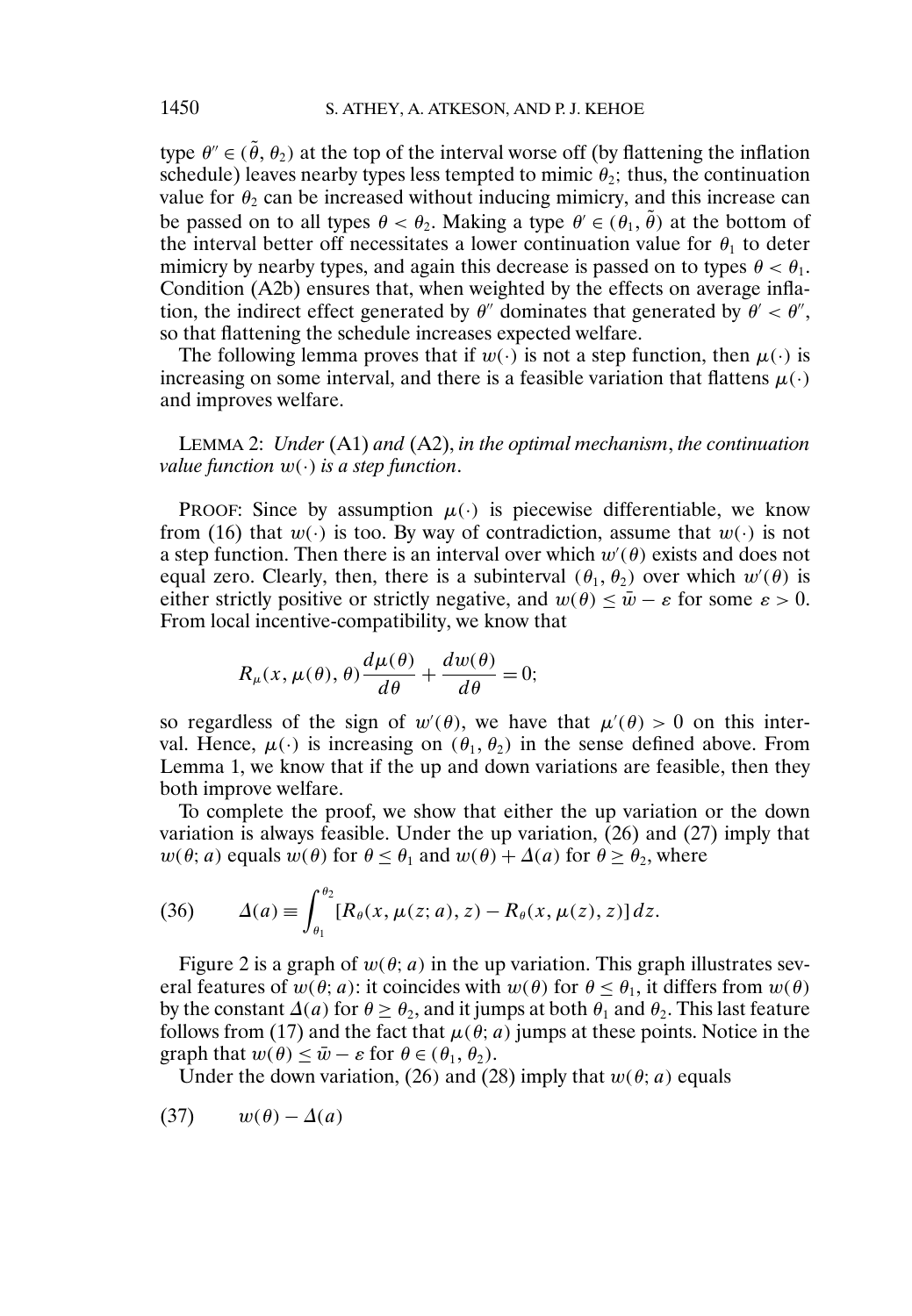type $\theta'' \in (\tilde{\theta}, \theta_2)$ at the top of the interval worse off (by flattening the inflation schedule) leaves nearby types less tempted to mimic $\theta_2$; thus, the continuation value for $\theta_2$ can be increased without inducing mimicry, and this increase can be passed on to all types $\theta < \theta_2$. Making a type $\theta' \in (\theta_1, \tilde{\theta})$ at the bottom of the interval better off necessitates a lower continuation value for $\theta_1$ to deter mimicry by nearby types, and again this decrease is passed on to types $\theta < \theta_1$. Condition (A2b) ensures that, when weighted by the effects on average inflation, the indirect effect generated by $\theta''$ dominates that generated by $\theta' < \theta''$, so that flattening the schedule increases expected welfare.

The following lemma proves that if $w(\cdot)$ is not a step function, then $\mu(\cdot)$ is increasing on some interval, and there is a feasible variation that flattens $\mu(\cdot)$ and improves welfare.

LEMMA 2: *Under* (A1) *and* (A2), *in the optimal mechanism*, *the continuation value function* $w(\cdot)$ *is a step function*.

PROOF: Since by assumption $\mu(\cdot)$ is piecewise differentiable, we know from (16) that $w(\cdot)$ is too. By way of contradiction, assume that $w(\cdot)$ is not a step function. Then there is an interval over which $w'(\theta)$ exists and does not equal zero. Clearly, then, there is a subinterval $(\theta_1, \theta_2)$ over which $w'(\theta)$ is either strictly positive or strictly negative, and $w(\theta) \leq \bar{w} - \varepsilon$ for some $\varepsilon > 0$. From local incentive-compatibility, we know that

$$R_\mu(x, \mu(\theta), \theta)\frac{d\mu(\theta)}{d\theta} + \frac{dw(\theta)}{d\theta} = 0;$$

so regardless of the sign of $w'(\theta)$, we have that $\mu'(\theta) > 0$ on this interval. Hence, $\mu(\cdot)$ is increasing on $(\theta_1, \theta_2)$ in the sense defined above. From Lemma 1, we know that if the up and down variations are feasible, then they both improve welfare.

To complete the proof, we show that either the up variation or the down variation is always feasible. Under the up variation, (26) and (27) imply that $w(\theta; a)$ equals $w(\theta)$ for $\theta \leq \theta_1$ and $w(\theta) + \Delta(a)$ for $\theta \geq \theta_2$, where

$$\Delta(a) \equiv \int_{\theta_1}^{\theta_2} [R_\theta(x, \mu(z; a), z) - R_\theta(x, \mu(z), z)]\, dz. \tag{36}$$

Figure 2 is a graph of $w(\theta; a)$ in the up variation. This graph illustrates several features of $w(\theta; a)$: it coincides with $w(\theta)$ for $\theta \leq \theta_1$, it differs from $w(\theta)$ by the constant $\Delta(a)$ for $\theta \geq \theta_2$, and it jumps at both $\theta_1$ and $\theta_2$. This last feature follows from (17) and the fact that $\mu(\theta; a)$ jumps at these points. Notice in the graph that $w(\theta) \leq \bar{w} - \varepsilon$ for $\theta \in (\theta_1, \theta_2)$.

Under the down variation, (26) and (28) imply that $w(\theta; a)$ equals

$$w(\theta) - \Delta(a) \tag{37}$$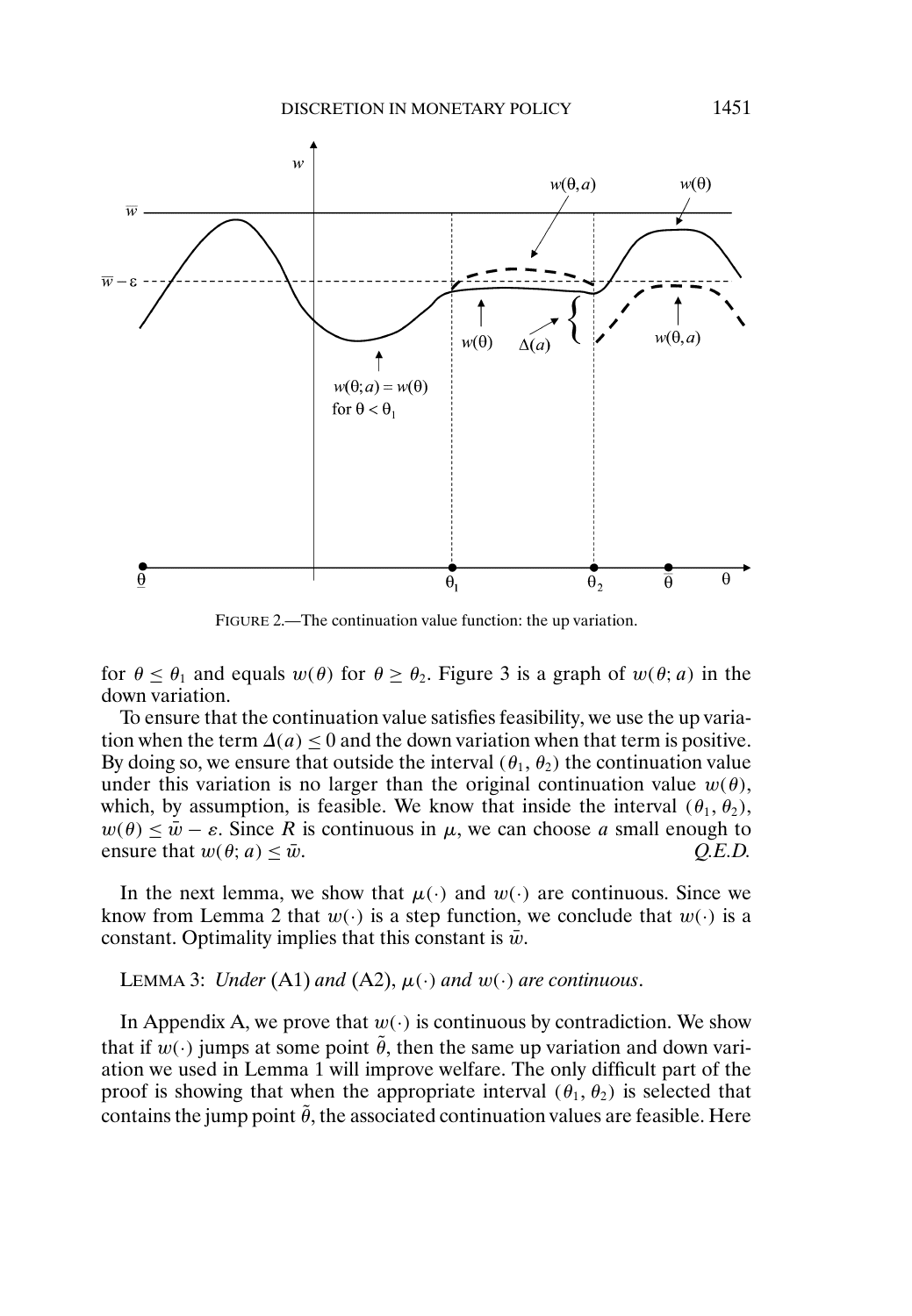FIGURE 2.—The continuation value function: the up variation.

for $\theta \leq \theta_1$ and equals $w(\theta)$ for $\theta \geq \theta_2$. Figure 3 is a graph of $w(\theta; a)$ in the down variation.

To ensure that the continuation value satisfies feasibility, we use the up variation when the term $\Delta(a) \leq 0$ and the down variation when that term is positive. By doing so, we ensure that outside the interval $(\theta_1, \theta_2)$ the continuation value under this variation is no larger than the original continuation value $w(\theta)$, which, by assumption, is feasible. We know that inside the interval $(\theta_1, \theta_2)$, $w(\theta) \leq \bar{w} - \varepsilon$. Since $R$ is continuous in $\mu$, we can choose $a$ small enough to ensure that $w(\theta; a) \leq \bar{w}$. *Q.E.D.*

In the next lemma, we show that $\mu(\cdot)$ and $w(\cdot)$ are continuous. Since we know from Lemma 2 that $w(\cdot)$ is a step function, we conclude that $w(\cdot)$ is a constant. Optimality implies that this constant is $\bar{w}$.

LEMMA 3: *Under* (A1) *and* (A2), $\mu(\cdot)$ *and* $w(\cdot)$ *are continuous*.

In Appendix A, we prove that $w(\cdot)$ is continuous by contradiction. We show that if $w(\cdot)$ jumps at some point $\tilde{\theta}$, then the same up variation and down variation we used in Lemma 1 will improve welfare. The only difficult part of the proof is showing that when the appropriate interval $(\theta_1, \theta_2)$ is selected that contains the jump point $\tilde{\theta}$, the associated continuation values are feasible. Here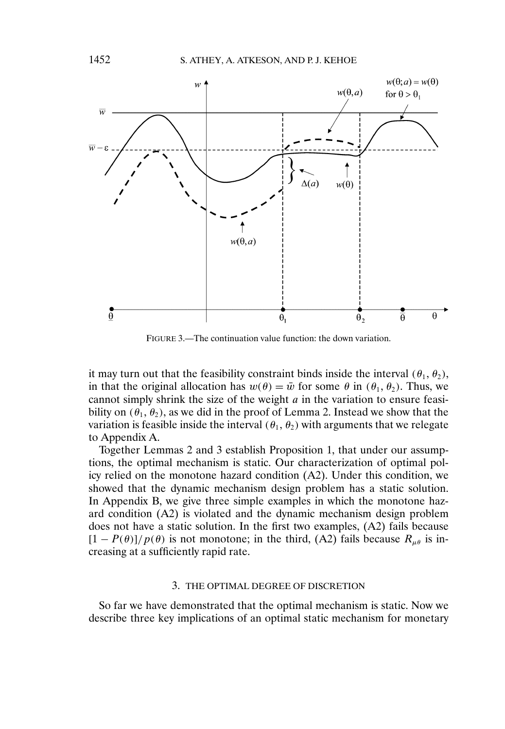FIGURE 3.—The continuation value function: the down variation.

it may turn out that the feasibility constraint binds inside the interval $(\theta_1, \theta_2)$, in that the original allocation has $w(\theta) = \bar{w}$ for some $\theta$ in $(\theta_1, \theta_2)$. Thus, we cannot simply shrink the size of the weight $a$ in the variation to ensure feasibility on $(\theta_1, \theta_2)$, as we did in the proof of Lemma 2. Instead we show that the variation is feasible inside the interval $(\theta_1, \theta_2)$ with arguments that we relegate to Appendix A.

Together Lemmas 2 and 3 establish Proposition 1, that under our assumptions, the optimal mechanism is static. Our characterization of optimal policy relied on the monotone hazard condition (A2). Under this condition, we showed that the dynamic mechanism design problem has a static solution. In Appendix B, we give three simple examples in which the monotone hazard condition (A2) is violated and the dynamic mechanism design problem does not have a static solution. In the first two examples, (A2) fails because $[1 - P(\theta)]/p(\theta)$ is not monotone; in the third, (A2) fails because $R_{\mu\theta}$ is increasing at a sufficiently rapid rate.

## 3. THE OPTIMAL DEGREE OF DISCRETION

So far we have demonstrated that the optimal mechanism is static. Now we describe three key implications of an optimal static mechanism for monetary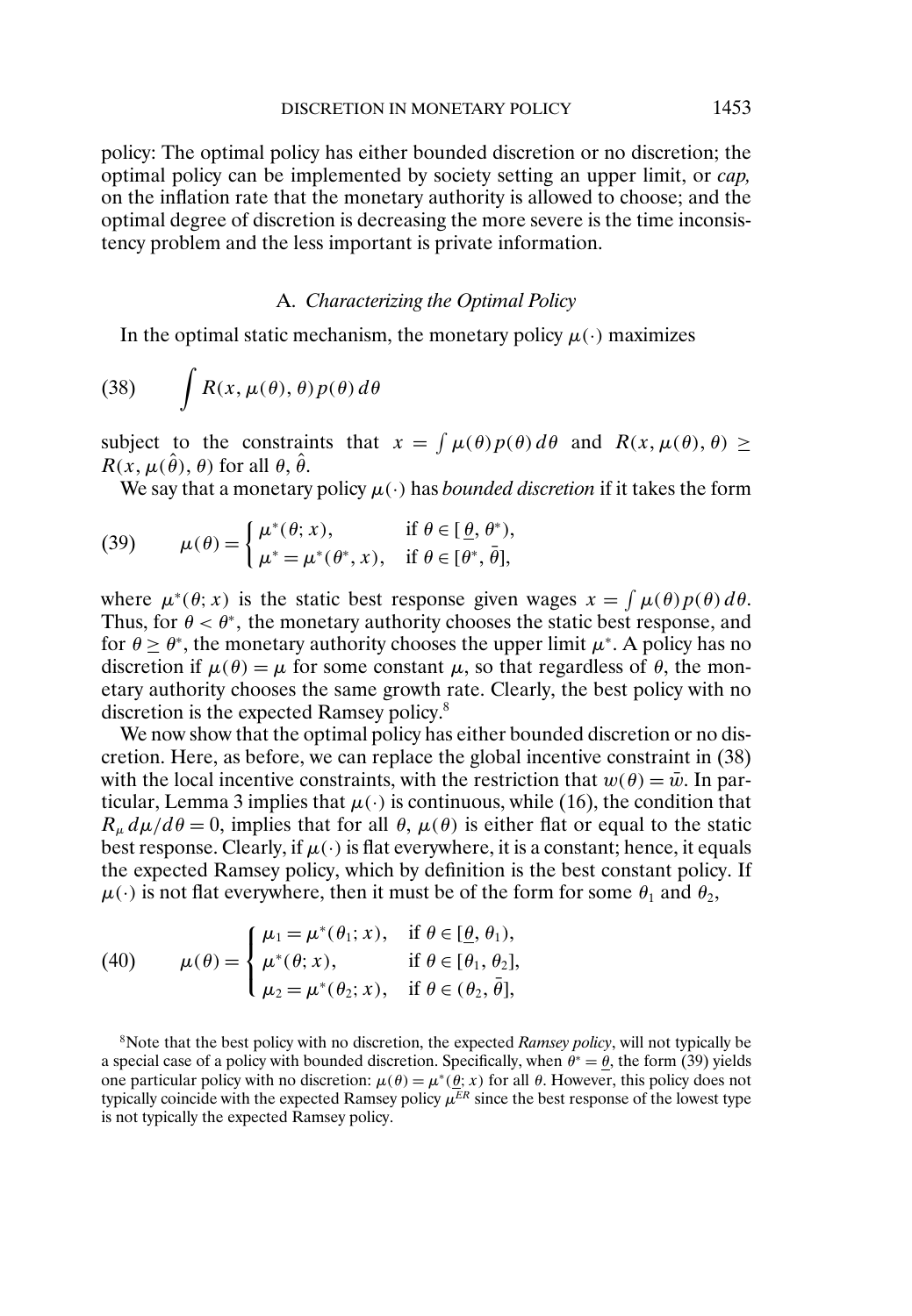policy: The optimal policy has either bounded discretion or no discretion; the optimal policy can be implemented by society setting an upper limit, or *cap,* on the inflation rate that the monetary authority is allowed to choose; and the optimal degree of discretion is decreasing the more severe is the time inconsistency problem and the less important is private information.

### A. *Characterizing the Optimal Policy*

In the optimal static mechanism, the monetary policy $\mu(\cdot)$ maximizes

$$
\int R(x, \mu(\theta), \theta) p(\theta) \, d\theta \tag{38}
$$

subject to the constraints that $x = \int \mu(\theta) p(\theta) \, d\theta$ and $R(x, \mu(\theta), \theta) \geq R(x, \mu(\hat{\theta}), \theta)$ for all $\theta, \hat{\theta}$.

We say that a monetary policy $\mu(\cdot)$ has *bounded discretion* if it takes the form

$$
\mu(\theta) = \begin{cases} \mu^*(\theta; x), & \text{if } \theta \in [\underline{\theta}, \theta^*), \\ \mu^* = \mu^*(\theta^*, x), & \text{if } \theta \in [\theta^*, \bar{\theta}], \end{cases} \tag{39}
$$

where $\mu^*(\theta; x)$ is the static best response given wages $x = \int \mu(\theta) p(\theta) \, d\theta$. Thus, for $\theta < \theta^*$, the monetary authority chooses the static best response, and for $\theta \geq \theta^*$, the monetary authority chooses the upper limit $\mu^*$. A policy has no discretion if $\mu(\theta) = \mu$ for some constant $\mu$, so that regardless of $\theta$, the monetary authority chooses the same growth rate. Clearly, the best policy with no discretion is the expected Ramsey policy.[8]

We now show that the optimal policy has either bounded discretion or no discretion. Here, as before, we can replace the global incentive constraint in (38) with the local incentive constraints, with the restriction that $w(\theta) = \bar{w}$. In particular, Lemma 3 implies that $\mu(\cdot)$ is continuous, while (16), the condition that $R_\mu \, d\mu / d\theta = 0$, implies that for all $\theta$, $\mu(\theta)$ is either flat or equal to the static best response. Clearly, if $\mu(\cdot)$ is flat everywhere, it is a constant; hence, it equals the expected Ramsey policy, which by definition is the best constant policy. If $\mu(\cdot)$ is not flat everywhere, then it must be of the form for some $\theta_1$ and $\theta_2$,

$$
\mu(\theta) = \begin{cases} \mu_1 = \mu^*(\theta_1; x), & \text{if } \theta \in [\underline{\theta}, \theta_1), \\ \mu^*(\theta; x), & \text{if } \theta \in [\theta_1, \theta_2], \\ \mu_2 = \mu^*(\theta_2; x), & \text{if } \theta \in (\theta_2, \bar{\theta}], \end{cases} \tag{40}
$$

[8]Note that the best policy with no discretion, the expected *Ramsey policy*, will not typically be a special case of a policy with bounded discretion. Specifically, when $\theta^* = \underline{\theta}$, the form (39) yields one particular policy with no discretion: $\mu(\theta) = \mu^*(\underline{\theta}; x)$ for all $\theta$. However, this policy does not typically coincide with the expected Ramsey policy $\mu^{ER}$ since the best response of the lowest type is not typically the expected Ramsey policy.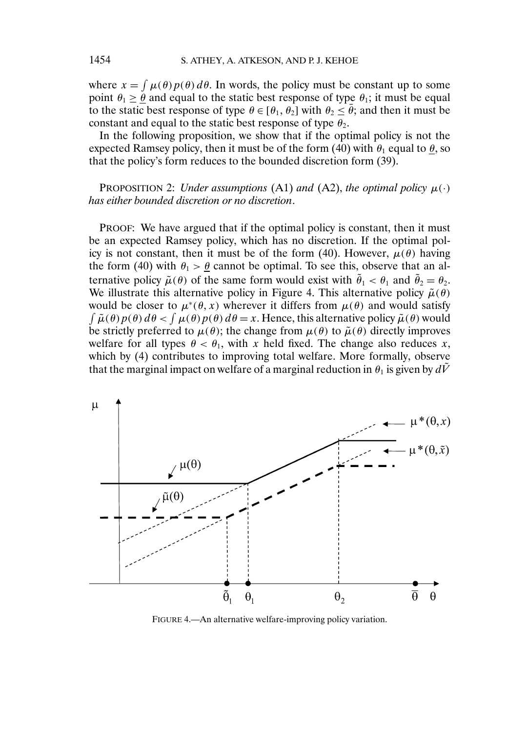where $x = \int \mu(\theta) p(\theta)\, d\theta$. In words, the policy must be constant up to some point $\theta_1 \geq \underline{\theta}$ and equal to the static best response of type $\theta_1$; it must be equal to the static best response of type $\theta \in [\theta_1, \theta_2]$ with $\theta_2 \leq \bar{\theta}$; and then it must be constant and equal to the static best response of type $\theta_2$.

In the following proposition, we show that if the optimal policy is not the expected Ramsey policy, then it must be of the form (40) with $\theta_1$ equal to $\underline{\theta}$, so that the policy's form reduces to the bounded discretion form (39).

PROPOSITION 2: *Under assumptions* (A1) *and* (A2), *the optimal policy* $\mu(\cdot)$ *has either bounded discretion or no discretion*.

PROOF: We have argued that if the optimal policy is constant, then it must be an expected Ramsey policy, which has no discretion. If the optimal policy is not constant, then it must be of the form (40). However, $\mu(\theta)$ having the form (40) with $\theta_1 > \underline{\theta}$ cannot be optimal. To see this, observe that an alternative policy $\tilde{\mu}(\theta)$ of the same form would exist with $\tilde{\theta}_1 < \theta_1$ and $\tilde{\theta}_2 = \theta_2$. We illustrate this alternative policy in Figure 4. This alternative policy $\tilde{\mu}(\theta)$ would be closer to $\mu^*(\theta, x)$ wherever it differs from $\mu(\theta)$ and would satisfy $\int \tilde{\mu}(\theta) p(\theta)\, d\theta < \int \mu(\theta) p(\theta)\, d\theta = x$. Hence, this alternative policy $\tilde{\mu}(\theta)$ would be strictly preferred to $\mu(\theta)$; the change from $\mu(\theta)$ to $\tilde{\mu}(\theta)$ directly improves welfare for all types $\theta < \theta_1$, with $x$ held fixed. The change also reduces $x$, which by (4) contributes to improving total welfare. More formally, observe that the marginal impact on welfare of a marginal reduction in $\theta_1$ is given by $d\tilde{V}$

FIGURE 4.—An alternative welfare-improving policy variation.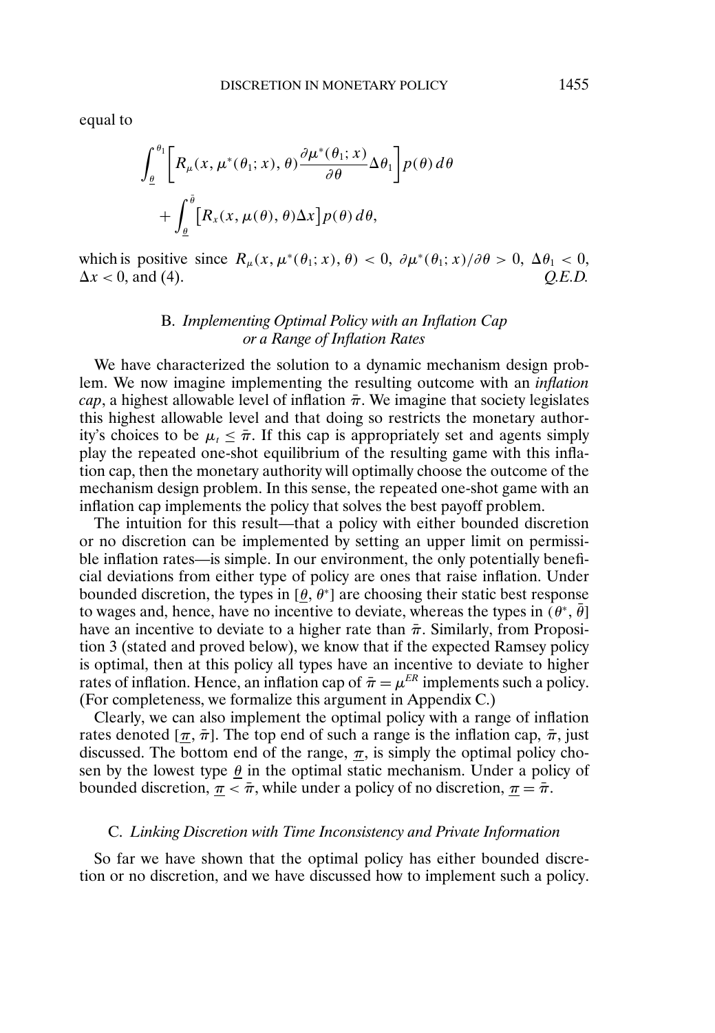equal to

$$\int_{\underline{\theta}}^{\theta_1} \left[ R_\mu(x, \mu^*(\theta_1; x), \theta) \frac{\partial \mu^*(\theta_1; x)}{\partial \theta} \Delta \theta_1 \right] p(\theta)\, d\theta + \int_{\underline{\theta}}^{\bar{\theta}} \left[ R_x(x, \mu(\theta), \theta) \Delta x \right] p(\theta)\, d\theta,$$

which is positive since $R_\mu(x, \mu^*(\theta_1; x), \theta) < 0$, $\partial \mu^*(\theta_1; x)/\partial \theta > 0$, $\Delta \theta_1 < 0$, $\Delta x < 0$, and (4). *Q.E.D.*

### B. *Implementing Optimal Policy with an Inflation Cap or a Range of Inflation Rates*

We have characterized the solution to a dynamic mechanism design problem. We now imagine implementing the resulting outcome with an *inflation cap*, a highest allowable level of inflation $\bar{\pi}$. We imagine that society legislates this highest allowable level and that doing so restricts the monetary authority's choices to be $\mu_t \leq \bar{\pi}$. If this cap is appropriately set and agents simply play the repeated one-shot equilibrium of the resulting game with this inflation cap, then the monetary authority will optimally choose the outcome of the mechanism design problem. In this sense, the repeated one-shot game with an inflation cap implements the policy that solves the best payoff problem.

The intuition for this result—that a policy with either bounded discretion or no discretion can be implemented by setting an upper limit on permissible inflation rates—is simple. In our environment, the only potentially beneficial deviations from either type of policy are ones that raise inflation. Under bounded discretion, the types in $[\underline{\theta}, \theta^*]$ are choosing their static best response to wages and, hence, have no incentive to deviate, whereas the types in $(\theta^*, \bar{\theta}]$ have an incentive to deviate to a higher rate than $\bar{\pi}$. Similarly, from Proposition 3 (stated and proved below), we know that if the expected Ramsey policy is optimal, then at this policy all types have an incentive to deviate to higher rates of inflation. Hence, an inflation cap of $\bar{\pi} = \mu^{ER}$ implements such a policy. (For completeness, we formalize this argument in Appendix C.)

Clearly, we can also implement the optimal policy with a range of inflation rates denoted $[\underline{\pi}, \bar{\pi}]$. The top end of such a range is the inflation cap, $\bar{\pi}$, just discussed. The bottom end of the range, $\underline{\pi}$, is simply the optimal policy chosen by the lowest type $\underline{\theta}$ in the optimal static mechanism. Under a policy of bounded discretion, $\underline{\pi} < \bar{\pi}$, while under a policy of no discretion, $\underline{\pi} = \bar{\pi}$.

### C. *Linking Discretion with Time Inconsistency and Private Information*

So far we have shown that the optimal policy has either bounded discretion or no discretion, and we have discussed how to implement such a policy.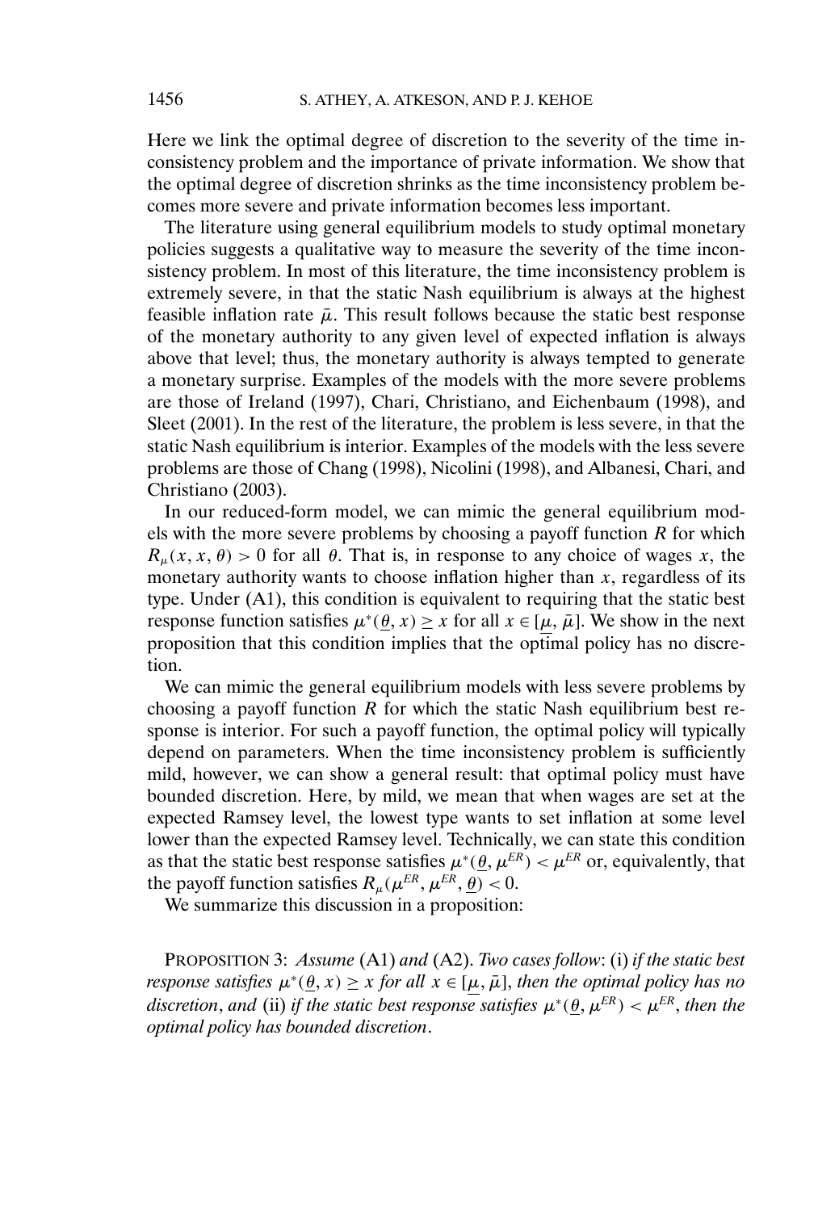Here we link the optimal degree of discretion to the severity of the time inconsistency problem and the importance of private information. We show that the optimal degree of discretion shrinks as the time inconsistency problem becomes more severe and private information becomes less important.

The literature using general equilibrium models to study optimal monetary policies suggests a qualitative way to measure the severity of the time inconsistency problem. In most of this literature, the time inconsistency problem is extremely severe, in that the static Nash equilibrium is always at the highest feasible inflation rate $\bar{\mu}$. This result follows because the static best response of the monetary authority to any given level of expected inflation is always above that level; thus, the monetary authority is always tempted to generate a monetary surprise. Examples of the models with the more severe problems are those of Ireland (1997), Chari, Christiano, and Eichenbaum (1998), and Sleet (2001). In the rest of the literature, the problem is less severe, in that the static Nash equilibrium is interior. Examples of the models with the less severe problems are those of Chang (1998), Nicolini (1998), and Albanesi, Chari, and Christiano (2003).

In our reduced-form model, we can mimic the general equilibrium models with the more severe problems by choosing a payoff function $R$ for which $R_\mu(x, x, \theta) > 0$ for all $\theta$. That is, in response to any choice of wages $x$, the monetary authority wants to choose inflation higher than $x$, regardless of its type. Under (A1), this condition is equivalent to requiring that the static best response function satisfies $\mu^*(\underline{\theta}, x) \geq x$ for all $x \in [\underline{\mu}, \bar{\mu}]$. We show in the next proposition that this condition implies that the optimal policy has no discretion.

We can mimic the general equilibrium models with less severe problems by choosing a payoff function $R$ for which the static Nash equilibrium best response is interior. For such a payoff function, the optimal policy will typically depend on parameters. When the time inconsistency problem is sufficiently mild, however, we can show a general result: that optimal policy must have bounded discretion. Here, by mild, we mean that when wages are set at the expected Ramsey level, the lowest type wants to set inflation at some level lower than the expected Ramsey level. Technically, we can state this condition as that the static best response satisfies $\mu^*(\underline{\theta}, \mu^{ER}) < \mu^{ER}$ or, equivalently, that the payoff function satisfies $R_\mu(\mu^{ER}, \mu^{ER}, \underline{\theta}) < 0$.

We summarize this discussion in a proposition:

PROPOSITION 3: *Assume* (A1) *and* (A2). *Two cases follow*: (i) *if the static best response satisfies* $\mu^*(\underline{\theta}, x) \geq x$ *for all* $x \in [\underline{\mu}, \bar{\mu}]$, *then the optimal policy has no discretion*, *and* (ii) *if the static best response satisfies* $\mu^*(\underline{\theta}, \mu^{ER}) < \mu^{ER}$, *then the optimal policy has bounded discretion*.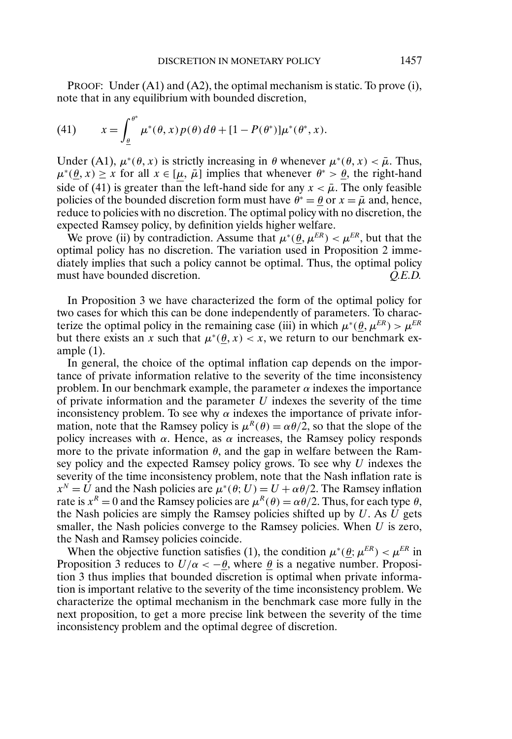PROOF: Under (A1) and (A2), the optimal mechanism is static. To prove (i), note that in any equilibrium with bounded discretion,

$$x = \int_{\underline{\theta}}^{\theta^*} \mu^*(\theta, x) p(\theta)\, d\theta + [1 - P(\theta^*)]\mu^*(\theta^*, x). \tag{41}$$

Under (A1), $\mu^*(\theta, x)$ is strictly increasing in $\theta$ whenever $\mu^*(\theta, x) < \bar{\mu}$. Thus, $\mu^*(\underline{\theta}, x) \geq x$ for all $x \in [\underline{\mu}, \bar{\mu}]$ implies that whenever $\theta^* > \underline{\theta}$, the right-hand side of (41) is greater than the left-hand side for any $x < \bar{\mu}$. The only feasible policies of the bounded discretion form must have $\theta^* = \underline{\theta}$ or $x = \bar{\mu}$ and, hence, reduce to policies with no discretion. The optimal policy with no discretion, the expected Ramsey policy, by definition yields higher welfare.

We prove (ii) by contradiction. Assume that $\mu^*(\underline{\theta}, \mu^{ER}) < \mu^{ER}$, but that the optimal policy has no discretion. The variation used in Proposition 2 immediately implies that such a policy cannot be optimal. Thus, the optimal policy must have bounded discretion. *Q.E.D.*

In Proposition 3 we have characterized the form of the optimal policy for two cases for which this can be done independently of parameters. To characterize the optimal policy in the remaining case (iii) in which $\mu^*(\underline{\theta}, \mu^{ER}) > \mu^{ER}$ but there exists an $x$ such that $\mu^*(\underline{\theta}, x) < x$, we return to our benchmark example (1).

In general, the choice of the optimal inflation cap depends on the importance of private information relative to the severity of the time inconsistency problem. In our benchmark example, the parameter $\alpha$ indexes the importance of private information and the parameter $U$ indexes the severity of the time inconsistency problem. To see why $\alpha$ indexes the importance of private information, note that the Ramsey policy is $\mu^R(\theta) = \alpha\theta/2$, so that the slope of the policy increases with $\alpha$. Hence, as $\alpha$ increases, the Ramsey policy responds more to the private information $\theta$, and the gap in welfare between the Ramsey policy and the expected Ramsey policy grows. To see why $U$ indexes the severity of the time inconsistency problem, note that the Nash inflation rate is $x^N = U$ and the Nash policies are $\mu^*(\theta; U) = U + \alpha\theta/2$. The Ramsey inflation rate is $x^R = 0$ and the Ramsey policies are $\mu^R(\theta) = \alpha\theta/2$. Thus, for each type $\theta$, the Nash policies are simply the Ramsey policies shifted up by $U$. As $U$ gets smaller, the Nash policies converge to the Ramsey policies. When $U$ is zero, the Nash and Ramsey policies coincide.

When the objective function satisfies (1), the condition $\mu^*(\underline{\theta}; \mu^{ER}) < \mu^{ER}$ in Proposition 3 reduces to $U/\alpha < -\underline{\theta}$, where $\underline{\theta}$ is a negative number. Proposition 3 thus implies that bounded discretion is optimal when private information is important relative to the severity of the time inconsistency problem. We characterize the optimal mechanism in the benchmark case more fully in the next proposition, to get a more precise link between the severity of the time inconsistency problem and the optimal degree of discretion.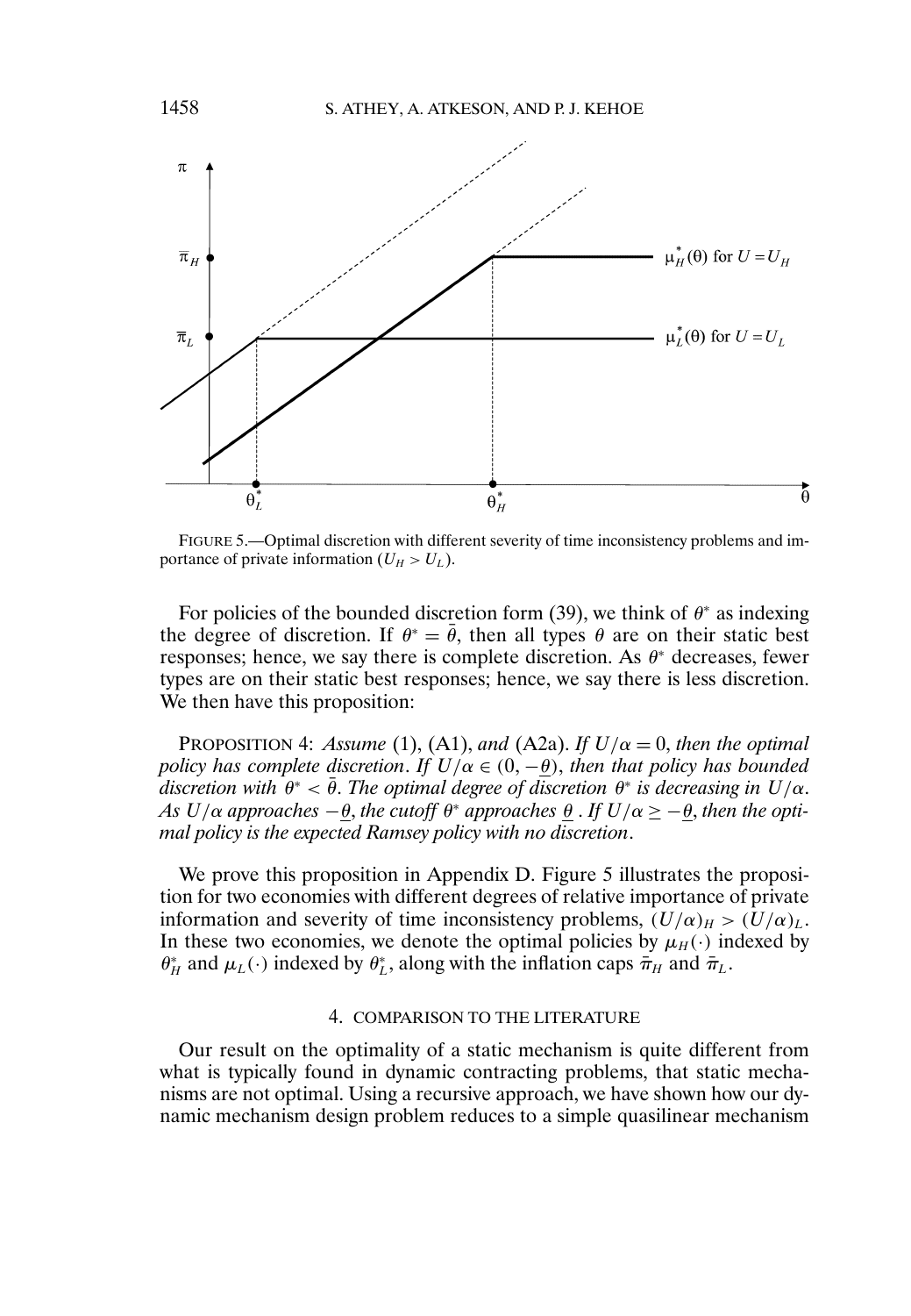FIGURE 5.—Optimal discretion with different severity of time inconsistency problems and importance of private information ($U_H > U_L$).

For policies of the bounded discretion form (39), we think of $\theta^*$ as indexing the degree of discretion. If $\theta^* = \bar{\theta}$, then all types $\theta$ are on their static best responses; hence, we say there is complete discretion. As $\theta^*$ decreases, fewer types are on their static best responses; hence, we say there is less discretion. We then have this proposition:

PROPOSITION 4: *Assume* (1), (A1), *and* (A2a). *If* $U/\alpha = 0$, *then the optimal policy has complete discretion. If* $U/\alpha \in (0, -\underline{\theta})$, *then that policy has bounded discretion with* $\theta^* < \bar{\theta}$. *The optimal degree of discretion* $\theta^*$ *is decreasing in* $U/\alpha$. *As* $U/\alpha$ *approaches* $-\underline{\theta}$, *the cutoff* $\theta^*$ *approaches* $\underline{\theta}$. *If* $U/\alpha \geq -\underline{\theta}$, *then the optimal policy is the expected Ramsey policy with no discretion.*

We prove this proposition in Appendix D. Figure 5 illustrates the proposition for two economies with different degrees of relative importance of private information and severity of time inconsistency problems, $(U/\alpha)_H > (U/\alpha)_L$. In these two economies, we denote the optimal policies by $\mu_H(\cdot)$ indexed by $\theta_H^*$ and $\mu_L(\cdot)$ indexed by $\theta_L^*$, along with the inflation caps $\bar{\pi}_H$ and $\bar{\pi}_L$.

## 4. COMPARISON TO THE LITERATURE

Our result on the optimality of a static mechanism is quite different from what is typically found in dynamic contracting problems, that static mechanisms are not optimal. Using a recursive approach, we have shown how our dynamic mechanism design problem reduces to a simple quasilinear mechanism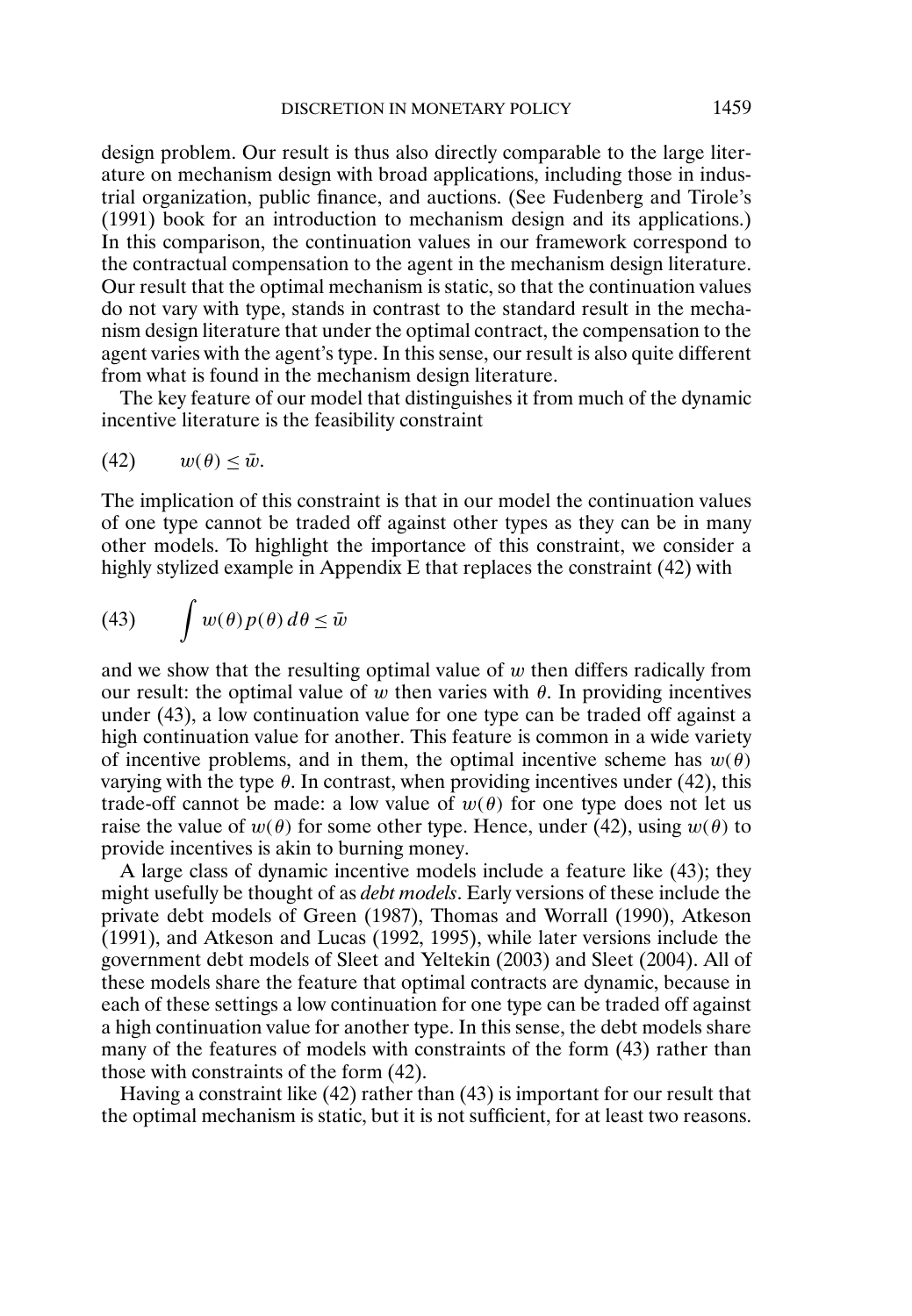design problem. Our result is thus also directly comparable to the large literature on mechanism design with broad applications, including those in industrial organization, public finance, and auctions. (See Fudenberg and Tirole's (1991) book for an introduction to mechanism design and its applications.) In this comparison, the continuation values in our framework correspond to the contractual compensation to the agent in the mechanism design literature. Our result that the optimal mechanism is static, so that the continuation values do not vary with type, stands in contrast to the standard result in the mechanism design literature that under the optimal contract, the compensation to the agent varies with the agent's type. In this sense, our result is also quite different from what is found in the mechanism design literature.

The key feature of our model that distinguishes it from much of the dynamic incentive literature is the feasibility constraint

$$w(\theta) \leq \bar{w}. \tag{42}$$

The implication of this constraint is that in our model the continuation values of one type cannot be traded off against other types as they can be in many other models. To highlight the importance of this constraint, we consider a highly stylized example in Appendix E that replaces the constraint (42) with

$$\int w(\theta) p(\theta)\, d\theta \leq \bar{w} \tag{43}$$

and we show that the resulting optimal value of $w$ then differs radically from our result: the optimal value of $w$ then varies with $\theta$. In providing incentives under (43), a low continuation value for one type can be traded off against a high continuation value for another. This feature is common in a wide variety of incentive problems, and in them, the optimal incentive scheme has $w(\theta)$ varying with the type $\theta$. In contrast, when providing incentives under (42), this trade-off cannot be made: a low value of $w(\theta)$ for one type does not let us raise the value of $w(\theta)$ for some other type. Hence, under (42), using $w(\theta)$ to provide incentives is akin to burning money.

A large class of dynamic incentive models include a feature like (43); they might usefully be thought of as *debt models*. Early versions of these include the private debt models of Green (1987), Thomas and Worrall (1990), Atkeson (1991), and Atkeson and Lucas (1992, 1995), while later versions include the government debt models of Sleet and Yeltekin (2003) and Sleet (2004). All of these models share the feature that optimal contracts are dynamic, because in each of these settings a low continuation for one type can be traded off against a high continuation value for another type. In this sense, the debt models share many of the features of models with constraints of the form (43) rather than those with constraints of the form (42).

Having a constraint like (42) rather than (43) is important for our result that the optimal mechanism is static, but it is not sufficient, for at least two reasons.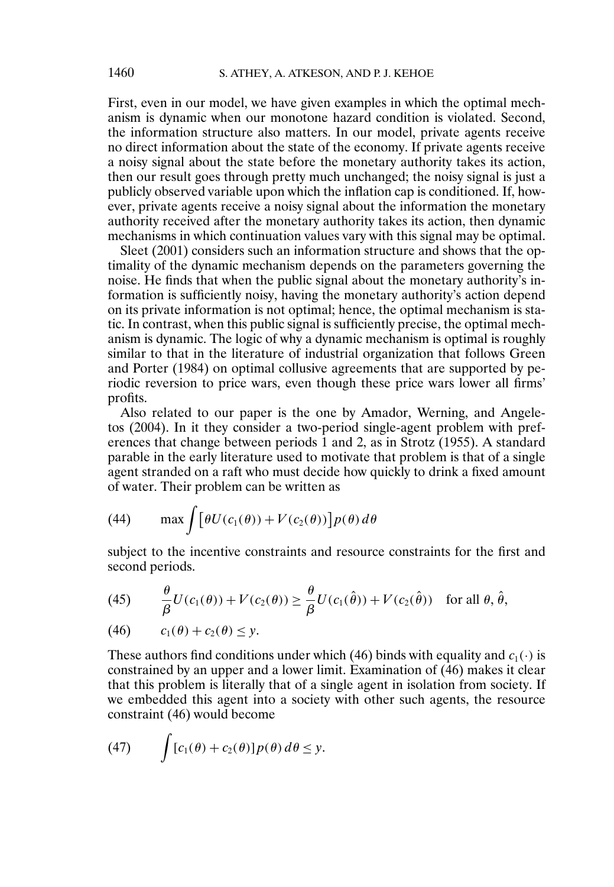First, even in our model, we have given examples in which the optimal mechanism is dynamic when our monotone hazard condition is violated. Second, the information structure also matters. In our model, private agents receive no direct information about the state of the economy. If private agents receive a noisy signal about the state before the monetary authority takes its action, then our result goes through pretty much unchanged; the noisy signal is just a publicly observed variable upon which the inflation cap is conditioned. If, however, private agents receive a noisy signal about the information the monetary authority received after the monetary authority takes its action, then dynamic mechanisms in which continuation values vary with this signal may be optimal.

Sleet (2001) considers such an information structure and shows that the optimality of the dynamic mechanism depends on the parameters governing the noise. He finds that when the public signal about the monetary authority's information is sufficiently noisy, having the monetary authority's action depend on its private information is not optimal; hence, the optimal mechanism is static. In contrast, when this public signal is sufficiently precise, the optimal mechanism is dynamic. The logic of why a dynamic mechanism is optimal is roughly similar to that in the literature of industrial organization that follows Green and Porter (1984) on optimal collusive agreements that are supported by periodic reversion to price wars, even though these price wars lower all firms' profits.

Also related to our paper is the one by Amador, Werning, and Angeletos (2004). In it they consider a two-period single-agent problem with preferences that change between periods 1 and 2, as in Strotz (1955). A standard parable in the early literature used to motivate that problem is that of a single agent stranded on a raft who must decide how quickly to drink a fixed amount of water. Their problem can be written as

$$\max \int \big[\theta U(c_1(\theta)) + V(c_2(\theta))\big] p(\theta)\, d\theta \tag{44}$$

subject to the incentive constraints and resource constraints for the first and second periods.

$$\frac{\theta}{\beta} U(c_1(\theta)) + V(c_2(\theta)) \geq \frac{\theta}{\beta} U(c_1(\hat{\theta})) + V(c_2(\hat{\theta})) \quad \text{for all } \theta, \hat{\theta}, \tag{45}$$

$$c_1(\theta) + c_2(\theta) \leq y. \tag{46}$$

These authors find conditions under which (46) binds with equality and $c_1(\cdot)$ is constrained by an upper and a lower limit. Examination of (46) makes it clear that this problem is literally that of a single agent in isolation from society. If we embedded this agent into a society with other such agents, the resource constraint (46) would become

$$\int [c_1(\theta) + c_2(\theta)] p(\theta)\, d\theta \leq y. \tag{47}$$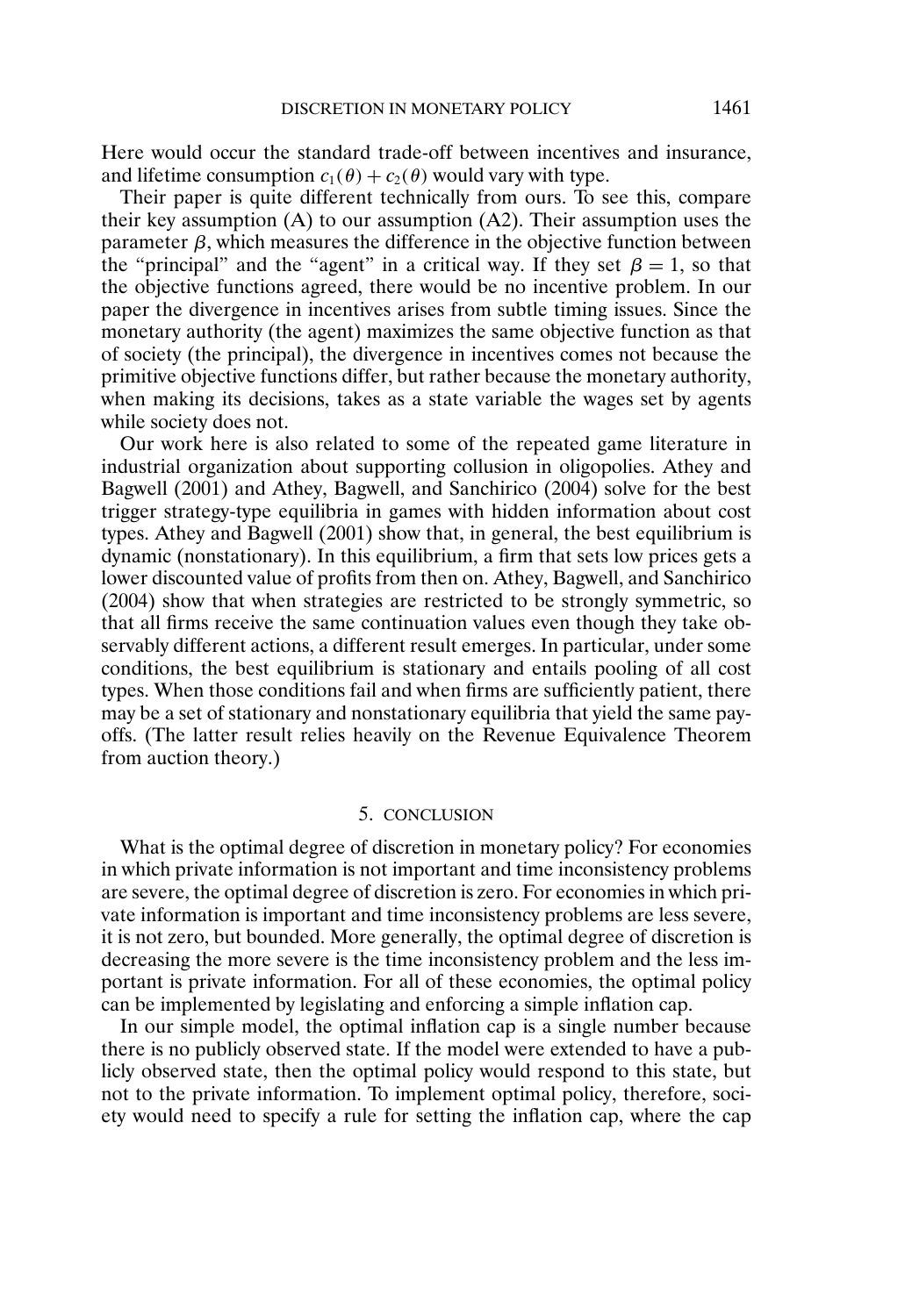Here would occur the standard trade-off between incentives and insurance, and lifetime consumption $c_1(\theta) + c_2(\theta)$ would vary with type.

Their paper is quite different technically from ours. To see this, compare their key assumption (A) to our assumption (A2). Their assumption uses the parameter $\beta$, which measures the difference in the objective function between the "principal" and the "agent" in a critical way. If they set $\beta = 1$, so that the objective functions agreed, there would be no incentive problem. In our paper the divergence in incentives arises from subtle timing issues. Since the monetary authority (the agent) maximizes the same objective function as that of society (the principal), the divergence in incentives comes not because the primitive objective functions differ, but rather because the monetary authority, when making its decisions, takes as a state variable the wages set by agents while society does not.

Our work here is also related to some of the repeated game literature in industrial organization about supporting collusion in oligopolies. Athey and Bagwell (2001) and Athey, Bagwell, and Sanchirico (2004) solve for the best trigger strategy-type equilibria in games with hidden information about cost types. Athey and Bagwell (2001) show that, in general, the best equilibrium is dynamic (nonstationary). In this equilibrium, a firm that sets low prices gets a lower discounted value of profits from then on. Athey, Bagwell, and Sanchirico (2004) show that when strategies are restricted to be strongly symmetric, so that all firms receive the same continuation values even though they take observably different actions, a different result emerges. In particular, under some conditions, the best equilibrium is stationary and entails pooling of all cost types. When those conditions fail and when firms are sufficiently patient, there may be a set of stationary and nonstationary equilibria that yield the same payoffs. (The latter result relies heavily on the Revenue Equivalence Theorem from auction theory.)

## 5. CONCLUSION

What is the optimal degree of discretion in monetary policy? For economies in which private information is not important and time inconsistency problems are severe, the optimal degree of discretion is zero. For economies in which private information is important and time inconsistency problems are less severe, it is not zero, but bounded. More generally, the optimal degree of discretion is decreasing the more severe is the time inconsistency problem and the less important is private information. For all of these economies, the optimal policy can be implemented by legislating and enforcing a simple inflation cap.

In our simple model, the optimal inflation cap is a single number because there is no publicly observed state. If the model were extended to have a publicly observed state, then the optimal policy would respond to this state, but not to the private information. To implement optimal policy, therefore, society would need to specify a rule for setting the inflation cap, where the cap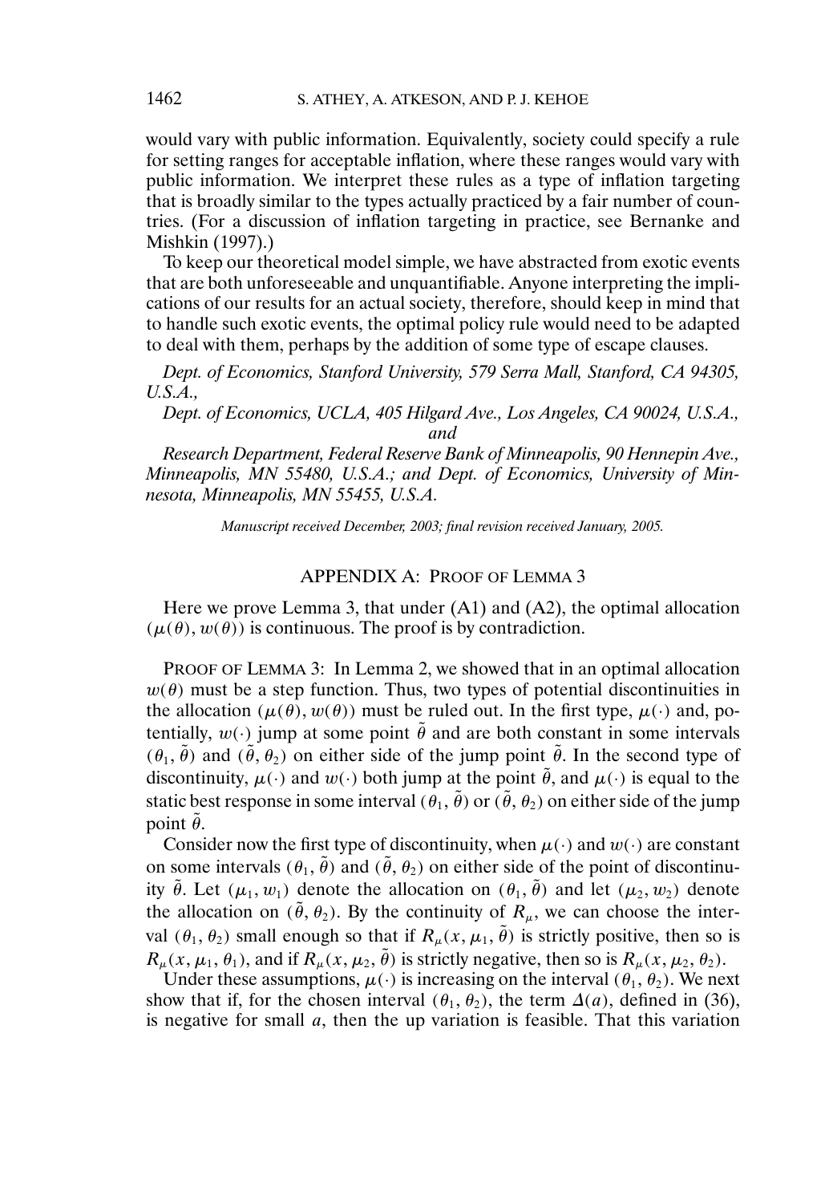would vary with public information. Equivalently, society could specify a rule for setting ranges for acceptable inflation, where these ranges would vary with public information. We interpret these rules as a type of inflation targeting that is broadly similar to the types actually practiced by a fair number of countries. (For a discussion of inflation targeting in practice, see Bernanke and Mishkin (1997).)

To keep our theoretical model simple, we have abstracted from exotic events that are both unforeseeable and unquantifiable. Anyone interpreting the implications of our results for an actual society, therefore, should keep in mind that to handle such exotic events, the optimal policy rule would need to be adapted to deal with them, perhaps by the addition of some type of escape clauses.

*Dept. of Economics, Stanford University, 579 Serra Mall, Stanford, CA 94305, U.S.A.,*

*Dept. of Economics, UCLA, 405 Hilgard Ave., Los Angeles, CA 90024, U.S.A., and*

*Research Department, Federal Reserve Bank of Minneapolis, 90 Hennepin Ave., Minneapolis, MN 55480, U.S.A.; and Dept. of Economics, University of Minnesota, Minneapolis, MN 55455, U.S.A.*

*Manuscript received December, 2003; final revision received January, 2005.*

## APPENDIX A: PROOF OF LEMMA 3

Here we prove Lemma 3, that under (A1) and (A2), the optimal allocation $(\mu(\theta), w(\theta))$ is continuous. The proof is by contradiction.

PROOF OF LEMMA 3: In Lemma 2, we showed that in an optimal allocation $w(\theta)$ must be a step function. Thus, two types of potential discontinuities in the allocation $(\mu(\theta), w(\theta))$ must be ruled out. In the first type, $\mu(\cdot)$ and, potentially, $w(\cdot)$ jump at some point $\tilde{\theta}$ and are both constant in some intervals $(\theta_1, \tilde{\theta})$ and $(\tilde{\theta}, \theta_2)$ on either side of the jump point $\tilde{\theta}$. In the second type of discontinuity, $\mu(\cdot)$ and $w(\cdot)$ both jump at the point $\tilde{\theta}$, and $\mu(\cdot)$ is equal to the static best response in some interval $(\theta_1, \tilde{\theta})$ or $(\tilde{\theta}, \theta_2)$ on either side of the jump point $\tilde{\theta}$.

Consider now the first type of discontinuity, when $\mu(\cdot)$ and $w(\cdot)$ are constant on some intervals $(\theta_1, \tilde{\theta})$ and $(\tilde{\theta}, \theta_2)$ on either side of the point of discontinuity $\tilde{\theta}$. Let $(\mu_1, w_1)$ denote the allocation on $(\theta_1, \tilde{\theta})$ and let $(\mu_2, w_2)$ denote the allocation on $(\tilde{\theta}, \theta_2)$. By the continuity of $R_\mu$, we can choose the interval $(\theta_1, \theta_2)$ small enough so that if $R_\mu(x, \mu_1, \tilde{\theta})$ is strictly positive, then so is $R_\mu(x, \mu_1, \theta_1)$, and if $R_\mu(x, \mu_2, \tilde{\theta})$ is strictly negative, then so is $R_\mu(x, \mu_2, \theta_2)$.

Under these assumptions, $\mu(\cdot)$ is increasing on the interval $(\theta_1, \theta_2)$. We next show that if, for the chosen interval $(\theta_1, \theta_2)$, the term $\Delta(a)$, defined in (36), is negative for small $a$, then the up variation is feasible. That this variation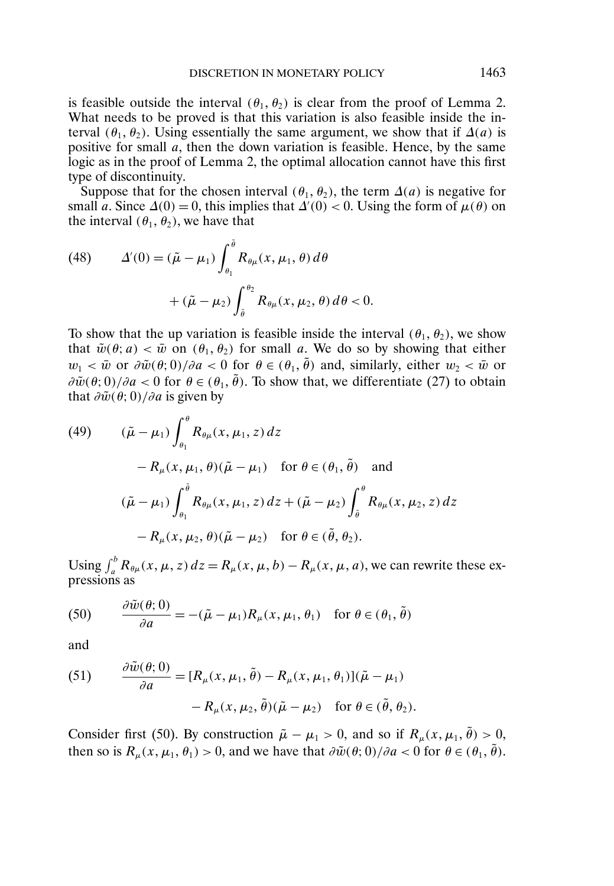is feasible outside the interval $(\theta_1, \theta_2)$ is clear from the proof of Lemma 2. What needs to be proved is that this variation is also feasible inside the interval $(\theta_1, \theta_2)$. Using essentially the same argument, we show that if $\Delta(a)$ is positive for small $a$, then the down variation is feasible. Hence, by the same logic as in the proof of Lemma 2, the optimal allocation cannot have this first type of discontinuity.

Suppose that for the chosen interval $(\theta_1, \theta_2)$, the term $\Delta(a)$ is negative for small $a$. Since $\Delta(0) = 0$, this implies that $\Delta'(0) < 0$. Using the form of $\mu(\theta)$ on the interval $(\theta_1, \theta_2)$, we have that

$$\Delta'(0) = (\tilde{\mu} - \mu_1)\int_{\theta_1}^{\tilde{\theta}} R_{\theta\mu}(x, \mu_1, \theta)\, d\theta + (\tilde{\mu} - \mu_2)\int_{\tilde{\theta}}^{\theta_2} R_{\theta\mu}(x, \mu_2, \theta)\, d\theta < 0. \tag{48}$$

To show that the up variation is feasible inside the interval $(\theta_1, \theta_2)$, we show that $\tilde{w}(\theta; a) < \bar{w}$ on $(\theta_1, \theta_2)$ for small $a$. We do so by showing that either $w_1 < \bar{w}$ or $\partial\tilde{w}(\theta; 0)/\partial a < 0$ for $\theta \in (\theta_1, \tilde{\theta})$ and, similarly, either $w_2 < \bar{w}$ or $\partial\tilde{w}(\theta; 0)/\partial a < 0$ for $\theta \in (\theta_1, \tilde{\theta})$. To show that, we differentiate (27) to obtain that $\partial\tilde{w}(\theta; 0)/\partial a$ is given by

$$\begin{aligned}
&(\tilde{\mu} - \mu_1)\int_{\theta_1}^{\theta} R_{\theta\mu}(x, \mu_1, z)\, dz \\
&\quad - R_{\mu}(x, \mu_1, \theta)(\tilde{\mu} - \mu_1) \quad \text{for } \theta \in (\theta_1, \tilde{\theta}) \quad \text{and} \\
&(\tilde{\mu} - \mu_1)\int_{\theta_1}^{\tilde{\theta}} R_{\theta\mu}(x, \mu_1, z)\, dz + (\tilde{\mu} - \mu_2)\int_{\tilde{\theta}}^{\theta} R_{\theta\mu}(x, \mu_2, z)\, dz \\
&\quad - R_{\mu}(x, \mu_2, \theta)(\tilde{\mu} - \mu_2) \quad \text{for } \theta \in (\tilde{\theta}, \theta_2).
\end{aligned} \tag{49}$$

Using $\int_a^b R_{\theta\mu}(x, \mu, z)\, dz = R_{\mu}(x, \mu, b) - R_{\mu}(x, \mu, a)$, we can rewrite these expressions as

$$\frac{\partial\tilde{w}(\theta; 0)}{\partial a} = -(\tilde{\mu} - \mu_1)R_{\mu}(x, \mu_1, \theta_1) \quad \text{for } \theta \in (\theta_1, \tilde{\theta}) \tag{50}$$

and

$$\frac{\partial\tilde{w}(\theta; 0)}{\partial a} = [R_{\mu}(x, \mu_1, \tilde{\theta}) - R_{\mu}(x, \mu_1, \theta_1)](\tilde{\mu} - \mu_1) - R_{\mu}(x, \mu_2, \tilde{\theta})(\tilde{\mu} - \mu_2) \quad \text{for } \theta \in (\tilde{\theta}, \theta_2). \tag{51}$$

Consider first (50). By construction $\tilde{\mu} - \mu_1 > 0$, and so if $R_{\mu}(x, \mu_1, \tilde{\theta}) > 0$, then so is $R_{\mu}(x, \mu_1, \theta_1) > 0$, and we have that $\partial\tilde{w}(\theta; 0)/\partial a < 0$ for $\theta \in (\theta_1, \tilde{\theta})$.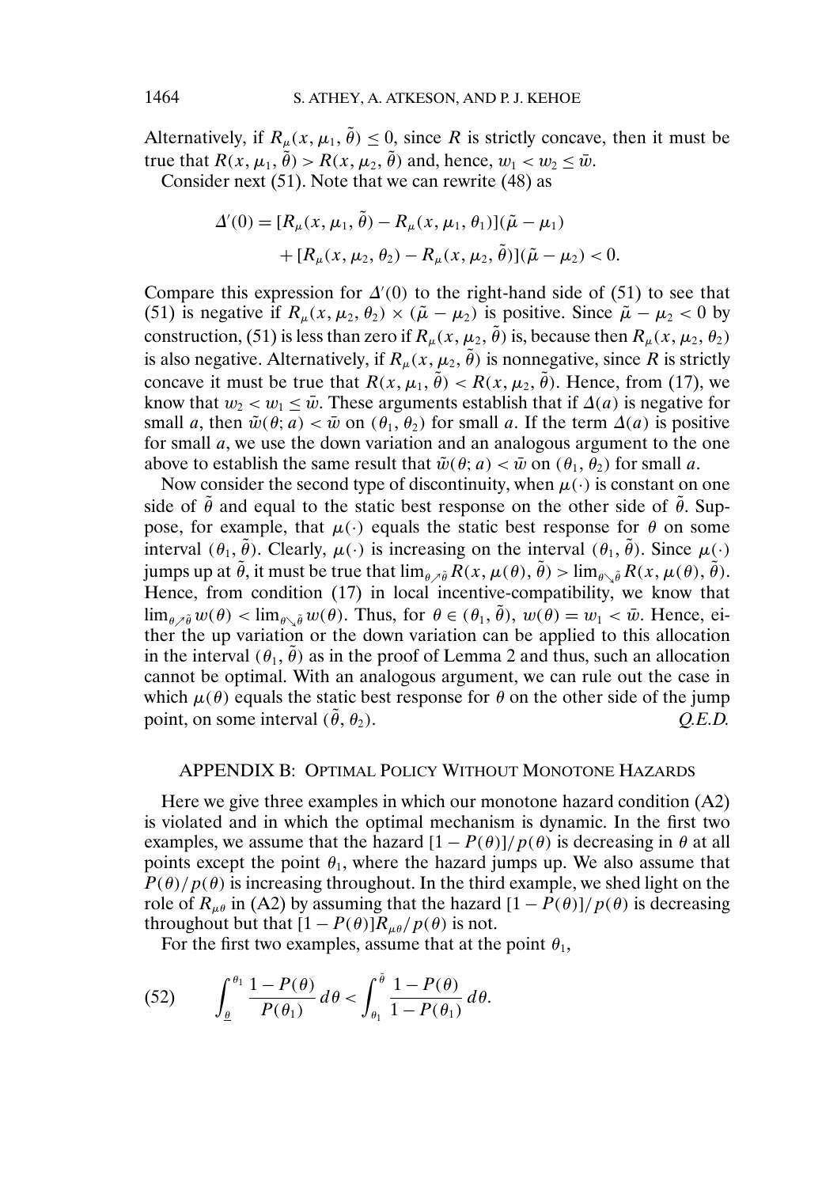Alternatively, if $R_\mu(x, \mu_1, \tilde{\theta}) \leq 0$, since $R$ is strictly concave, then it must be true that $R(x, \mu_1, \tilde{\theta}) > R(x, \mu_2, \tilde{\theta})$ and, hence, $w_1 < w_2 \leq \bar{w}$.

Consider next (51). Note that we can rewrite (48) as

$$\Delta'(0) = [R_\mu(x, \mu_1, \tilde{\theta}) - R_\mu(x, \mu_1, \theta_1)](\tilde{\mu} - \mu_1) + [R_\mu(x, \mu_2, \theta_2) - R_\mu(x, \mu_2, \tilde{\theta})](\tilde{\mu} - \mu_2) < 0.$$

Compare this expression for $\Delta'(0)$ to the right-hand side of (51) to see that (51) is negative if $R_\mu(x, \mu_2, \theta_2) \times (\tilde{\mu} - \mu_2)$ is positive. Since $\tilde{\mu} - \mu_2 < 0$ by construction, (51) is less than zero if $R_\mu(x, \mu_2, \tilde{\theta})$ is, because then $R_\mu(x, \mu_2, \theta_2)$ is also negative. Alternatively, if $R_\mu(x, \mu_2, \tilde{\theta})$ is nonnegative, since $R$ is strictly concave it must be true that $R(x, \mu_1, \tilde{\theta}) < R(x, \mu_2, \tilde{\theta})$. Hence, from (17), we know that $w_2 < w_1 \leq \bar{w}$. These arguments establish that if $\Delta(a)$ is negative for small $a$, then $\tilde{w}(\theta; a) < \bar{w}$ on $(\theta_1, \theta_2)$ for small $a$. If the term $\Delta(a)$ is positive for small $a$, we use the down variation and an analogous argument to the one above to establish the same result that $\tilde{w}(\theta; a) < \bar{w}$ on $(\theta_1, \theta_2)$ for small $a$.

Now consider the second type of discontinuity, when $\mu(\cdot)$ is constant on one side of $\tilde{\theta}$ and equal to the static best response on the other side of $\tilde{\theta}$. Suppose, for example, that $\mu(\cdot)$ equals the static best response for $\theta$ on some interval $(\theta_1, \tilde{\theta})$. Clearly, $\mu(\cdot)$ is increasing on the interval $(\theta_1, \tilde{\theta})$. Since $\mu(\cdot)$ jumps up at $\tilde{\theta}$, it must be true that $\lim_{\theta \nearrow \tilde{\theta}} R(x, \mu(\theta), \tilde{\theta}) > \lim_{\theta \searrow \tilde{\theta}} R(x, \mu(\theta), \tilde{\theta})$. Hence, from condition (17) in local incentive-compatibility, we know that $\lim_{\theta \nearrow \tilde{\theta}} w(\theta) < \lim_{\theta \searrow \tilde{\theta}} w(\theta)$. Thus, for $\theta \in (\theta_1, \tilde{\theta})$, $w(\theta) = w_1 < \bar{w}$. Hence, either the up variation or the down variation can be applied to this allocation in the interval $(\theta_1, \tilde{\theta})$ as in the proof of Lemma 2 and thus, such an allocation cannot be optimal. With an analogous argument, we can rule out the case in which $\mu(\theta)$ equals the static best response for $\theta$ on the other side of the jump point, on some interval $(\tilde{\theta}, \theta_2)$. *Q.E.D.*

## APPENDIX B: OPTIMAL POLICY WITHOUT MONOTONE HAZARDS

Here we give three examples in which our monotone hazard condition (A2) is violated and in which the optimal mechanism is dynamic. In the first two examples, we assume that the hazard $[1 - P(\theta)]/p(\theta)$ is decreasing in $\theta$ at all points except the point $\theta_1$, where the hazard jumps up. We also assume that $P(\theta)/p(\theta)$ is increasing throughout. In the third example, we shed light on the role of $R_{\mu\theta}$ in (A2) by assuming that the hazard $[1 - P(\theta)]/p(\theta)$ is decreasing throughout but that $[1 - P(\theta)]R_{\mu\theta}/p(\theta)$ is not.

For the first two examples, assume that at the point $\theta_1$,

$$\int_{\underline{\theta}}^{\theta_1} \frac{1 - P(\theta)}{P(\theta_1)}\, d\theta < \int_{\theta_1}^{\bar{\theta}} \frac{1 - P(\theta)}{1 - P(\theta_1)}\, d\theta. \tag{52}$$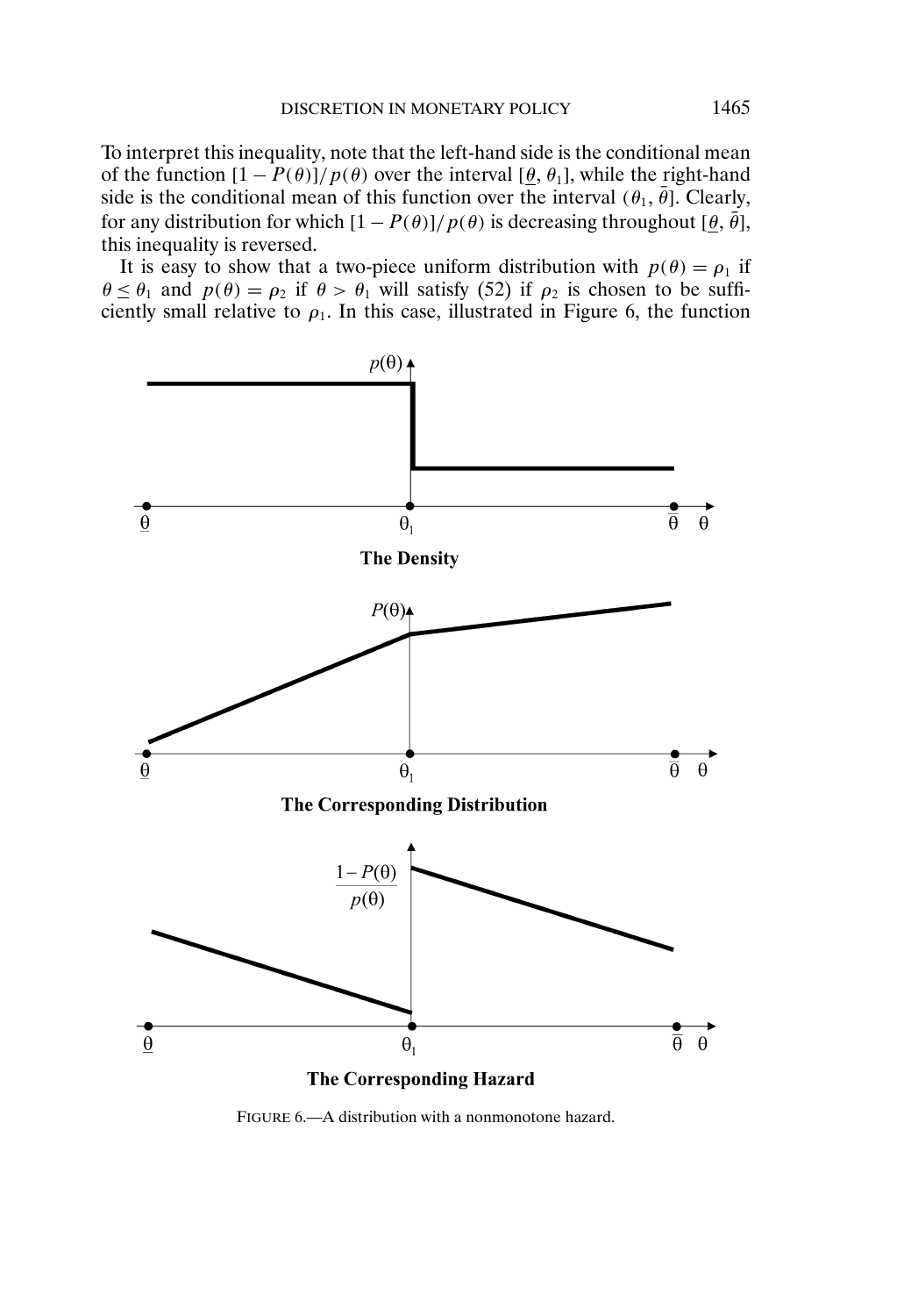To interpret this inequality, note that the left-hand side is the conditional mean of the function $[1 - P(\theta)]/p(\theta)$ over the interval $[\underline{\theta}, \theta_1]$, while the right-hand side is the conditional mean of this function over the interval $(\theta_1, \bar{\theta}]$. Clearly, for any distribution for which $[1 - P(\theta)]/p(\theta)$ is decreasing throughout $[\underline{\theta}, \bar{\theta}]$, this inequality is reversed.

It is easy to show that a two-piece uniform distribution with $p(\theta) = \rho_1$ if $\theta \leq \theta_1$ and $p(\theta) = \rho_2$ if $\theta > \theta_1$ will satisfy (52) if $\rho_2$ is chosen to be sufficiently small relative to $\rho_1$. In this case, illustrated in Figure 6, the function

FIGURE 6.—A distribution with a nonmonotone hazard.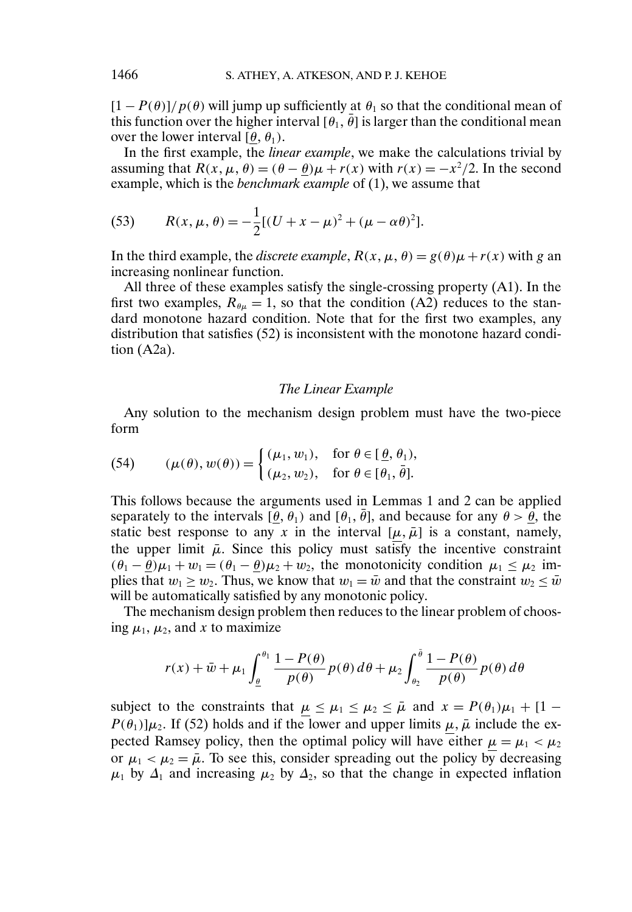$[1 - P(\theta)]/p(\theta)$ will jump up sufficiently at $\theta_1$ so that the conditional mean of this function over the higher interval $[\theta_1, \bar{\theta}]$ is larger than the conditional mean over the lower interval $[\underline{\theta}, \theta_1)$.

In the first example, the *linear example*, we make the calculations trivial by assuming that $R(x, \mu, \theta) = (\theta - \underline{\theta})\mu + r(x)$ with $r(x) = -x^2/2$. In the second example, which is the *benchmark example* of (1), we assume that

$$R(x, \mu, \theta) = -\frac{1}{2}[(U + x - \mu)^2 + (\mu - \alpha\theta)^2]. \tag{53}$$

In the third example, the *discrete example*, $R(x, \mu, \theta) = g(\theta)\mu + r(x)$ with $g$ an increasing nonlinear function.

All three of these examples satisfy the single-crossing property (A1). In the first two examples, $R_{\theta\mu} = 1$, so that the condition (A2) reduces to the standard monotone hazard condition. Note that for the first two examples, any distribution that satisfies (52) is inconsistent with the monotone hazard condition (A2a).

### *The Linear Example*

Any solution to the mechanism design problem must have the two-piece form

$$(\mu(\theta), w(\theta)) = \begin{cases} (\mu_1, w_1), & \text{for } \theta \in [\underline{\theta}, \theta_1), \\ (\mu_2, w_2), & \text{for } \theta \in [\theta_1, \bar{\theta}]. \end{cases} \tag{54}$$

This follows because the arguments used in Lemmas 1 and 2 can be applied separately to the intervals $[\underline{\theta}, \theta_1)$ and $[\theta_1, \bar{\theta}]$, and because for any $\theta > \underline{\theta}$, the static best response to any $x$ in the interval $[\underline{\mu}, \bar{\mu}]$ is a constant, namely, the upper limit $\bar{\mu}$. Since this policy must satisfy the incentive constraint $(\theta_1 - \underline{\theta})\mu_1 + w_1 = (\theta_1 - \underline{\theta})\mu_2 + w_2$, the monotonicity condition $\mu_1 \leq \mu_2$ implies that $w_1 \geq w_2$. Thus, we know that $w_1 = \bar{w}$ and that the constraint $w_2 \leq \bar{w}$ will be automatically satisfied by any monotonic policy.

The mechanism design problem then reduces to the linear problem of choosing $\mu_1$, $\mu_2$, and $x$ to maximize

$$r(x) + \bar{w} + \mu_1 \int_{\underline{\theta}}^{\theta_1} \frac{1 - P(\theta)}{p(\theta)} p(\theta)\, d\theta + \mu_2 \int_{\theta_2}^{\bar{\theta}} \frac{1 - P(\theta)}{p(\theta)} p(\theta)\, d\theta$$

subject to the constraints that $\underline{\mu} \leq \mu_1 \leq \mu_2 \leq \bar{\mu}$ and $x = P(\theta_1)\mu_1 + [1 - P(\theta_1)]\mu_2$. If (52) holds and if the lower and upper limits $\underline{\mu}, \bar{\mu}$ include the expected Ramsey policy, then the optimal policy will have either $\underline{\mu} = \mu_1 < \mu_2$ or $\mu_1 < \mu_2 = \bar{\mu}$. To see this, consider spreading out the policy by decreasing $\mu_1$ by $\Delta_1$ and increasing $\mu_2$ by $\Delta_2$, so that the change in expected inflation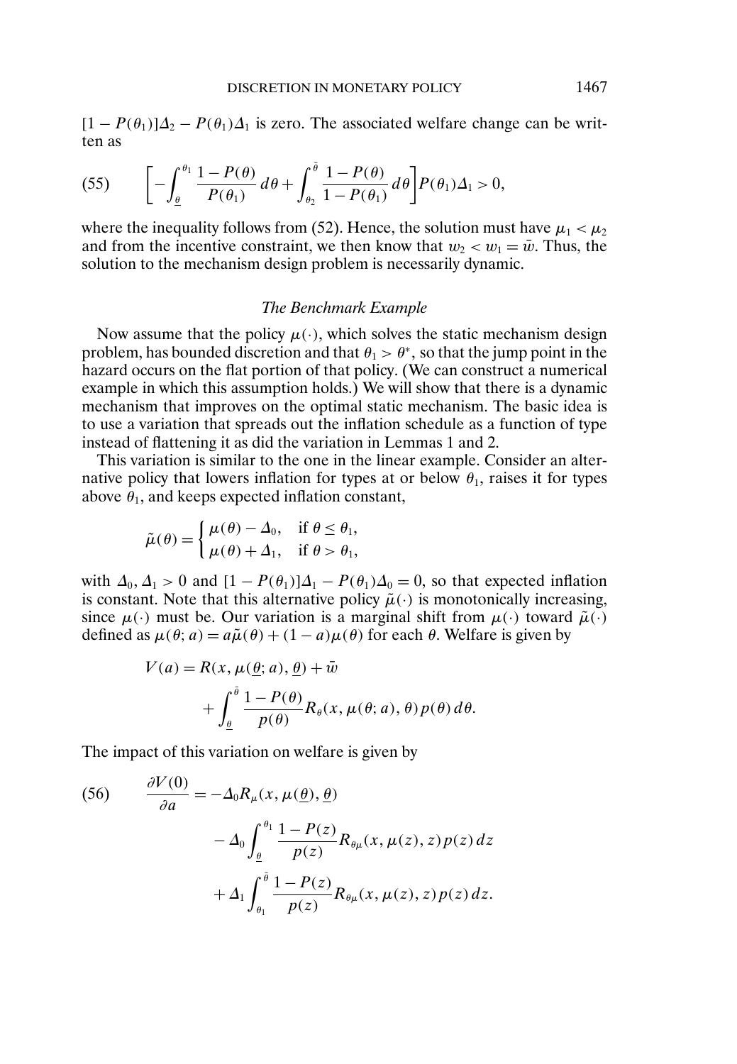$[1 - P(\theta_1)]\Delta_2 - P(\theta_1)\Delta_1$ is zero. The associated welfare change can be written as

$$\left[-\int_{\underline{\theta}}^{\theta_1} \frac{1-P(\theta)}{P(\theta_1)}\,d\theta + \int_{\theta_2}^{\bar{\theta}} \frac{1-P(\theta)}{1-P(\theta_1)}\,d\theta\right] P(\theta_1)\Delta_1 > 0, \tag{55}$$

where the inequality follows from (52). Hence, the solution must have $\mu_1 < \mu_2$ and from the incentive constraint, we then know that $w_2 < w_1 = \bar{w}$. Thus, the solution to the mechanism design problem is necessarily dynamic.

### *The Benchmark Example*

Now assume that the policy $\mu(\cdot)$, which solves the static mechanism design problem, has bounded discretion and that $\theta_1 > \theta^*$, so that the jump point in the hazard occurs on the flat portion of that policy. (We can construct a numerical example in which this assumption holds.) We will show that there is a dynamic mechanism that improves on the optimal static mechanism. The basic idea is to use a variation that spreads out the inflation schedule as a function of type instead of flattening it as did the variation in Lemmas 1 and 2.

This variation is similar to the one in the linear example. Consider an alternative policy that lowers inflation for types at or below $\theta_1$, raises it for types above $\theta_1$, and keeps expected inflation constant,

$$\tilde{\mu}(\theta) = \begin{cases} \mu(\theta) - \Delta_0, & \text{if } \theta \le \theta_1, \\ \mu(\theta) + \Delta_1, & \text{if } \theta > \theta_1, \end{cases}$$

with $\Delta_0, \Delta_1 > 0$ and $[1 - P(\theta_1)]\Delta_1 - P(\theta_1)\Delta_0 = 0$, so that expected inflation is constant. Note that this alternative policy $\tilde{\mu}(\cdot)$ is monotonically increasing, since $\mu(\cdot)$ must be. Our variation is a marginal shift from $\mu(\cdot)$ toward $\tilde{\mu}(\cdot)$ defined as $\mu(\theta; a) = a\tilde{\mu}(\theta) + (1-a)\mu(\theta)$ for each $\theta$. Welfare is given by

$$\begin{aligned} V(a) &= R(x, \mu(\underline{\theta}; a), \underline{\theta}) + \bar{w} \\ &\quad + \int_{\underline{\theta}}^{\bar{\theta}} \frac{1-P(\theta)}{p(\theta)} R_\theta(x, \mu(\theta; a), \theta)\, p(\theta)\, d\theta. \end{aligned}$$

The impact of this variation on welfare is given by

$$\begin{aligned} \frac{\partial V(0)}{\partial a} &= -\Delta_0 R_\mu(x, \mu(\underline{\theta}), \underline{\theta}) \\ &\quad - \Delta_0 \int_{\underline{\theta}}^{\theta_1} \frac{1-P(z)}{p(z)} R_{\theta\mu}(x, \mu(z), z)\, p(z)\, dz \\ &\quad + \Delta_1 \int_{\theta_1}^{\bar{\theta}} \frac{1-P(z)}{p(z)} R_{\theta\mu}(x, \mu(z), z)\, p(z)\, dz. \end{aligned} \tag{56}$$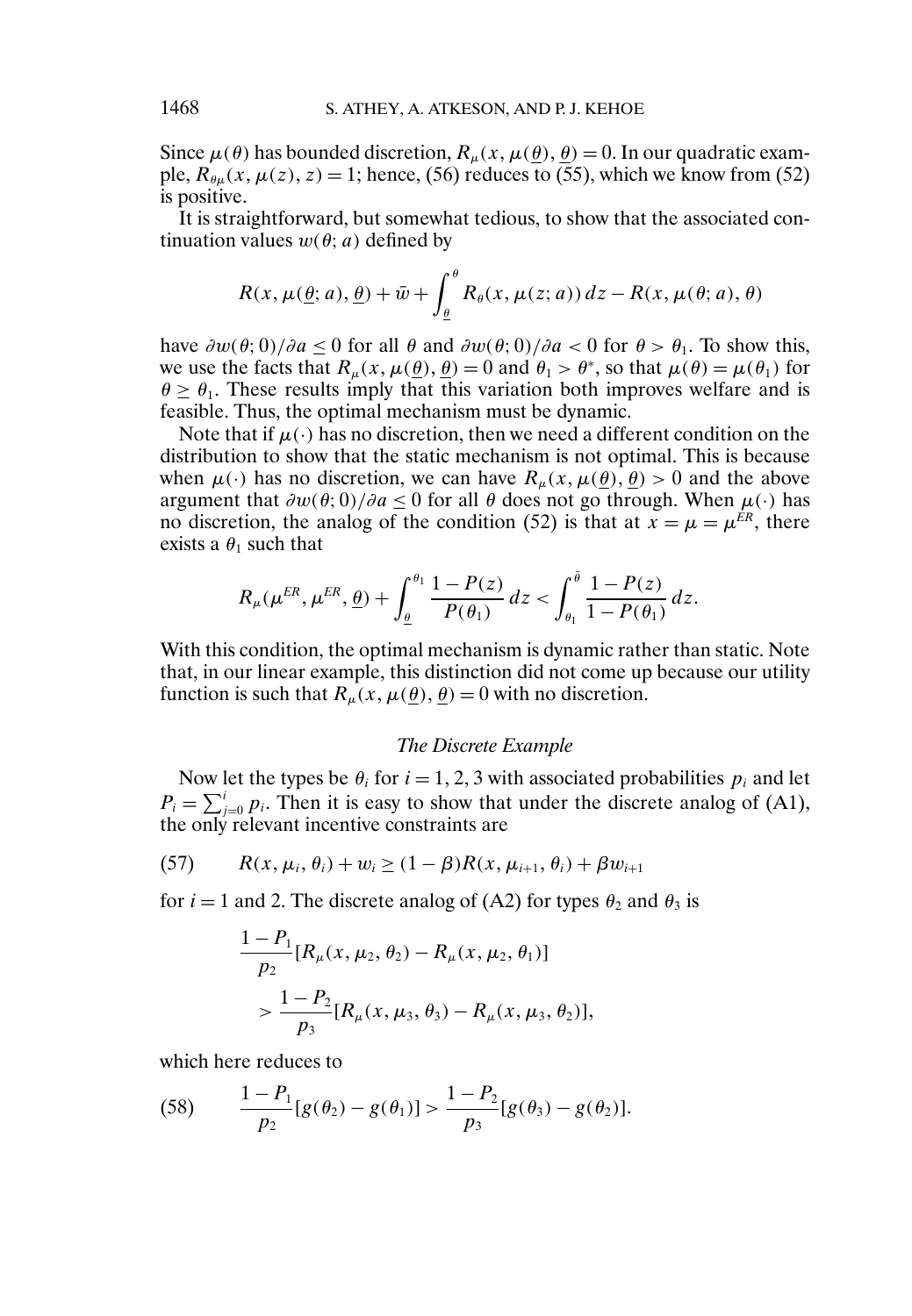Since $\mu(\theta)$ has bounded discretion, $R_\mu(x, \mu(\underline{\theta}), \underline{\theta}) = 0$. In our quadratic example, $R_{\theta\mu}(x, \mu(z), z) = 1$; hence, (56) reduces to (55), which we know from (52) is positive.

It is straightforward, but somewhat tedious, to show that the associated continuation values $w(\theta; a)$ defined by

$$R(x, \mu(\underline{\theta}; a), \underline{\theta}) + \bar{w} + \int_{\underline{\theta}}^{\theta} R_\theta(x, \mu(z; a))\, dz - R(x, \mu(\theta; a), \theta)$$

have $\partial w(\theta; 0)/\partial a \leq 0$ for all $\theta$ and $\partial w(\theta; 0)/\partial a < 0$ for $\theta > \theta_1$. To show this, we use the facts that $R_\mu(x, \mu(\underline{\theta}), \underline{\theta}) = 0$ and $\theta_1 > \theta^*$, so that $\mu(\theta) = \mu(\theta_1)$ for $\theta \geq \theta_1$. These results imply that this variation both improves welfare and is feasible. Thus, the optimal mechanism must be dynamic.

Note that if $\mu(\cdot)$ has no discretion, then we need a different condition on the distribution to show that the static mechanism is not optimal. This is because when $\mu(\cdot)$ has no discretion, we can have $R_\mu(x, \mu(\underline{\theta}), \underline{\theta}) > 0$ and the above argument that $\partial w(\theta; 0)/\partial a \leq 0$ for all $\theta$ does not go through. When $\mu(\cdot)$ has no discretion, the analog of the condition (52) is that at $x = \mu = \mu^{ER}$, there exists a $\theta_1$ such that

$$R_\mu(\mu^{ER}, \mu^{ER}, \underline{\theta}) + \int_{\underline{\theta}}^{\theta_1} \frac{1 - P(z)}{P(\theta_1)}\, dz < \int_{\theta_1}^{\bar{\theta}} \frac{1 - P(z)}{1 - P(\theta_1)}\, dz.$$

With this condition, the optimal mechanism is dynamic rather than static. Note that, in our linear example, this distinction did not come up because our utility function is such that $R_\mu(x, \mu(\underline{\theta}), \underline{\theta}) = 0$ with no discretion.

### *The Discrete Example*

Now let the types be $\theta_i$ for $i = 1, 2, 3$ with associated probabilities $p_i$ and let $P_i = \sum_{j=0}^{i} p_i$. Then it is easy to show that under the discrete analog of (A1), the only relevant incentive constraints are

$$R(x, \mu_i, \theta_i) + w_i \geq (1 - \beta) R(x, \mu_{i+1}, \theta_i) + \beta w_{i+1} \tag{57}$$

for $i = 1$ and 2. The discrete analog of (A2) for types $\theta_2$ and $\theta_3$ is

$$\frac{1 - P_1}{p_2}[R_\mu(x, \mu_2, \theta_2) - R_\mu(x, \mu_2, \theta_1)]$$
$$> \frac{1 - P_2}{p_3}[R_\mu(x, \mu_3, \theta_3) - R_\mu(x, \mu_3, \theta_2)],$$

which here reduces to

$$\frac{1 - P_1}{p_2}[g(\theta_2) - g(\theta_1)] > \frac{1 - P_2}{p_3}[g(\theta_3) - g(\theta_2)]. \tag{58}$$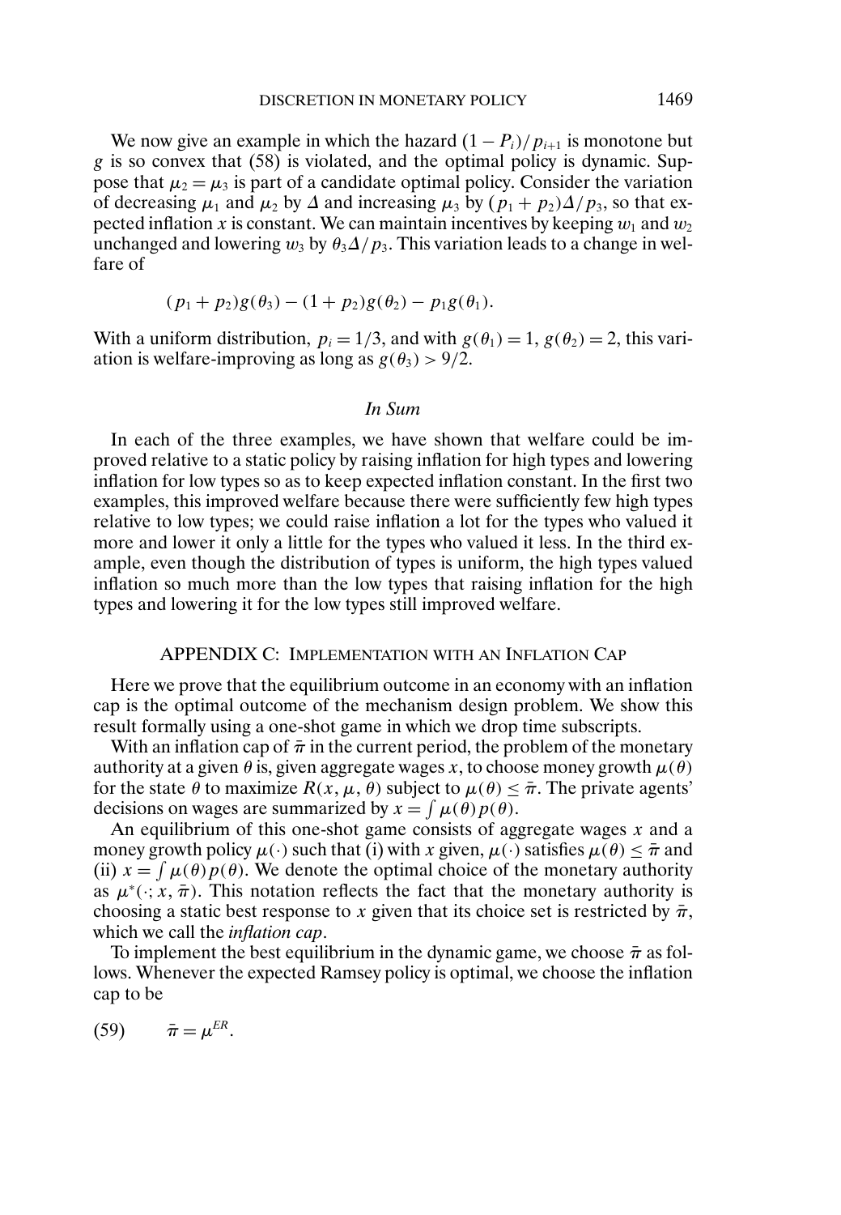We now give an example in which the hazard $(1 - P_i)/p_{i+1}$ is monotone but $g$ is so convex that (58) is violated, and the optimal policy is dynamic. Suppose that $\mu_2 = \mu_3$ is part of a candidate optimal policy. Consider the variation of decreasing $\mu_1$ and $\mu_2$ by $\Delta$ and increasing $\mu_3$ by $(p_1 + p_2)\Delta/p_3$, so that expected inflation $x$ is constant. We can maintain incentives by keeping $w_1$ and $w_2$ unchanged and lowering $w_3$ by $\theta_3\Delta/p_3$. This variation leads to a change in welfare of

$$(p_1 + p_2)g(\theta_3) - (1 + p_2)g(\theta_2) - p_1 g(\theta_1).$$

With a uniform distribution, $p_i = 1/3$, and with $g(\theta_1) = 1$, $g(\theta_2) = 2$, this variation is welfare-improving as long as $g(\theta_3) > 9/2$.

### *In Sum*

In each of the three examples, we have shown that welfare could be improved relative to a static policy by raising inflation for high types and lowering inflation for low types so as to keep expected inflation constant. In the first two examples, this improved welfare because there were sufficiently few high types relative to low types; we could raise inflation a lot for the types who valued it more and lower it only a little for the types who valued it less. In the third example, even though the distribution of types is uniform, the high types valued inflation so much more than the low types that raising inflation for the high types and lowering it for the low types still improved welfare.

## APPENDIX C: IMPLEMENTATION WITH AN INFLATION CAP

Here we prove that the equilibrium outcome in an economy with an inflation cap is the optimal outcome of the mechanism design problem. We show this result formally using a one-shot game in which we drop time subscripts.

With an inflation cap of $\bar{\pi}$ in the current period, the problem of the monetary authority at a given $\theta$ is, given aggregate wages $x$, to choose money growth $\mu(\theta)$ for the state $\theta$ to maximize $R(x, \mu, \theta)$ subject to $\mu(\theta) \leq \bar{\pi}$. The private agents' decisions on wages are summarized by $x = \int \mu(\theta)p(\theta)$.

An equilibrium of this one-shot game consists of aggregate wages $x$ and a money growth policy $\mu(\cdot)$ such that (i) with $x$ given, $\mu(\cdot)$ satisfies $\mu(\theta) \leq \bar{\pi}$ and (ii) $x = \int \mu(\theta)p(\theta)$. We denote the optimal choice of the monetary authority as $\mu^*(\cdot; x, \bar{\pi})$. This notation reflects the fact that the monetary authority is choosing a static best response to $x$ given that its choice set is restricted by $\bar{\pi}$, which we call the *inflation cap*.

To implement the best equilibrium in the dynamic game, we choose $\bar{\pi}$ as follows. Whenever the expected Ramsey policy is optimal, we choose the inflation cap to be

$$\bar{\pi} = \mu^{ER}. \tag{59}$$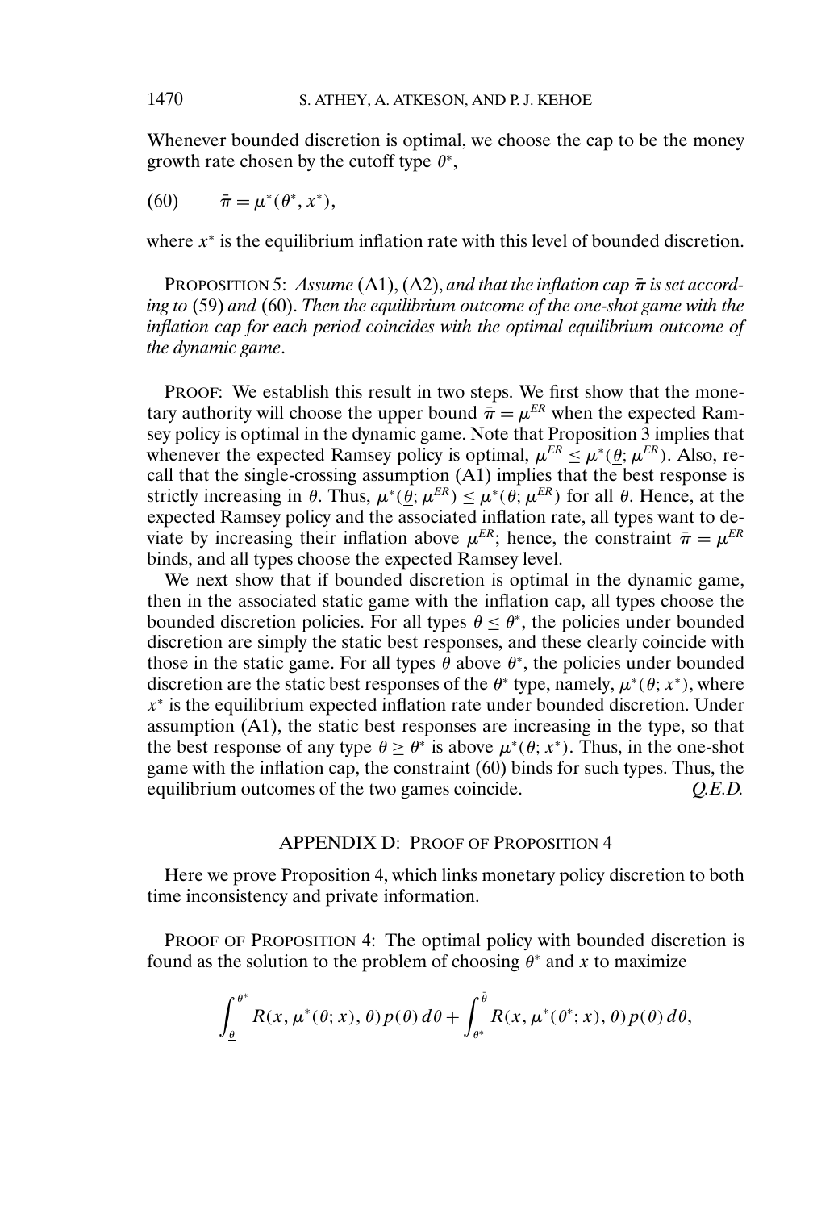Whenever bounded discretion is optimal, we choose the cap to be the money growth rate chosen by the cutoff type $\theta^*$,

$$\bar{\pi} = \mu^*(\theta^*, x^*), \tag{60}$$

where $x^*$ is the equilibrium inflation rate with this level of bounded discretion.

PROPOSITION 5: *Assume* (A1), (A2), *and that the inflation cap $\bar{\pi}$ is set according to* (59) *and* (60). *Then the equilibrium outcome of the one-shot game with the inflation cap for each period coincides with the optimal equilibrium outcome of the dynamic game*.

PROOF: We establish this result in two steps. We first show that the monetary authority will choose the upper bound $\bar{\pi} = \mu^{ER}$ when the expected Ramsey policy is optimal in the dynamic game. Note that Proposition 3 implies that whenever the expected Ramsey policy is optimal, $\mu^{ER} \leq \mu^*(\underline{\theta}; \mu^{ER})$. Also, recall that the single-crossing assumption (A1) implies that the best response is strictly increasing in $\theta$. Thus, $\mu^*(\underline{\theta}; \mu^{ER}) \leq \mu^*(\theta; \mu^{ER})$ for all $\theta$. Hence, at the expected Ramsey policy and the associated inflation rate, all types want to deviate by increasing their inflation above $\mu^{ER}$; hence, the constraint $\bar{\pi} = \mu^{ER}$ binds, and all types choose the expected Ramsey level.

We next show that if bounded discretion is optimal in the dynamic game, then in the associated static game with the inflation cap, all types choose the bounded discretion policies. For all types $\theta \leq \theta^*$, the policies under bounded discretion are simply the static best responses, and these clearly coincide with those in the static game. For all types $\theta$ above $\theta^*$, the policies under bounded discretion are the static best responses of the $\theta^*$ type, namely, $\mu^*(\theta; x^*)$, where $x^*$ is the equilibrium expected inflation rate under bounded discretion. Under assumption (A1), the static best responses are increasing in the type, so that the best response of any type $\theta \geq \theta^*$ is above $\mu^*(\theta; x^*)$. Thus, in the one-shot game with the inflation cap, the constraint (60) binds for such types. Thus, the equilibrium outcomes of the two games coincide. *Q.E.D.*

## APPENDIX D: PROOF OF PROPOSITION 4

Here we prove Proposition 4, which links monetary policy discretion to both time inconsistency and private information.

PROOF OF PROPOSITION 4: The optimal policy with bounded discretion is found as the solution to the problem of choosing $\theta^*$ and $x$ to maximize

$$\int_{\underline{\theta}}^{\theta^*} R(x, \mu^*(\theta; x), \theta) p(\theta) \, d\theta + \int_{\theta^*}^{\bar{\theta}} R(x, \mu^*(\theta^*; x), \theta) p(\theta) \, d\theta,$$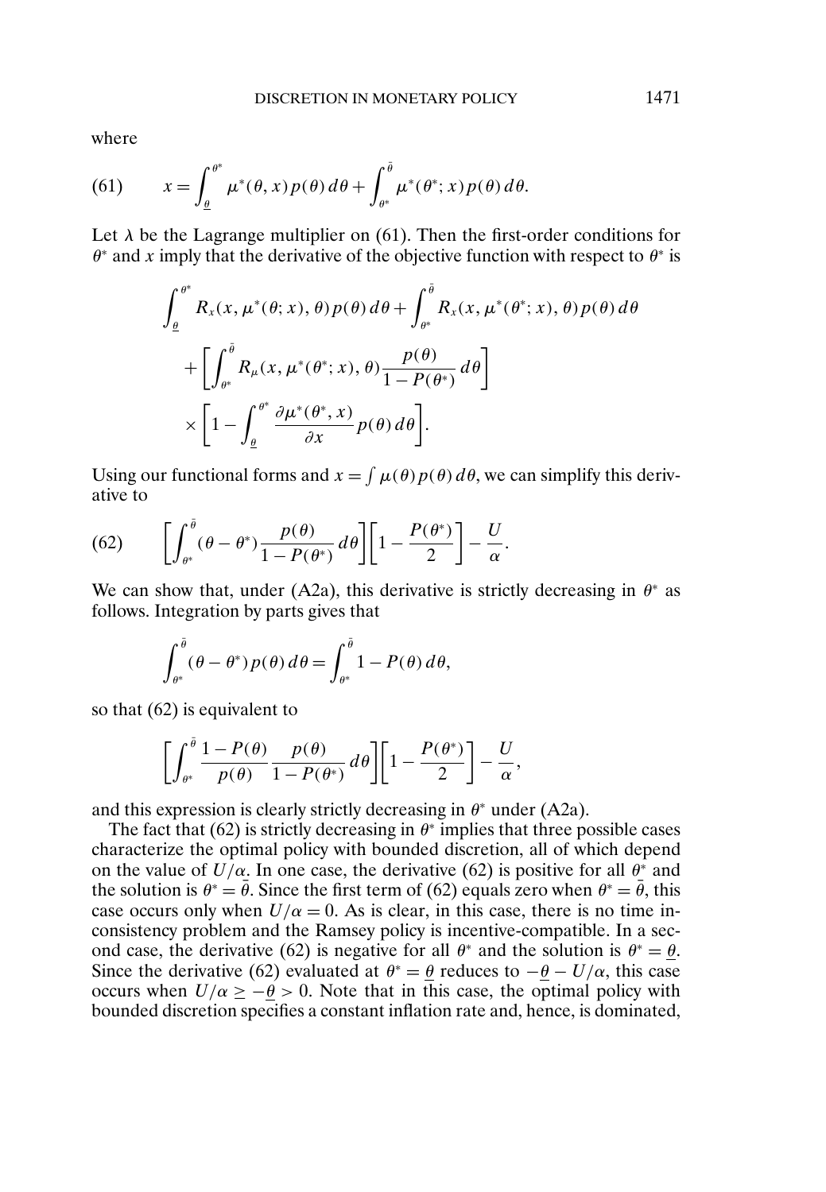where

$$x = \int_{\underline{\theta}}^{\theta^*} \mu^*(\theta, x) p(\theta)\, d\theta + \int_{\theta^*}^{\bar{\theta}} \mu^*(\theta^*; x) p(\theta)\, d\theta. \tag{61}$$

Let $\lambda$ be the Lagrange multiplier on (61). Then the first-order conditions for $\theta^*$ and $x$ imply that the derivative of the objective function with respect to $\theta^*$ is

$$\begin{aligned}
&\int_{\underline{\theta}}^{\theta^*} R_x(x, \mu^*(\theta; x), \theta) p(\theta)\, d\theta + \int_{\theta^*}^{\bar{\theta}} R_x(x, \mu^*(\theta^*; x), \theta) p(\theta)\, d\theta \\
&\quad + \left[ \int_{\theta^*}^{\bar{\theta}} R_\mu(x, \mu^*(\theta^*; x), \theta) \frac{p(\theta)}{1 - P(\theta^*)}\, d\theta \right] \\
&\quad \times \left[ 1 - \int_{\underline{\theta}}^{\theta^*} \frac{\partial \mu^*(\theta^*, x)}{\partial x} p(\theta)\, d\theta \right].
\end{aligned}$$

Using our functional forms and $x = \int \mu(\theta) p(\theta)\, d\theta$, we can simplify this derivative to

$$\left[ \int_{\theta^*}^{\bar{\theta}} (\theta - \theta^*) \frac{p(\theta)}{1 - P(\theta^*)}\, d\theta \right] \left[ 1 - \frac{P(\theta^*)}{2} \right] - \frac{U}{\alpha}. \tag{62}$$

We can show that, under (A2a), this derivative is strictly decreasing in $\theta^*$ as follows. Integration by parts gives that

$$\int_{\theta^*}^{\bar{\theta}} (\theta - \theta^*) p(\theta)\, d\theta = \int_{\theta^*}^{\bar{\theta}} 1 - P(\theta)\, d\theta,$$

so that (62) is equivalent to

$$\left[ \int_{\theta^*}^{\bar{\theta}} \frac{1 - P(\theta)}{p(\theta)} \frac{p(\theta)}{1 - P(\theta^*)}\, d\theta \right] \left[ 1 - \frac{P(\theta^*)}{2} \right] - \frac{U}{\alpha},$$

and this expression is clearly strictly decreasing in $\theta^*$ under (A2a).

The fact that (62) is strictly decreasing in $\theta^*$ implies that three possible cases characterize the optimal policy with bounded discretion, all of which depend on the value of $U/\alpha$. In one case, the derivative (62) is positive for all $\theta^*$ and the solution is $\theta^* = \bar{\theta}$. Since the first term of (62) equals zero when $\theta^* = \bar{\theta}$, this case occurs only when $U/\alpha = 0$. As is clear, in this case, there is no time inconsistency problem and the Ramsey policy is incentive-compatible. In a second case, the derivative (62) is negative for all $\theta^*$ and the solution is $\theta^* = \underline{\theta}$. Since the derivative (62) evaluated at $\theta^* = \underline{\theta}$ reduces to $-\underline{\theta} - U/\alpha$, this case occurs when $U/\alpha \geq -\underline{\theta} > 0$. Note that in this case, the optimal policy with bounded discretion specifies a constant inflation rate and, hence, is dominated,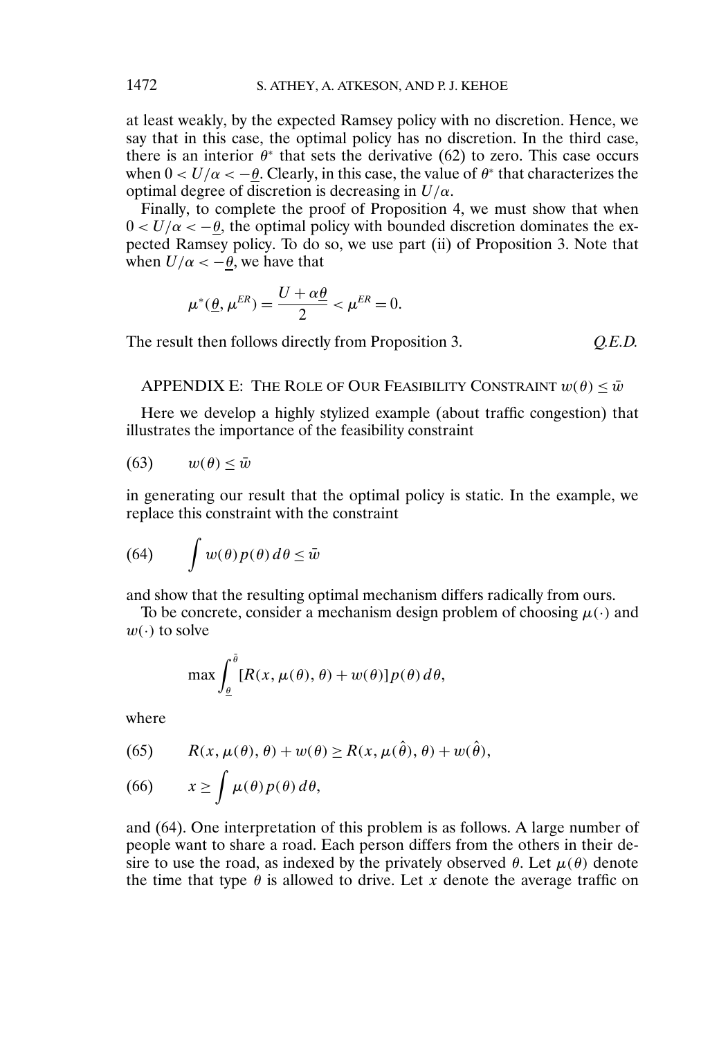at least weakly, by the expected Ramsey policy with no discretion. Hence, we say that in this case, the optimal policy has no discretion. In the third case, there is an interior $\theta^*$ that sets the derivative (62) to zero. This case occurs when $0 < U/\alpha < -\underline{\theta}$. Clearly, in this case, the value of $\theta^*$ that characterizes the optimal degree of discretion is decreasing in $U/\alpha$.

Finally, to complete the proof of Proposition 4, we must show that when $0 < U/\alpha < -\underline{\theta}$, the optimal policy with bounded discretion dominates the expected Ramsey policy. To do so, we use part (ii) of Proposition 3. Note that when $U/\alpha < -\underline{\theta}$, we have that

$$\mu^*(\underline{\theta}, \mu^{ER}) = \frac{U + \alpha\underline{\theta}}{2} < \mu^{ER} = 0.$$

The result then follows directly from Proposition 3. *Q.E.D.*

## APPENDIX E: THE ROLE OF OUR FEASIBILITY CONSTRAINT $w(\theta) \leq \bar{w}$

Here we develop a highly stylized example (about traffic congestion) that illustrates the importance of the feasibility constraint

$$w(\theta) \leq \bar{w} \tag{63}$$

in generating our result that the optimal policy is static. In the example, we replace this constraint with the constraint

$$\int w(\theta) p(\theta) \, d\theta \leq \bar{w} \tag{64}$$

and show that the resulting optimal mechanism differs radically from ours.

To be concrete, consider a mechanism design problem of choosing $\mu(\cdot)$ and $w(\cdot)$ to solve

$$\max \int_{\underline{\theta}}^{\bar{\theta}} [R(x, \mu(\theta), \theta) + w(\theta)] p(\theta) \, d\theta,$$

where

$$R(x, \mu(\theta), \theta) + w(\theta) \geq R(x, \mu(\hat{\theta}), \theta) + w(\hat{\theta}), \tag{65}$$

$$x \geq \int \mu(\theta) p(\theta) \, d\theta, \tag{66}$$

and (64). One interpretation of this problem is as follows. A large number of people want to share a road. Each person differs from the others in their desire to use the road, as indexed by the privately observed $\theta$. Let $\mu(\theta)$ denote the time that type $\theta$ is allowed to drive. Let $x$ denote the average traffic on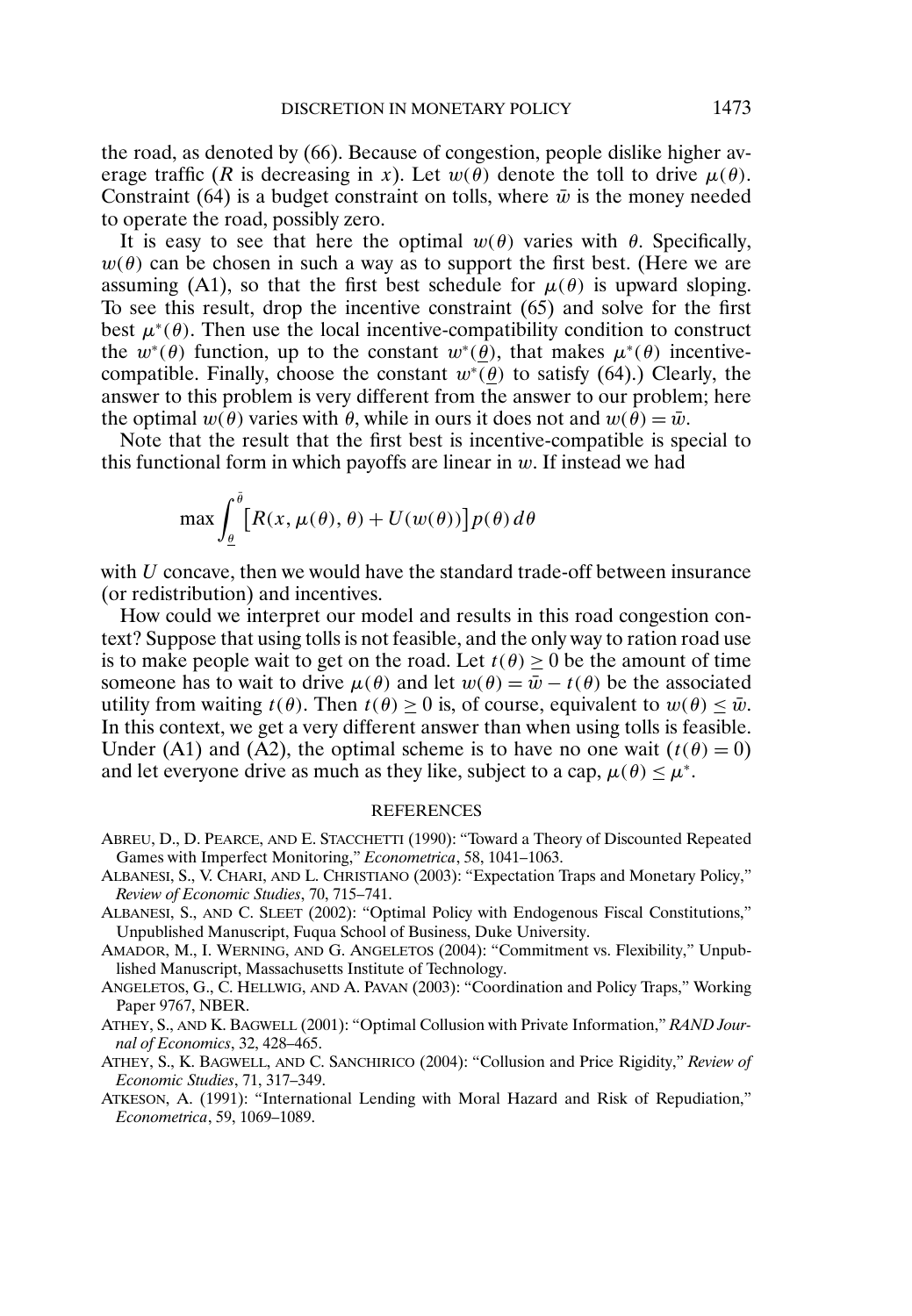the road, as denoted by (66). Because of congestion, people dislike higher average traffic ($R$ is decreasing in $x$). Let $w(\theta)$ denote the toll to drive $\mu(\theta)$. Constraint (64) is a budget constraint on tolls, where $\bar{w}$ is the money needed to operate the road, possibly zero.

It is easy to see that here the optimal $w(\theta)$ varies with $\theta$. Specifically, $w(\theta)$ can be chosen in such a way as to support the first best. (Here we are assuming (A1), so that the first best schedule for $\mu(\theta)$ is upward sloping. To see this result, drop the incentive constraint (65) and solve for the first best $\mu^*(\theta)$. Then use the local incentive-compatibility condition to construct the $w^*(\theta)$ function, up to the constant $w^*(\underline{\theta})$, that makes $\mu^*(\theta)$ incentive-compatible. Finally, choose the constant $w^*(\underline{\theta})$ to satisfy (64).) Clearly, the answer to this problem is very different from the answer to our problem; here the optimal $w(\theta)$ varies with $\theta$, while in ours it does not and $w(\theta) = \bar{w}$.

Note that the result that the first best is incentive-compatible is special to this functional form in which payoffs are linear in $w$. If instead we had

$$\max \int_{\underline{\theta}}^{\bar{\theta}} \left[ R(x, \mu(\theta), \theta) + U(w(\theta)) \right] p(\theta)\, d\theta$$

with $U$ concave, then we would have the standard trade-off between insurance (or redistribution) and incentives.

How could we interpret our model and results in this road congestion context? Suppose that using tolls is not feasible, and the only way to ration road use is to make people wait to get on the road. Let $t(\theta) \geq 0$ be the amount of time someone has to wait to drive $\mu(\theta)$ and let $w(\theta) = \bar{w} - t(\theta)$ be the associated utility from waiting $t(\theta)$. Then $t(\theta) \geq 0$ is, of course, equivalent to $w(\theta) \leq \bar{w}$. In this context, we get a very different answer than when using tolls is feasible. Under (A1) and (A2), the optimal scheme is to have no one wait ($t(\theta) = 0$) and let everyone drive as much as they like, subject to a cap, $\mu(\theta) \leq \mu^*$.

## REFERENCES

ABREU, D., D. PEARCE, AND E. STACCHETTI (1990): "Toward a Theory of Discounted Repeated Games with Imperfect Monitoring," *Econometrica*, 58, 1041–1063.

ALBANESI, S., V. CHARI, AND L. CHRISTIANO (2003): "Expectation Traps and Monetary Policy," *Review of Economic Studies*, 70, 715–741.

ALBANESI, S., AND C. SLEET (2002): "Optimal Policy with Endogenous Fiscal Constitutions," Unpublished Manuscript, Fuqua School of Business, Duke University.

AMADOR, M., I. WERNING, AND G. ANGELETOS (2004): "Commitment vs. Flexibility," Unpublished Manuscript, Massachusetts Institute of Technology.

ANGELETOS, G., C. HELLWIG, AND A. PAVAN (2003): "Coordination and Policy Traps," Working Paper 9767, NBER.

ATHEY, S., AND K. BAGWELL (2001): "Optimal Collusion with Private Information," *RAND Journal of Economics*, 32, 428–465.

ATHEY, S., K. BAGWELL, AND C. SANCHIRICO (2004): "Collusion and Price Rigidity," *Review of Economic Studies*, 71, 317–349.

ATKESON, A. (1991): "International Lending with Moral Hazard and Risk of Repudiation," *Econometrica*, 59, 1069–1089.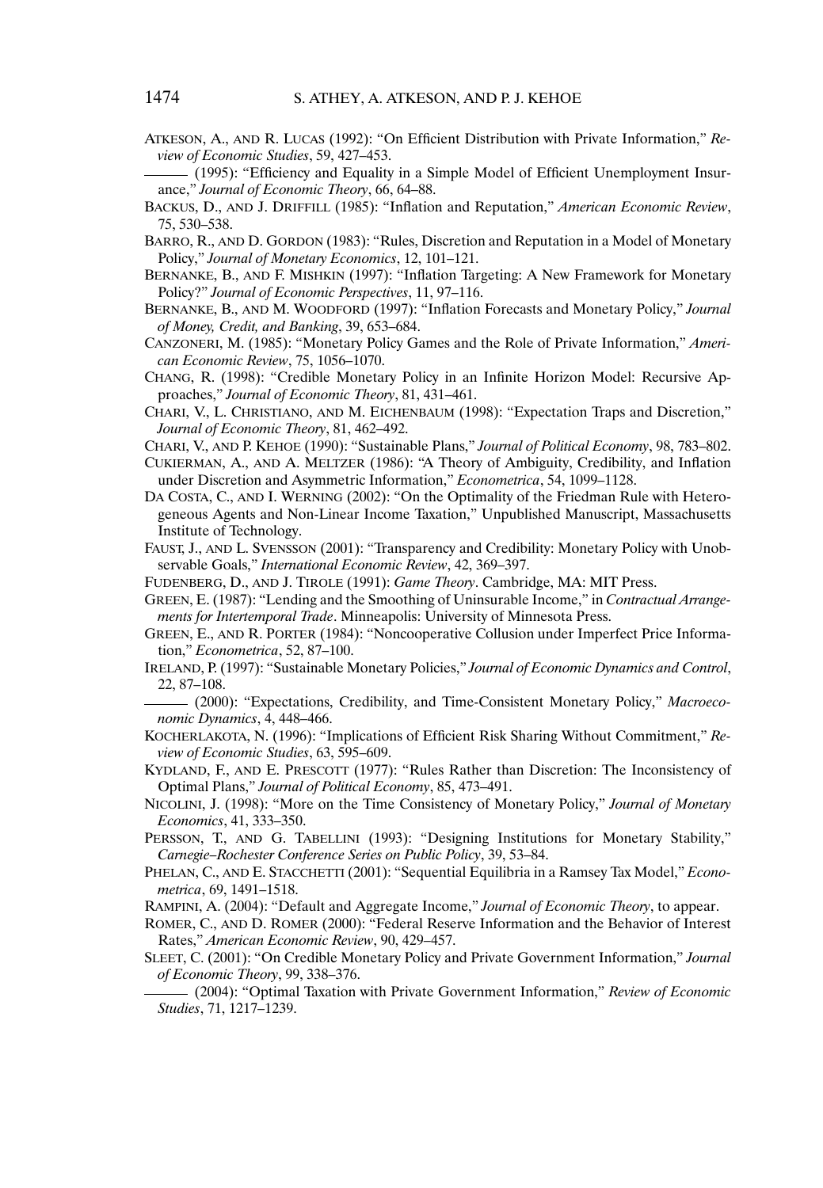ATKESON, A., AND R. LUCAS (1992): "On Efficient Distribution with Private Information," *Review of Economic Studies*, 59, 427–453.

——— (1995): "Efficiency and Equality in a Simple Model of Efficient Unemployment Insurance," *Journal of Economic Theory*, 66, 64–88.

BACKUS, D., AND J. DRIFFILL (1985): "Inflation and Reputation," *American Economic Review*, 75, 530–538.

BARRO, R., AND D. GORDON (1983): "Rules, Discretion and Reputation in a Model of Monetary Policy," *Journal of Monetary Economics*, 12, 101–121.

BERNANKE, B., AND F. MISHKIN (1997): "Inflation Targeting: A New Framework for Monetary Policy?" *Journal of Economic Perspectives*, 11, 97–116.

BERNANKE, B., AND M. WOODFORD (1997): "Inflation Forecasts and Monetary Policy," *Journal of Money, Credit, and Banking*, 39, 653–684.

CANZONERI, M. (1985): "Monetary Policy Games and the Role of Private Information," *American Economic Review*, 75, 1056–1070.

CHANG, R. (1998): "Credible Monetary Policy in an Infinite Horizon Model: Recursive Approaches," *Journal of Economic Theory*, 81, 431–461.

CHARI, V., L. CHRISTIANO, AND M. EICHENBAUM (1998): "Expectation Traps and Discretion," *Journal of Economic Theory*, 81, 462–492.

CHARI, V., AND P. KEHOE (1990): "Sustainable Plans," *Journal of Political Economy*, 98, 783–802.

CUKIERMAN, A., AND A. MELTZER (1986): "A Theory of Ambiguity, Credibility, and Inflation under Discretion and Asymmetric Information," *Econometrica*, 54, 1099–1128.

DA COSTA, C., AND I. WERNING (2002): "On the Optimality of the Friedman Rule with Heterogeneous Agents and Non-Linear Income Taxation," Unpublished Manuscript, Massachusetts Institute of Technology.

FAUST, J., AND L. SVENSSON (2001): "Transparency and Credibility: Monetary Policy with Unobservable Goals," *International Economic Review*, 42, 369–397.

FUDENBERG, D., AND J. TIROLE (1991): *Game Theory*. Cambridge, MA: MIT Press.

GREEN, E. (1987): "Lending and the Smoothing of Uninsurable Income," in *Contractual Arrangements for Intertemporal Trade*. Minneapolis: University of Minnesota Press.

GREEN, E., AND R. PORTER (1984): "Noncooperative Collusion under Imperfect Price Information," *Econometrica*, 52, 87–100.

IRELAND, P. (1997): "Sustainable Monetary Policies," *Journal of Economic Dynamics and Control*, 22, 87–108.

——— (2000): "Expectations, Credibility, and Time-Consistent Monetary Policy," *Macroeconomic Dynamics*, 4, 448–466.

KOCHERLAKOTA, N. (1996): "Implications of Efficient Risk Sharing Without Commitment," *Review of Economic Studies*, 63, 595–609.

KYDLAND, F., AND E. PRESCOTT (1977): "Rules Rather than Discretion: The Inconsistency of Optimal Plans," *Journal of Political Economy*, 85, 473–491.

NICOLINI, J. (1998): "More on the Time Consistency of Monetary Policy," *Journal of Monetary Economics*, 41, 333–350.

PERSSON, T., AND G. TABELLINI (1993): "Designing Institutions for Monetary Stability," *Carnegie–Rochester Conference Series on Public Policy*, 39, 53–84.

PHELAN, C., AND E. STACCHETTI (2001): "Sequential Equilibria in a Ramsey Tax Model," *Econometrica*, 69, 1491–1518.

RAMPINI, A. (2004): "Default and Aggregate Income," *Journal of Economic Theory*, to appear.

ROMER, C., AND D. ROMER (2000): "Federal Reserve Information and the Behavior of Interest Rates," *American Economic Review*, 90, 429–457.

SLEET, C. (2001): "On Credible Monetary Policy and Private Government Information," *Journal of Economic Theory*, 99, 338–376.

——— (2004): "Optimal Taxation with Private Government Information," *Review of Economic Studies*, 71, 1217–1239.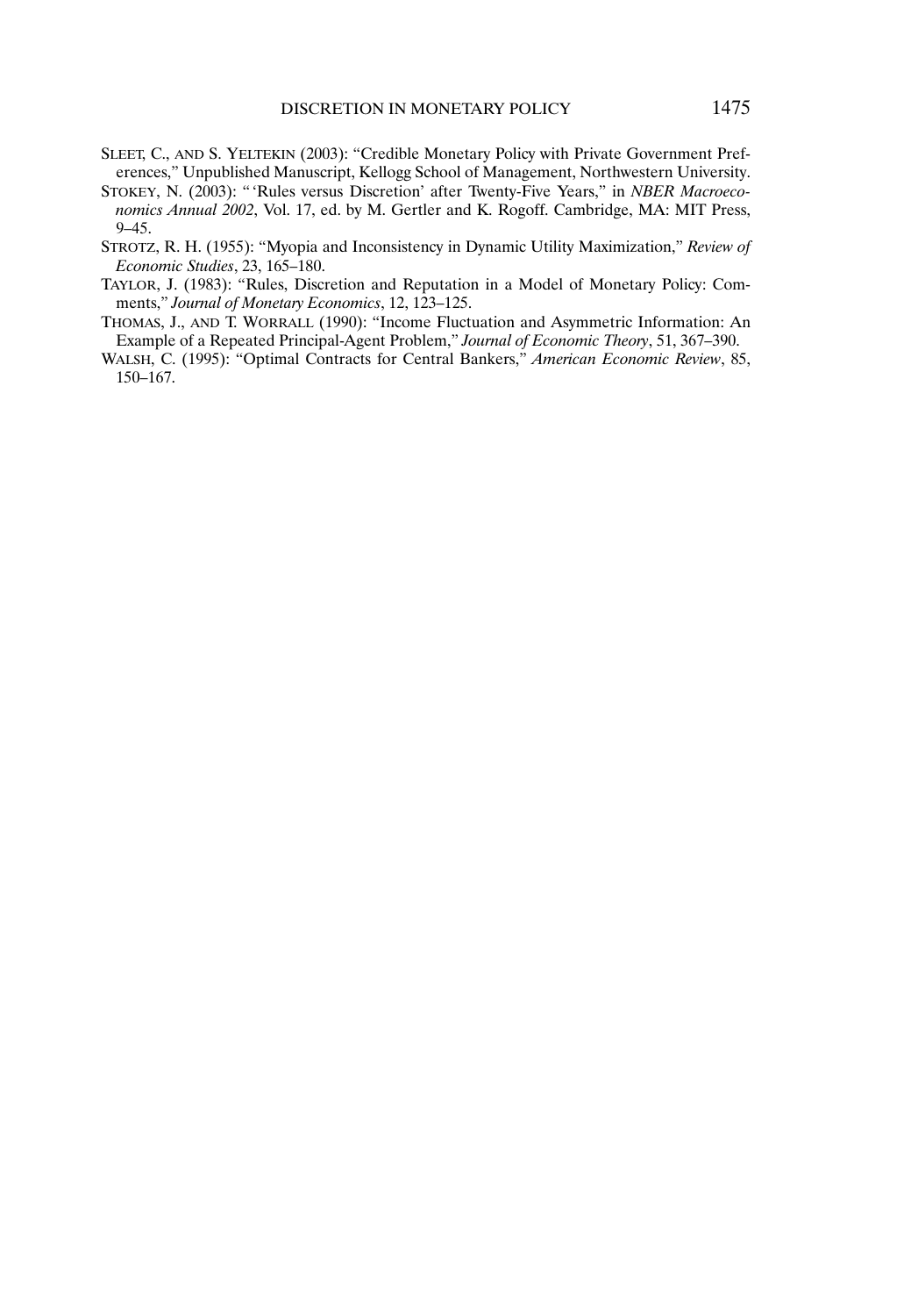SLEET, C., AND S. YELTEKIN (2003): "Credible Monetary Policy with Private Government Preferences," Unpublished Manuscript, Kellogg School of Management, Northwestern University.

STOKEY, N. (2003): "'Rules versus Discretion' after Twenty-Five Years," in *NBER Macroeconomics Annual 2002*, Vol. 17, ed. by M. Gertler and K. Rogoff. Cambridge, MA: MIT Press, 9–45.

STROTZ, R. H. (1955): "Myopia and Inconsistency in Dynamic Utility Maximization," *Review of Economic Studies*, 23, 165–180.

TAYLOR, J. (1983): "Rules, Discretion and Reputation in a Model of Monetary Policy: Comments," *Journal of Monetary Economics*, 12, 123–125.

THOMAS, J., AND T. WORRALL (1990): "Income Fluctuation and Asymmetric Information: An Example of a Repeated Principal-Agent Problem," *Journal of Economic Theory*, 51, 367–390.

WALSH, C. (1995): "Optimal Contracts for Central Bankers," *American Economic Review*, 85, 150–167.